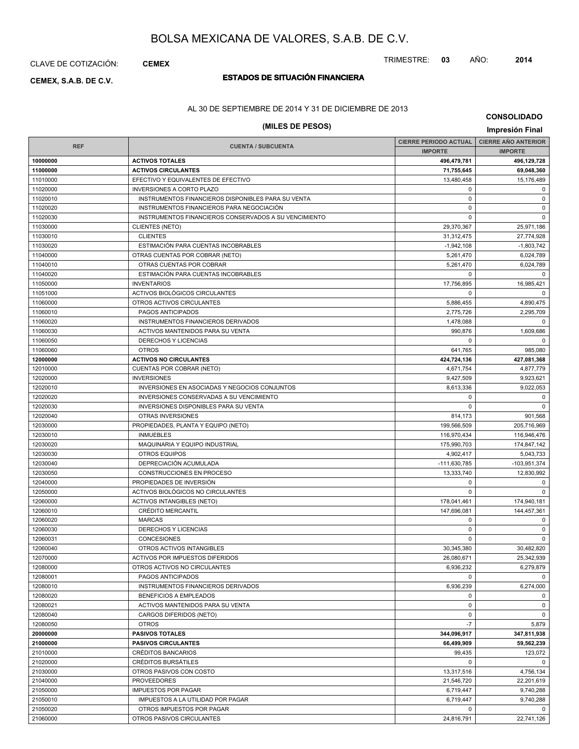# BOLSA MEXICANA DE VALORES, S.A.B. DE C.V.

CLAVE DE COTIZACIÓN: **CEMEX**

TRIMESTRE: **03** AÑO: **2014**

**CEMEX, S.A.B. DE C.V.**

## ESTADOS DE SITUACIÓN FINANCIERA

AL 30 DE SEPTIEMBRE DE 2014 Y 31 DE DICIEMBRE DE 2013

**(MILES DE PESOS)**

**CONSOLIDADO**

**Impresión Final**

| REF | CUENTA / SUBCUENTA | CIERRE PERIODO ACTUAL | CIERRE AÑO ANTERIOR |
|---|---|---|---|
| | | IMPORTE | IMPORTE |
| **10000000** | **ACTIVOS TOTALES** | **496,479,781** | **496,129,728** |
| **11000000** | **ACTIVOS CIRCULANTES** | **71,755,645** | **69,048,360** |
| 11010000 | EFECTIVO Y EQUIVALENTES DE EFECTIVO | 13,480,458 | 15,176,489 |
| 11020000 | INVERSIONES A CORTO PLAZO | 0 | 0 |
| 11020010 | INSTRUMENTOS FINANCIEROS DISPONIBLES PARA SU VENTA | 0 | 0 |
| 11020020 | INSTRUMENTOS FINANCIEROS PARA NEGOCIACIÓN | 0 | 0 |
| 11020030 | INSTRUMENTOS FINANCIEROS CONSERVADOS A SU VENCIMIENTO | 0 | 0 |
| 11030000 | CLIENTES (NETO) | 29,370,367 | 25,971,186 |
| 11030010 | CLIENTES | 31,312,475 | 27,774,928 |
| 11030020 | ESTIMACIÓN PARA CUENTAS INCOBRABLES | -1,942,108 | -1,803,742 |
| 11040000 | OTRAS CUENTAS POR COBRAR (NETO) | 5,261,470 | 6,024,789 |
| 11040010 | OTRAS CUENTAS POR COBRAR | 5,261,470 | 6,024,789 |
| 11040020 | ESTIMACIÓN PARA CUENTAS INCOBRABLES | 0 | 0 |
| 11050000 | INVENTARIOS | 17,756,895 | 16,985,421 |
| 11051000 | ACTIVOS BIOLÓGICOS CIRCULANTES | 0 | 0 |
| 11060000 | OTROS ACTIVOS CIRCULANTES | 5,886,455 | 4,890,475 |
| 11060010 | PAGOS ANTICIPADOS | 2,775,726 | 2,295,709 |
| 11060020 | INSTRUMENTOS FINANCIEROS DERIVADOS | 1,478,088 | 0 |
| 11060030 | ACTIVOS MANTENIDOS PARA SU VENTA | 990,876 | 1,609,686 |
| 11060050 | DERECHOS Y LICENCIAS | 0 | 0 |
| 11060060 | OTROS | 641,765 | 985,080 |
| **12000000** | **ACTIVOS NO CIRCULANTES** | **424,724,136** | **427,081,368** |
| 12010000 | CUENTAS POR COBRAR (NETO) | 4,671,754 | 4,877,779 |
| 12020000 | INVERSIONES | 9,427,509 | 9,923,621 |
| 12020010 | INVERSIONES EN ASOCIADAS Y NEGOCIOS CONJUNTOS | 8,613,336 | 9,022,053 |
| 12020020 | INVERSIONES CONSERVADAS A SU VENCIMIENTO | 0 | 0 |
| 12020030 | INVERSIONES DISPONIBLES PARA SU VENTA | 0 | 0 |
| 12020040 | OTRAS INVERSIONES | 814,173 | 901,568 |
| 12030000 | PROPIEDADES, PLANTA Y EQUIPO (NETO) | 199,566,509 | 205,716,969 |
| 12030010 | INMUEBLES | 116,970,434 | 116,946,476 |
| 12030020 | MAQUINARIA Y EQUIPO INDUSTRIAL | 175,990,703 | 174,847,142 |
| 12030030 | OTROS EQUIPOS | 4,902,417 | 5,043,733 |
| 12030040 | DEPRECIACIÓN ACUMULADA | -111,630,785 | -103,951,374 |
| 12030050 | CONSTRUCCIONES EN PROCESO | 13,333,740 | 12,830,992 |
| 12040000 | PROPIEDADES DE INVERSIÓN | 0 | 0 |
| 12050000 | ACTIVOS BIOLÓGICOS NO CIRCULANTES | 0 | 0 |
| 12060000 | ACTIVOS INTANGIBLES (NETO) | 178,041,461 | 174,940,181 |
| 12060010 | CRÉDITO MERCANTIL | 147,696,081 | 144,457,361 |
| 12060020 | MARCAS | 0 | 0 |
| 12060030 | DERECHOS Y LICENCIAS | 0 | 0 |
| 12060031 | CONCESIONES | 0 | 0 |
| 12060040 | OTROS ACTIVOS INTANGIBLES | 30,345,380 | 30,482,820 |
| 12070000 | ACTIVOS POR IMPUESTOS DIFERIDOS | 26,080,671 | 25,342,939 |
| 12080000 | OTROS ACTIVOS NO CIRCULANTES | 6,936,232 | 6,279,879 |
| 12080001 | PAGOS ANTICIPADOS | 0 | 0 |
| 12080010 | INSTRUMENTOS FINANCIEROS DERIVADOS | 6,936,239 | 6,274,000 |
| 12080020 | BENEFICIOS A EMPLEADOS | 0 | 0 |
| 12080021 | ACTIVOS MANTENIDOS PARA SU VENTA | 0 | 0 |
| 12080040 | CARGOS DIFERIDOS (NETO) | 0 | 0 |
| 12080050 | OTROS | -7 | 5,879 |
| **20000000** | **PASIVOS TOTALES** | **344,096,917** | **347,811,938** |
| **21000000** | **PASIVOS CIRCULANTES** | **66,499,909** | **59,562,239** |
| 21010000 | CRÉDITOS BANCARIOS | 99,435 | 123,072 |
| 21020000 | CRÉDITOS BURSÁTILES | 0 | 0 |
| 21030000 | OTROS PASIVOS CON COSTO | 13,317,516 | 4,756,134 |
| 21040000 | PROVEEDORES | 21,546,720 | 22,201,619 |
| 21050000 | IMPUESTOS POR PAGAR | 6,719,447 | 9,740,288 |
| 21050010 | IMPUESTOS A LA UTILIDAD POR PAGAR | 6,719,447 | 9,740,288 |
| 21050020 | OTROS IMPUESTOS POR PAGAR | 0 | 0 |
| 21060000 | OTROS PASIVOS CIRCULANTES | 24,816,791 | 22,741,126 |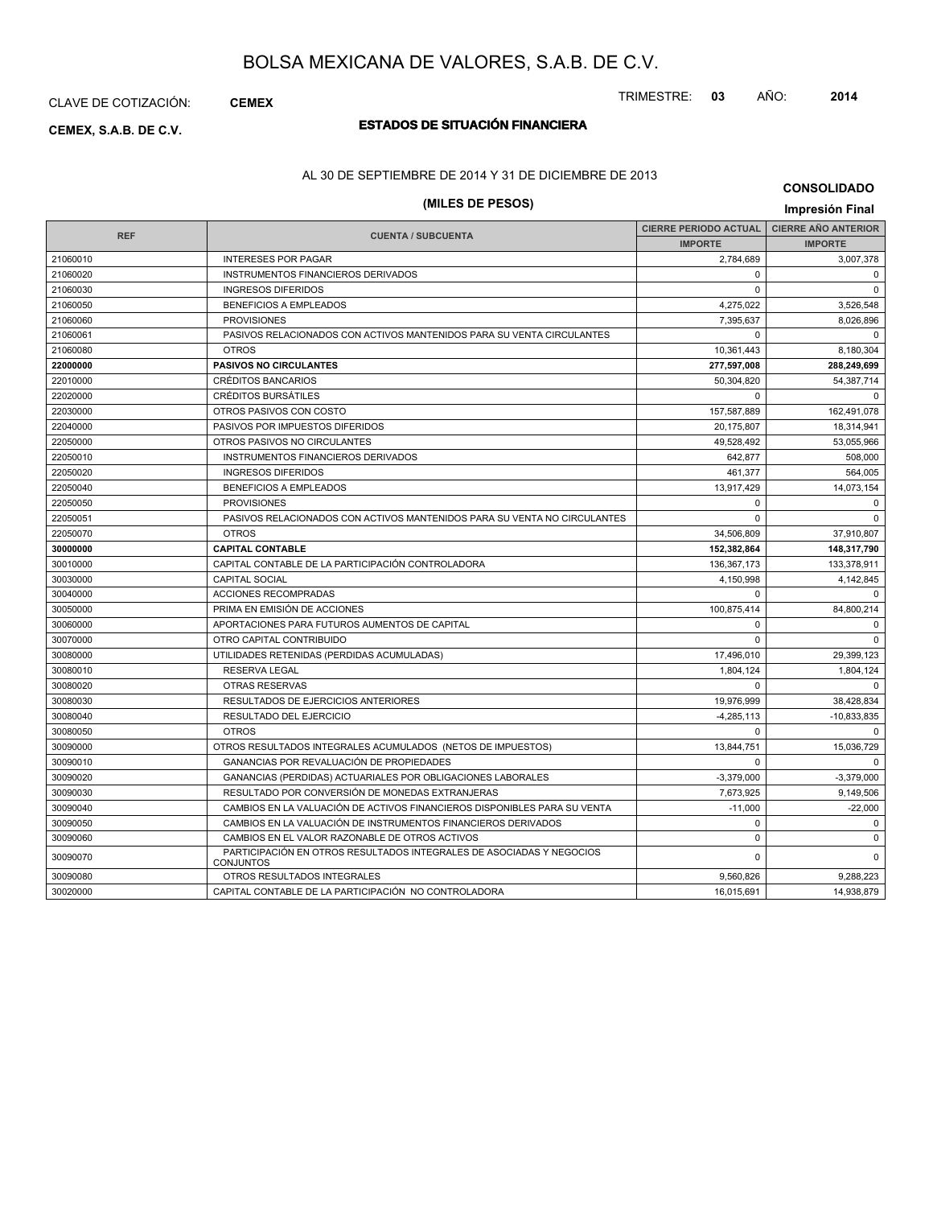# BOLSA MEXICANA DE VALORES, S.A.B. DE C.V.

CLAVE DE COTIZACIÓN: **CEMEX**

TRIMESTRE: **03** AÑO: **2014**

**CEMEX, S.A.B. DE C.V.**

## ESTADOS DE SITUACIÓN FINANCIERA

AL 30 DE SEPTIEMBRE DE 2014 Y 31 DE DICIEMBRE DE 2013

**(MILES DE PESOS)**

**CONSOLIDADO**

**Impresión Final**

| REF | CUENTA / SUBCUENTA | CIERRE PERIODO ACTUAL | CIERRE AÑO ANTERIOR |
|---|---|---|---|
| | | IMPORTE | IMPORTE |
| 21060010 | INTERESES POR PAGAR | 2,784,689 | 3,007,378 |
| 21060020 | INSTRUMENTOS FINANCIEROS DERIVADOS | 0 | 0 |
| 21060030 | INGRESOS DIFERIDOS | 0 | 0 |
| 21060050 | BENEFICIOS A EMPLEADOS | 4,275,022 | 3,526,548 |
| 21060060 | PROVISIONES | 7,395,637 | 8,026,896 |
| 21060061 | PASIVOS RELACIONADOS CON ACTIVOS MANTENIDOS PARA SU VENTA CIRCULANTES | 0 | 0 |
| 21060080 | OTROS | 10,361,443 | 8,180,304 |
| **22000000** | **PASIVOS NO CIRCULANTES** | **277,597,008** | **288,249,699** |
| 22010000 | CRÉDITOS BANCARIOS | 50,304,820 | 54,387,714 |
| 22020000 | CRÉDITOS BURSÁTILES | 0 | 0 |
| 22030000 | OTROS PASIVOS CON COSTO | 157,587,889 | 162,491,078 |
| 22040000 | PASIVOS POR IMPUESTOS DIFERIDOS | 20,175,807 | 18,314,941 |
| 22050000 | OTROS PASIVOS NO CIRCULANTES | 49,528,492 | 53,055,966 |
| 22050010 | INSTRUMENTOS FINANCIEROS DERIVADOS | 642,877 | 508,000 |
| 22050020 | INGRESOS DIFERIDOS | 461,377 | 564,005 |
| 22050040 | BENEFICIOS A EMPLEADOS | 13,917,429 | 14,073,154 |
| 22050050 | PROVISIONES | 0 | 0 |
| 22050051 | PASIVOS RELACIONADOS CON ACTIVOS MANTENIDOS PARA SU VENTA NO CIRCULANTES | 0 | 0 |
| 22050070 | OTROS | 34,506,809 | 37,910,807 |
| **30000000** | **CAPITAL CONTABLE** | **152,382,864** | **148,317,790** |
| 30010000 | CAPITAL CONTABLE DE LA PARTICIPACIÓN CONTROLADORA | 136,367,173 | 133,378,911 |
| 30030000 | CAPITAL SOCIAL | 4,150,998 | 4,142,845 |
| 30040000 | ACCIONES RECOMPRADAS | 0 | 0 |
| 30050000 | PRIMA EN EMISIÓN DE ACCIONES | 100,875,414 | 84,800,214 |
| 30060000 | APORTACIONES PARA FUTUROS AUMENTOS DE CAPITAL | 0 | 0 |
| 30070000 | OTRO CAPITAL CONTRIBUIDO | 0 | 0 |
| 30080000 | UTILIDADES RETENIDAS (PERDIDAS ACUMULADAS) | 17,496,010 | 29,399,123 |
| 30080010 | RESERVA LEGAL | 1,804,124 | 1,804,124 |
| 30080020 | OTRAS RESERVAS | 0 | 0 |
| 30080030 | RESULTADOS DE EJERCICIOS ANTERIORES | 19,976,999 | 38,428,834 |
| 30080040 | RESULTADO DEL EJERCICIO | -4,285,113 | -10,833,835 |
| 30080050 | OTROS | 0 | 0 |
| 30090000 | OTROS RESULTADOS INTEGRALES ACUMULADOS (NETOS DE IMPUESTOS) | 13,844,751 | 15,036,729 |
| 30090010 | GANANCIAS POR REVALUACIÓN DE PROPIEDADES | 0 | 0 |
| 30090020 | GANANCIAS (PERDIDAS) ACTUARIALES POR OBLIGACIONES LABORALES | -3,379,000 | -3,379,000 |
| 30090030 | RESULTADO POR CONVERSIÓN DE MONEDAS EXTRANJERAS | 7,673,925 | 9,149,506 |
| 30090040 | CAMBIOS EN LA VALUACIÓN DE ACTIVOS FINANCIEROS DISPONIBLES PARA SU VENTA | -11,000 | -22,000 |
| 30090050 | CAMBIOS EN LA VALUACIÓN DE INSTRUMENTOS FINANCIEROS DERIVADOS | 0 | 0 |
| 30090060 | CAMBIOS EN EL VALOR RAZONABLE DE OTROS ACTIVOS | 0 | 0 |
| 30090070 | PARTICIPACIÓN EN OTROS RESULTADOS INTEGRALES DE ASOCIADAS Y NEGOCIOS CONJUNTOS | 0 | 0 |
| 30090080 | OTROS RESULTADOS INTEGRALES | 9,560,826 | 9,288,223 |
| 30020000 | CAPITAL CONTABLE DE LA PARTICIPACIÓN NO CONTROLADORA | 16,015,691 | 14,938,879 |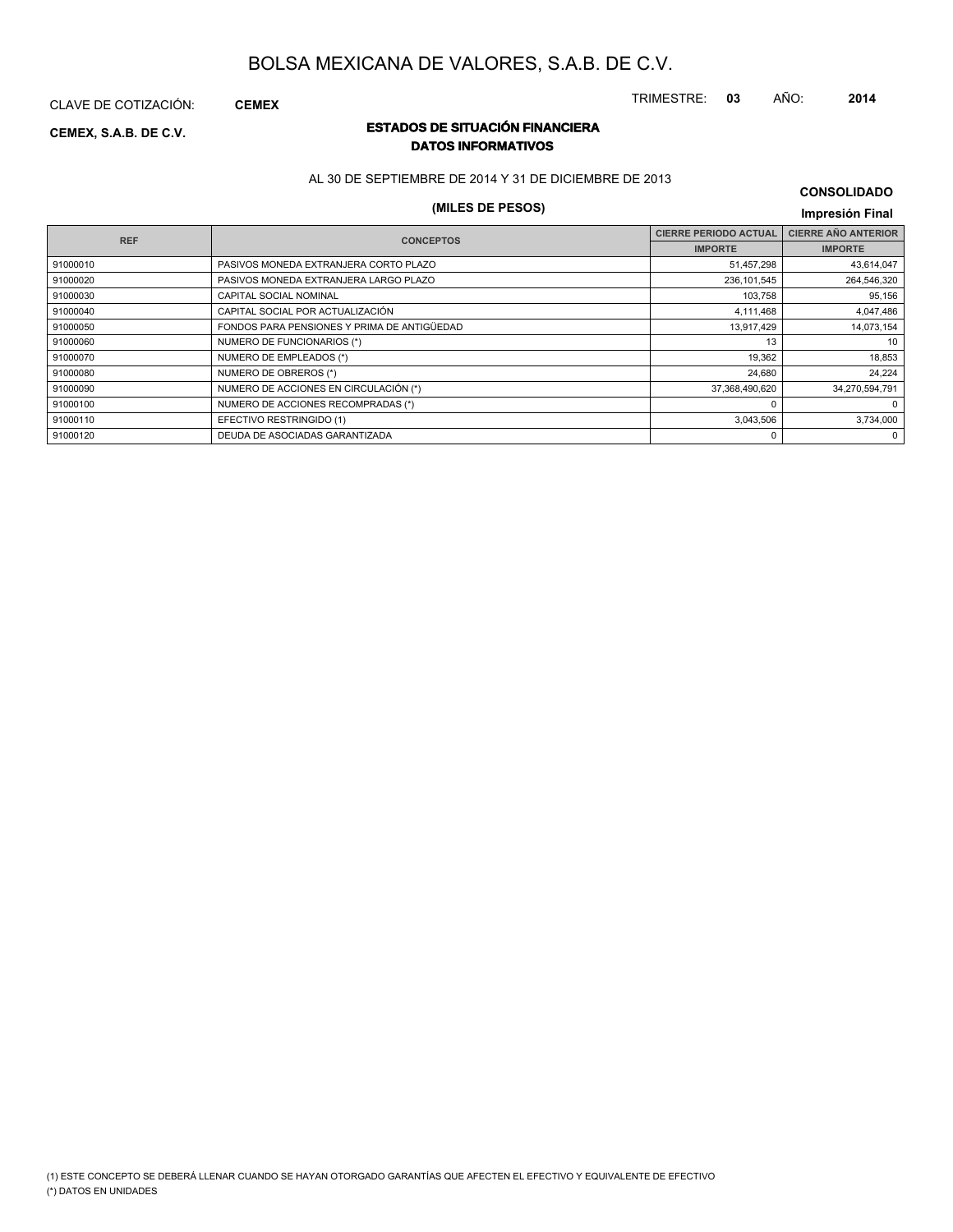# BOLSA MEXICANA DE VALORES, S.A.B. DE C.V.

CLAVE DE COTIZACIÓN: **CEMEX**

TRIMESTRE: **03** AÑO: **2014**

**CEMEX, S.A.B. DE C.V.**

## ESTADOS DE SITUACIÓN FINANCIERA
### DATOS INFORMATIVOS

AL 30 DE SEPTIEMBRE DE 2014 Y 31 DE DICIEMBRE DE 2013

**CONSOLIDADO**

**(MILES DE PESOS)**

**Impresión Final**

| REF | CONCEPTOS | CIERRE PERIODO ACTUAL | CIERRE AÑO ANTERIOR |
|---|---|---|---|
| | | IMPORTE | IMPORTE |
| 91000010 | PASIVOS MONEDA EXTRANJERA CORTO PLAZO | 51,457,298 | 43,614,047 |
| 91000020 | PASIVOS MONEDA EXTRANJERA LARGO PLAZO | 236,101,545 | 264,546,320 |
| 91000030 | CAPITAL SOCIAL NOMINAL | 103,758 | 95,156 |
| 91000040 | CAPITAL SOCIAL POR ACTUALIZACIÓN | 4,111,468 | 4,047,486 |
| 91000050 | FONDOS PARA PENSIONES Y PRIMA DE ANTIGÜEDAD | 13,917,429 | 14,073,154 |
| 91000060 | NUMERO DE FUNCIONARIOS (*) | 13 | 10 |
| 91000070 | NUMERO DE EMPLEADOS (*) | 19,362 | 18,853 |
| 91000080 | NUMERO DE OBREROS (*) | 24,680 | 24,224 |
| 91000090 | NUMERO DE ACCIONES EN CIRCULACIÓN (*) | 37,368,490,620 | 34,270,594,791 |
| 91000100 | NUMERO DE ACCIONES RECOMPRADAS (*) | 0 | 0 |
| 91000110 | EFECTIVO RESTRINGIDO (1) | 3,043,506 | 3,734,000 |
| 91000120 | DEUDA DE ASOCIADAS GARANTIZADA | 0 | 0 |

(1) ESTE CONCEPTO SE DEBERÁ LLENAR CUANDO SE HAYAN OTORGADO GARANTÍAS QUE AFECTEN EL EFECTIVO Y EQUIVALENTE DE EFECTIVO

(*) DATOS EN UNIDADES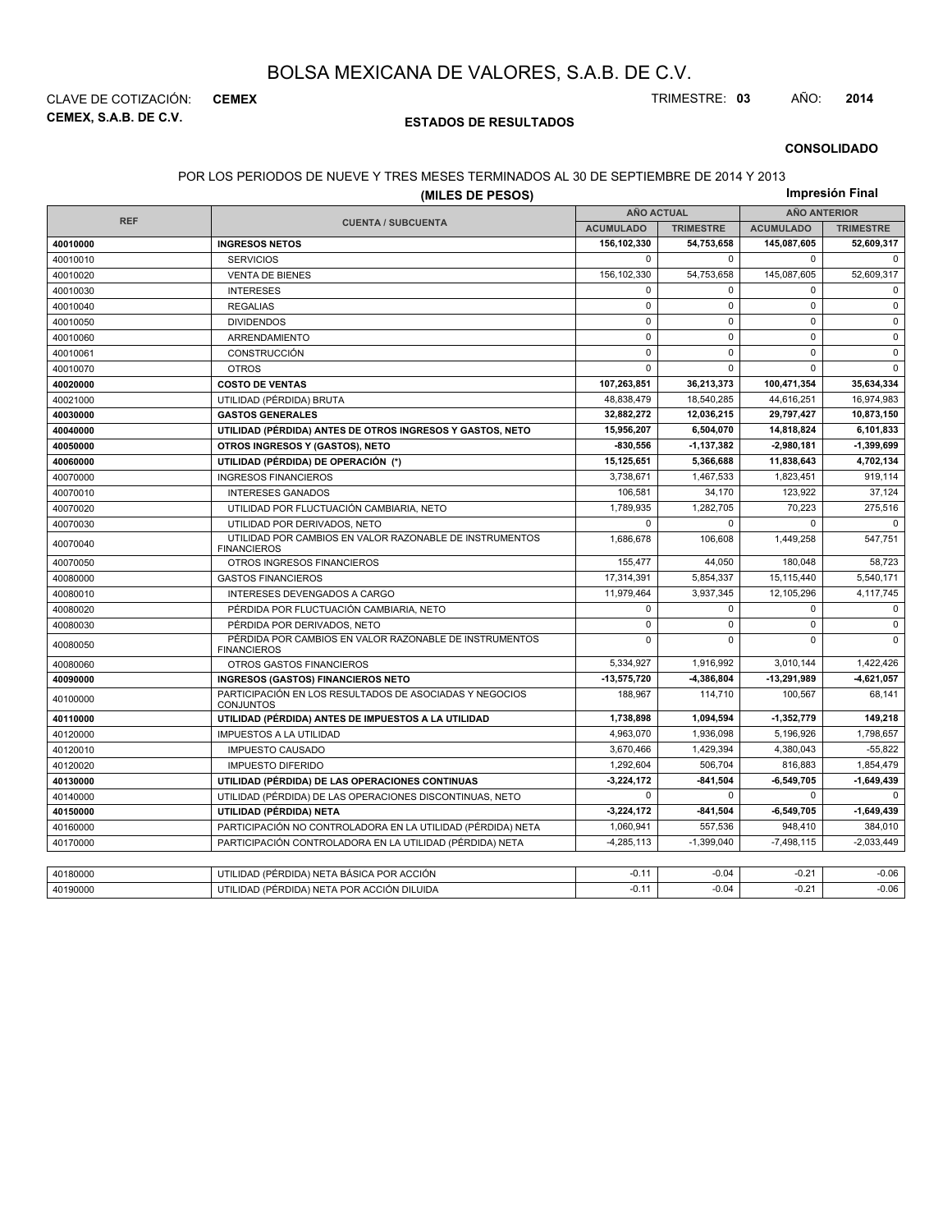# BOLSA MEXICANA DE VALORES, S.A.B. DE C.V.

CLAVE DE COTIZACIÓN: **CEMEX**

TRIMESTRE: **03** AÑO: **2014**

**CEMEX, S.A.B. DE C.V.**

## ESTADOS DE RESULTADOS

**CONSOLIDADO**

POR LOS PERIODOS DE NUEVE Y TRES MESES TERMINADOS AL 30 DE SEPTIEMBRE DE 2014 Y 2013

**(MILES DE PESOS)**

**Impresión Final**

| REF | CUENTA / SUBCUENTA | AÑO ACTUAL | | AÑO ANTERIOR | |
|---|---|---|---|---|---|
| | | ACUMULADO | TRIMESTRE | ACUMULADO | TRIMESTRE |
| **40010000** | **INGRESOS NETOS** | **156,102,330** | **54,753,658** | **145,087,605** | **52,609,317** |
| 40010010 | SERVICIOS | 0 | 0 | 0 | 0 |
| 40010020 | VENTA DE BIENES | 156,102,330 | 54,753,658 | 145,087,605 | 52,609,317 |
| 40010030 | INTERESES | 0 | 0 | 0 | 0 |
| 40010040 | REGALIAS | 0 | 0 | 0 | 0 |
| 40010050 | DIVIDENDOS | 0 | 0 | 0 | 0 |
| 40010060 | ARRENDAMIENTO | 0 | 0 | 0 | 0 |
| 40010061 | CONSTRUCCIÓN | 0 | 0 | 0 | 0 |
| 40010070 | OTROS | 0 | 0 | 0 | 0 |
| **40020000** | **COSTO DE VENTAS** | **107,263,851** | **36,213,373** | **100,471,354** | **35,634,334** |
| 40021000 | UTILIDAD (PÉRDIDA) BRUTA | 48,838,479 | 18,540,285 | 44,616,251 | 16,974,983 |
| **40030000** | **GASTOS GENERALES** | **32,882,272** | **12,036,215** | **29,797,427** | **10,873,150** |
| **40040000** | **UTILIDAD (PÉRDIDA) ANTES DE OTROS INGRESOS Y GASTOS, NETO** | **15,956,207** | **6,504,070** | **14,818,824** | **6,101,833** |
| **40050000** | **OTROS INGRESOS Y (GASTOS), NETO** | **-830,556** | **-1,137,382** | **-2,980,181** | **-1,399,699** |
| **40060000** | **UTILIDAD (PÉRDIDA) DE OPERACIÓN (*)** | **15,125,651** | **5,366,688** | **11,838,643** | **4,702,134** |
| 40070000 | INGRESOS FINANCIEROS | 3,738,671 | 1,467,533 | 1,823,451 | 919,114 |
| 40070010 | INTERESES GANADOS | 106,581 | 34,170 | 123,922 | 37,124 |
| 40070020 | UTILIDAD POR FLUCTUACIÓN CAMBIARIA, NETO | 1,789,935 | 1,282,705 | 70,223 | 275,516 |
| 40070030 | UTILIDAD POR DERIVADOS, NETO | 0 | 0 | 0 | 0 |
| 40070040 | UTILIDAD POR CAMBIOS EN VALOR RAZONABLE DE INSTRUMENTOS FINANCIEROS | 1,686,678 | 106,608 | 1,449,258 | 547,751 |
| 40070050 | OTROS INGRESOS FINANCIEROS | 155,477 | 44,050 | 180,048 | 58,723 |
| 40080000 | GASTOS FINANCIEROS | 17,314,391 | 5,854,337 | 15,115,440 | 5,540,171 |
| 40080010 | INTERESES DEVENGADOS A CARGO | 11,979,464 | 3,937,345 | 12,105,296 | 4,117,745 |
| 40080020 | PÉRDIDA POR FLUCTUACIÓN CAMBIARIA, NETO | 0 | 0 | 0 | 0 |
| 40080030 | PÉRDIDA POR DERIVADOS, NETO | 0 | 0 | 0 | 0 |
| 40080050 | PÉRDIDA POR CAMBIOS EN VALOR RAZONABLE DE INSTRUMENTOS FINANCIEROS | 0 | 0 | 0 | 0 |
| 40080060 | OTROS GASTOS FINANCIEROS | 5,334,927 | 1,916,992 | 3,010,144 | 1,422,426 |
| **40090000** | **INGRESOS (GASTOS) FINANCIEROS NETO** | **-13,575,720** | **-4,386,804** | **-13,291,989** | **-4,621,057** |
| 40100000 | PARTICIPACIÓN EN LOS RESULTADOS DE ASOCIADAS Y NEGOCIOS CONJUNTOS | 188,967 | 114,710 | 100,567 | 68,141 |
| **40110000** | **UTILIDAD (PÉRDIDA) ANTES DE IMPUESTOS A LA UTILIDAD** | **1,738,898** | **1,094,594** | **-1,352,779** | **149,218** |
| 40120000 | IMPUESTOS A LA UTILIDAD | 4,963,070 | 1,936,098 | 5,196,926 | 1,798,657 |
| 40120010 | IMPUESTO CAUSADO | 3,670,466 | 1,429,394 | 4,380,043 | -55,822 |
| 40120020 | IMPUESTO DIFERIDO | 1,292,604 | 506,704 | 816,883 | 1,854,479 |
| **40130000** | **UTILIDAD (PÉRDIDA) DE LAS OPERACIONES CONTINUAS** | **-3,224,172** | **-841,504** | **-6,549,705** | **-1,649,439** |
| 40140000 | UTILIDAD (PÉRDIDA) DE LAS OPERACIONES DISCONTINUAS, NETO | 0 | 0 | 0 | 0 |
| **40150000** | **UTILIDAD (PÉRDIDA) NETA** | **-3,224,172** | **-841,504** | **-6,549,705** | **-1,649,439** |
| 40160000 | PARTICIPACIÓN NO CONTROLADORA EN LA UTILIDAD (PÉRDIDA) NETA | 1,060,941 | 557,536 | 948,410 | 384,010 |
| 40170000 | PARTICIPACIÓN CONTROLADORA EN LA UTILIDAD (PÉRDIDA) NETA | -4,285,113 | -1,399,040 | -7,498,115 | -2,033,449 |

| | | | | | |
|---|---|---|---|---|---|
| 40180000 | UTILIDAD (PÉRDIDA) NETA BÁSICA POR ACCIÓN | -0.11 | -0.04 | -0.21 | -0.06 |
| 40190000 | UTILIDAD (PÉRDIDA) NETA POR ACCIÓN DILUIDA | -0.11 | -0.04 | -0.21 | -0.06 |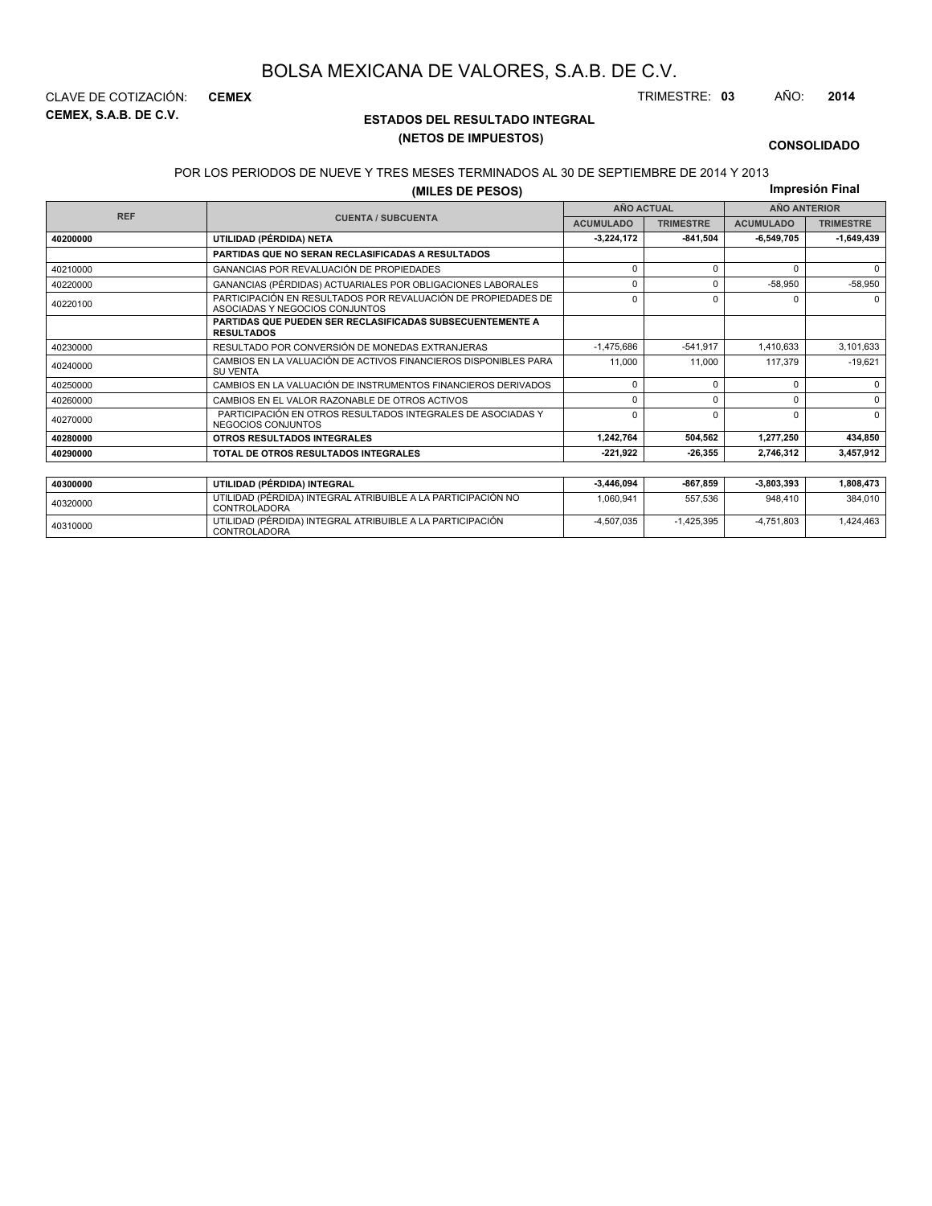# BOLSA MEXICANA DE VALORES, S.A.B. DE C.V.

CLAVE DE COTIZACIÓN: **CEMEX**

**CEMEX, S.A.B. DE C.V.**

TRIMESTRE: **03** AÑO: **2014**

## ESTADOS DEL RESULTADO INTEGRAL
## (NETOS DE IMPUESTOS)

**CONSOLIDADO**

POR LOS PERIODOS DE NUEVE Y TRES MESES TERMINADOS AL 30 DE SEPTIEMBRE DE 2014 Y 2013

**(MILES DE PESOS)**

**Impresión Final**

| REF | CUENTA / SUBCUENTA | AÑO ACTUAL | | AÑO ANTERIOR | |
|---|---|---|---|---|---|
| | | ACUMULADO | TRIMESTRE | ACUMULADO | TRIMESTRE |
| **40200000** | **UTILIDAD (PÉRDIDA) NETA** | **-3,224,172** | **-841,504** | **-6,549,705** | **-1,649,439** |
| | **PARTIDAS QUE NO SERAN RECLASIFICADAS A RESULTADOS** | | | | |
| 40210000 | GANANCIAS POR REVALUACIÓN DE PROPIEDADES | 0 | 0 | 0 | 0 |
| 40220000 | GANANCIAS (PÉRDIDAS) ACTUARIALES POR OBLIGACIONES LABORALES | 0 | 0 | -58,950 | -58,950 |
| 40220100 | PARTICIPACIÓN EN RESULTADOS POR REVALUACIÓN DE PROPIEDADES DE ASOCIADAS Y NEGOCIOS CONJUNTOS | 0 | 0 | 0 | 0 |
| | **PARTIDAS QUE PUEDEN SER RECLASIFICADAS SUBSECUENTEMENTE A RESULTADOS** | | | | |
| 40230000 | RESULTADO POR CONVERSIÓN DE MONEDAS EXTRANJERAS | -1,475,686 | -541,917 | 1,410,633 | 3,101,633 |
| 40240000 | CAMBIOS EN LA VALUACIÓN DE ACTIVOS FINANCIEROS DISPONIBLES PARA SU VENTA | 11,000 | 11,000 | 117,379 | -19,621 |
| 40250000 | CAMBIOS EN LA VALUACIÓN DE INSTRUMENTOS FINANCIEROS DERIVADOS | 0 | 0 | 0 | 0 |
| 40260000 | CAMBIOS EN EL VALOR RAZONABLE DE OTROS ACTIVOS | 0 | 0 | 0 | 0 |
| 40270000 | PARTICIPACIÓN EN OTROS RESULTADOS INTEGRALES DE ASOCIADAS Y NEGOCIOS CONJUNTOS | 0 | 0 | 0 | 0 |
| **40280000** | **OTROS RESULTADOS INTEGRALES** | **1,242,764** | **504,562** | **1,277,250** | **434,850** |
| **40290000** | **TOTAL DE OTROS RESULTADOS INTEGRALES** | **-221,922** | **-26,355** | **2,746,312** | **3,457,912** |
| **40300000** | **UTILIDAD (PÉRDIDA) INTEGRAL** | **-3,446,094** | **-867,859** | **-3,803,393** | **1,808,473** |
| 40320000 | UTILIDAD (PÉRDIDA) INTEGRAL ATRIBUIBLE A LA PARTICIPACIÓN NO CONTROLADORA | 1,060,941 | 557,536 | 948,410 | 384,010 |
| 40310000 | UTILIDAD (PÉRDIDA) INTEGRAL ATRIBUIBLE A LA PARTICIPACIÓN CONTROLADORA | -4,507,035 | -1,425,395 | -4,751,803 | 1,424,463 |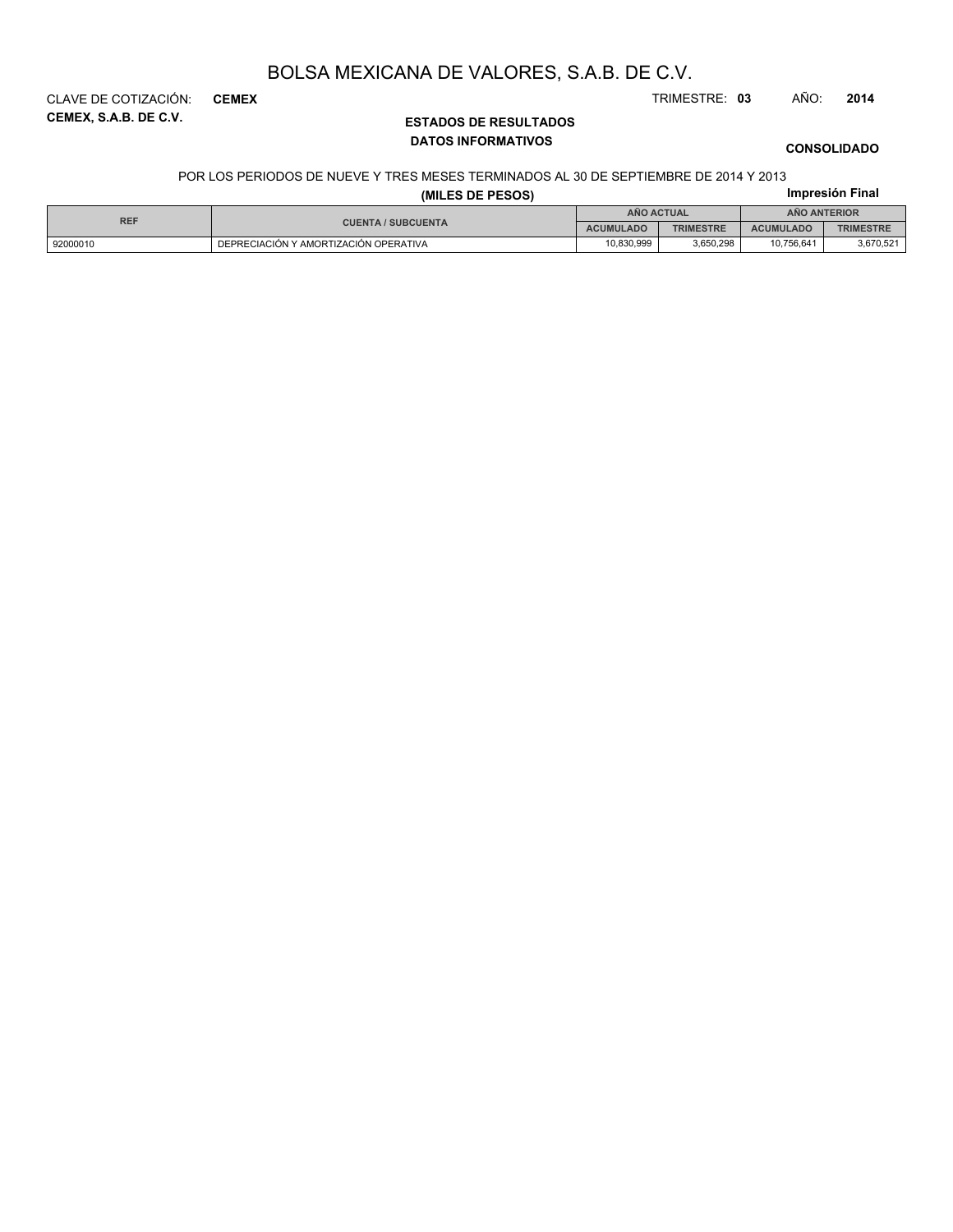# BOLSA MEXICANA DE VALORES, S.A.B. DE C.V.

CLAVE DE COTIZACIÓN: **CEMEX** TRIMESTRE: **03** AÑO: **2014**

**CEMEX, S.A.B. DE C.V.**

## ESTADOS DE RESULTADOS

### DATOS INFORMATIVOS

**CONSOLIDADO**

POR LOS PERIODOS DE NUEVE Y TRES MESES TERMINADOS AL 30 DE SEPTIEMBRE DE 2014 Y 2013

**(MILES DE PESOS)**

**Impresión Final**

| REF | CUENTA / SUBCUENTA | AÑO ACTUAL | | AÑO ANTERIOR | |
|---|---|---|---|---|---|
| | | ACUMULADO | TRIMESTRE | ACUMULADO | TRIMESTRE |
| 92000010 | DEPRECIACIÓN Y AMORTIZACIÓN OPERATIVA | 10,830,999 | 3,650,298 | 10,756,641 | 3,670,521 |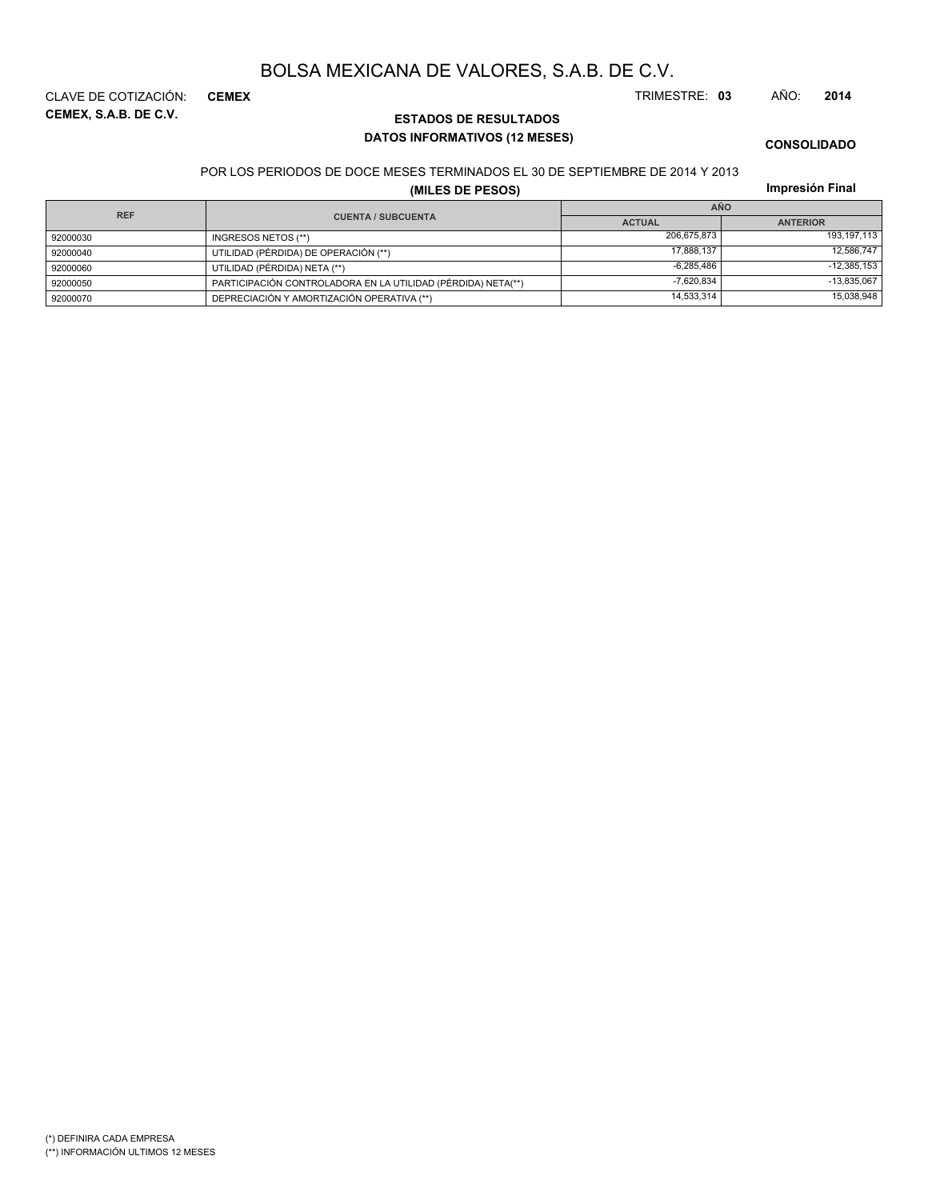# BOLSA MEXICANA DE VALORES, S.A.B. DE C.V.

CLAVE DE COTIZACIÓN: **CEMEX**

TRIMESTRE: **03** AÑO: **2014**

**CEMEX, S.A.B. DE C.V.**

**ESTADOS DE RESULTADOS**

**DATOS INFORMATIVOS (12 MESES)**

**CONSOLIDADO**

POR LOS PERIODOS DE DOCE MESES TERMINADOS EL 30 DE SEPTIEMBRE DE 2014 Y 2013

**(MILES DE PESOS)**

**Impresión Final**

| REF | CUENTA / SUBCUENTA | AÑO | |
|---|---|---|---|
| | | ACTUAL | ANTERIOR |
| 92000030 | INGRESOS NETOS (**) | 206,675,873 | 193,197,113 |
| 92000040 | UTILIDAD (PÉRDIDA) DE OPERACIÓN (**) | 17,888,137 | 12,586,747 |
| 92000060 | UTILIDAD (PÉRDIDA) NETA (**) | -6,285,486 | -12,385,153 |
| 92000050 | PARTICIPACIÓN CONTROLADORA EN LA UTILIDAD (PÉRDIDA) NETA(**) | -7,620,834 | -13,835,067 |
| 92000070 | DEPRECIACIÓN Y AMORTIZACIÓN OPERATIVA (**) | 14,533,314 | 15,038,948 |

(*) DEFINIRA CADA EMPRESA

(**) INFORMACIÓN ULTIMOS 12 MESES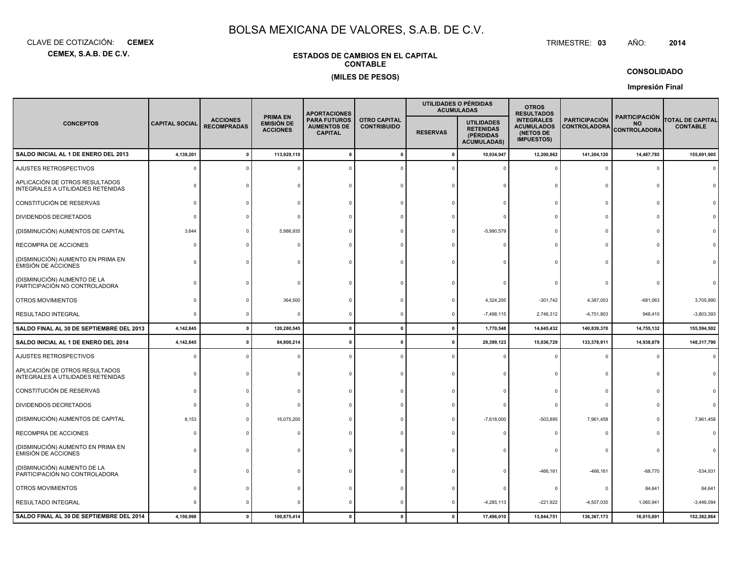# BOLSA MEXICANA DE VALORES, S.A.B. DE C.V.

CLAVE DE COTIZACIÓN: **CEMEX**

TRIMESTRE: **03** AÑO: **2014**

**CEMEX, S.A.B. DE C.V.**

**ESTADOS DE CAMBIOS EN EL CAPITAL CONTABLE**

**(MILES DE PESOS)**

**CONSOLIDADO**

**Impresión Final**

| CONCEPTOS | CAPITAL SOCIAL | ACCIONES RECOMPRADAS | PRIMA EN EMISIÓN DE ACCIONES | APORTACIONES PARA FUTUROS AUMENTOS DE CAPITAL | OTRO CAPITAL CONTRIBUIDO | UTILIDADES O PÉRDIDAS ACUMULADAS | | OTROS RESULTADOS INTEGRALES ACUMULADOS (NETOS DE IMPUESTOS) | PARTICIPACIÓN CONTROLADORA | PARTICIPACIÓN NO CONTROLADORA | TOTAL DE CAPITAL CONTABLE |
|---|---|---|---|---|---|---|---|---|---|---|---|
| | | | | | | RESERVAS | UTILIDADES RETENIDAS (PÉRDIDAS ACUMULADAS) | | | | |
| **SALDO INICIAL AL 1 DE ENERO DEL 2013** | **4,139,201** | **0** | **113,929,110** | **0** | **0** | **0** | **10,934,947** | **12,200,862** | **141,204,120** | **14,487,785** | **155,691,905** |
| AJUSTES RETROSPECTIVOS | 0 | 0 | 0 | 0 | 0 | 0 | 0 | 0 | 0 | 0 | 0 |
| APLICACIÓN DE OTROS RESULTADOS INTEGRALES A UTILIDADES RETENIDAS | 0 | 0 | 0 | 0 | 0 | 0 | 0 | 0 | 0 | 0 | 0 |
| CONSTITUCIÓN DE RESERVAS | 0 | 0 | 0 | 0 | 0 | 0 | 0 | 0 | 0 | 0 | 0 |
| DIVIDENDOS DECRETADOS | 0 | 0 | 0 | 0 | 0 | 0 | 0 | 0 | 0 | 0 | 0 |
| (DISMINUCIÓN) AUMENTOS DE CAPITAL | 3,644 | 0 | 5,986,935 | 0 | 0 | 0 | -5,990,579 | 0 | 0 | 0 | 0 |
| RECOMPRA DE ACCIONES | 0 | 0 | 0 | 0 | 0 | 0 | 0 | 0 | 0 | 0 | 0 |
| (DISMINUCIÓN) AUMENTO EN PRIMA EN EMISIÓN DE ACCIONES | 0 | 0 | 0 | 0 | 0 | 0 | 0 | 0 | 0 | 0 | 0 |
| (DISMINUCIÓN) AUMENTO DE LA PARTICIPACIÓN NO CONTROLADORA | 0 | 0 | 0 | 0 | 0 | 0 | 0 | 0 | 0 | 0 | 0 |
| OTROS MOVIMIENTOS | 0 | 0 | 364,500 | 0 | 0 | 0 | 4,324,295 | -301,742 | 4,387,053 | -681,063 | 3,705,990 |
| RESULTADO INTEGRAL | 0 | 0 | 0 | 0 | 0 | 0 | -7,498,115 | 2,746,312 | -4,751,803 | 948,410 | -3,803,393 |
| **SALDO FINAL AL 30 DE SEPTIEMBRE DEL 2013** | **4,142,845** | **0** | **120,280,545** | **0** | **0** | **0** | **1,770,548** | **14,645,432** | **140,839,370** | **14,755,132** | **155,594,502** |
| **SALDO INICIAL AL 1 DE ENERO DEL 2014** | **4,142,845** | **0** | **84,800,214** | **0** | **0** | **0** | **29,399,123** | **15,036,729** | **133,378,911** | **14,938,879** | **148,317,790** |
| AJUSTES RETROSPECTIVOS | 0 | 0 | 0 | 0 | 0 | 0 | 0 | 0 | 0 | 0 | 0 |
| APLICACIÓN DE OTROS RESULTADOS INTEGRALES A UTILIDADES RETENIDAS | 0 | 0 | 0 | 0 | 0 | 0 | 0 | 0 | 0 | 0 | 0 |
| CONSTITUCIÓN DE RESERVAS | 0 | 0 | 0 | 0 | 0 | 0 | 0 | 0 | 0 | 0 | 0 |
| DIVIDENDOS DECRETADOS | 0 | 0 | 0 | 0 | 0 | 0 | 0 | 0 | 0 | 0 | 0 |
| (DISMINUCIÓN) AUMENTOS DE CAPITAL | 8,153 | 0 | 16,075,200 | 0 | 0 | 0 | -7,618,000 | -503,895 | 7,961,458 | 0 | 7,961,458 |
| RECOMPRA DE ACCIONES | 0 | 0 | 0 | 0 | 0 | 0 | 0 | 0 | 0 | 0 | 0 |
| (DISMINUCIÓN) AUMENTO EN PRIMA EN EMISIÓN DE ACCIONES | 0 | 0 | 0 | 0 | 0 | 0 | 0 | 0 | 0 | 0 | 0 |
| (DISMINUCIÓN) AUMENTO DE LA PARTICIPACIÓN NO CONTROLADORA | 0 | 0 | 0 | 0 | 0 | 0 | 0 | -466,161 | -466,161 | -68,770 | -534,931 |
| OTROS MOVIMIENTOS | 0 | 0 | 0 | 0 | 0 | 0 | 0 | 0 | 0 | 84,641 | 84,641 |
| RESULTADO INTEGRAL | 0 | 0 | 0 | 0 | 0 | 0 | -4,285,113 | -221,922 | -4,507,035 | 1,060,941 | -3,446,094 |
| **SALDO FINAL AL 30 DE SEPTIEMBRE DEL 2014** | **4,150,998** | **0** | **100,875,414** | **0** | **0** | **0** | **17,496,010** | **13,844,751** | **136,367,173** | **16,015,691** | **152,382,864** |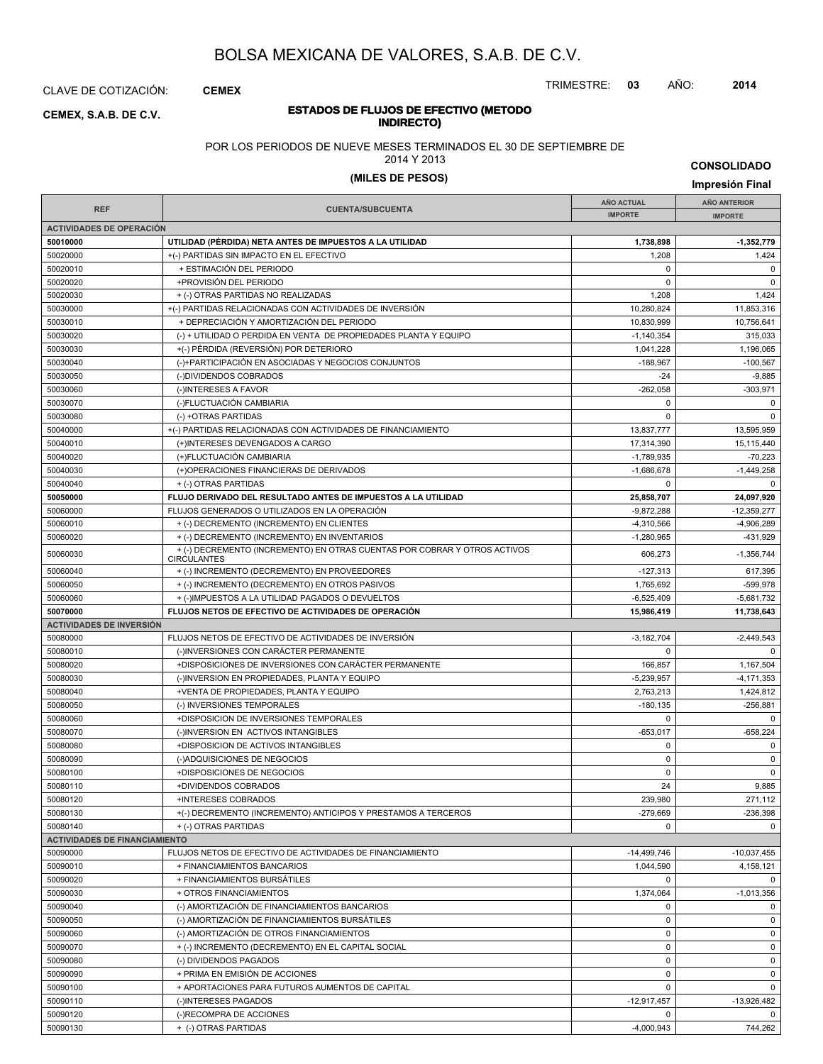# BOLSA MEXICANA DE VALORES, S.A.B. DE C.V.

CLAVE DE COTIZACIÓN: **CEMEX**

TRIMESTRE: **03** AÑO: **2014**

**CEMEX, S.A.B. DE C.V.**

## ESTADOS DE FLUJOS DE EFECTIVO (METODO INDIRECTO)

POR LOS PERIODOS DE NUEVE MESES TERMINADOS EL 30 DE SEPTIEMBRE DE 2014 Y 2013

**(MILES DE PESOS)**

**CONSOLIDADO**

**Impresión Final**

| REF | CUENTA/SUBCUENTA | AÑO ACTUAL IMPORTE | AÑO ANTERIOR IMPORTE |
|---|---|---|---|
| **ACTIVIDADES DE OPERACIÓN** | | | |
| **50010000** | **UTILIDAD (PÉRDIDA) NETA ANTES DE IMPUESTOS A LA UTILIDAD** | **1,738,898** | **-1,352,779** |
| 50020000 | +(-) PARTIDAS SIN IMPACTO EN EL EFECTIVO | 1,208 | 1,424 |
| 50020010 | + ESTIMACIÓN DEL PERIODO | 0 | 0 |
| 50020020 | +PROVISIÓN DEL PERIODO | 0 | 0 |
| 50020030 | + (-) OTRAS PARTIDAS NO REALIZADAS | 1,208 | 1,424 |
| 50030000 | +(-) PARTIDAS RELACIONADAS CON ACTIVIDADES DE INVERSIÓN | 10,280,824 | 11,853,316 |
| 50030010 | + DEPRECIACIÓN Y AMORTIZACIÓN DEL PERIODO | 10,830,999 | 10,756,641 |
| 50030020 | (-) + UTILIDAD O PERDIDA EN VENTA DE PROPIEDADES PLANTA Y EQUIPO | -1,140,354 | 315,033 |
| 50030030 | +(-) PÉRDIDA (REVERSIÓN) POR DETERIORO | 1,041,228 | 1,196,065 |
| 50030040 | (-)+PARTICIPACIÓN EN ASOCIADAS Y NEGOCIOS CONJUNTOS | -188,967 | -100,567 |
| 50030050 | (-)DIVIDENDOS COBRADOS | -24 | -9,885 |
| 50030060 | (-)INTERESES A FAVOR | -262,058 | -303,971 |
| 50030070 | (-)FLUCTUACIÓN CAMBIARIA | 0 | 0 |
| 50030080 | (-) +OTRAS PARTIDAS | 0 | 0 |
| 50040000 | +(-) PARTIDAS RELACIONADAS CON ACTIVIDADES DE FINANCIAMIENTO | 13,837,777 | 13,595,959 |
| 50040010 | (+)INTERESES DEVENGADOS A CARGO | 17,314,390 | 15,115,440 |
| 50040020 | (+)FLUCTUACIÓN CAMBIARIA | -1,789,935 | -70,223 |
| 50040030 | (+)OPERACIONES FINANCIERAS DE DERIVADOS | -1,686,678 | -1,449,258 |
| 50040040 | + (-) OTRAS PARTIDAS | 0 | 0 |
| **50050000** | **FLUJO DERIVADO DEL RESULTADO ANTES DE IMPUESTOS A LA UTILIDAD** | **25,858,707** | **24,097,920** |
| 50060000 | FLUJOS GENERADOS O UTILIZADOS EN LA OPERACIÓN | -9,872,288 | -12,359,277 |
| 50060010 | + (-) DECREMENTO (INCREMENTO) EN CLIENTES | -4,310,566 | -4,906,289 |
| 50060020 | + (-) DECREMENTO (INCREMENTO) EN INVENTARIOS | -1,280,965 | -431,929 |
| 50060030 | + (-) DECREMENTO (INCREMENTO) EN OTRAS CUENTAS POR COBRAR Y OTROS ACTIVOS CIRCULANTES | 606,273 | -1,356,744 |
| 50060040 | + (-) INCREMENTO (DECREMENTO) EN PROVEEDORES | -127,313 | 617,395 |
| 50060050 | + (-) INCREMENTO (DECREMENTO) EN OTROS PASIVOS | 1,765,692 | -599,978 |
| 50060060 | + (-)IMPUESTOS A LA UTILIDAD PAGADOS O DEVUELTOS | -6,525,409 | -5,681,732 |
| **50070000** | **FLUJOS NETOS DE EFECTIVO DE ACTIVIDADES DE OPERACIÓN** | **15,986,419** | **11,738,643** |
| **ACTIVIDADES DE INVERSIÓN** | | | |
| 50080000 | FLUJOS NETOS DE EFECTIVO DE ACTIVIDADES DE INVERSIÓN | -3,182,704 | -2,449,543 |
| 50080010 | (-)INVERSIONES CON CARÁCTER PERMANENTE | 0 | 0 |
| 50080020 | +DISPOSICIONES DE INVERSIONES CON CARÁCTER PERMANENTE | 166,857 | 1,167,504 |
| 50080030 | (-)INVERSION EN PROPIEDADES, PLANTA Y EQUIPO | -5,239,957 | -4,171,353 |
| 50080040 | +VENTA DE PROPIEDADES, PLANTA Y EQUIPO | 2,763,213 | 1,424,812 |
| 50080050 | (-) INVERSIONES TEMPORALES | -180,135 | -256,881 |
| 50080060 | +DISPOSICION DE INVERSIONES TEMPORALES | 0 | 0 |
| 50080070 | (-)INVERSION EN ACTIVOS INTANGIBLES | -653,017 | -658,224 |
| 50080080 | +DISPOSICION DE ACTIVOS INTANGIBLES | 0 | 0 |
| 50080090 | (-)ADQUISICIONES DE NEGOCIOS | 0 | 0 |
| 50080100 | +DISPOSICIONES DE NEGOCIOS | 0 | 0 |
| 50080110 | +DIVIDENDOS COBRADOS | 24 | 9,885 |
| 50080120 | +INTERESES COBRADOS | 239,980 | 271,112 |
| 50080130 | +(-) DECREMENTO (INCREMENTO) ANTICIPOS Y PRESTAMOS A TERCEROS | -279,669 | -236,398 |
| 50080140 | + (-) OTRAS PARTIDAS | 0 | 0 |
| **ACTIVIDADES DE FINANCIAMIENTO** | | | |
| 50090000 | FLUJOS NETOS DE EFECTIVO DE ACTIVIDADES DE FINANCIAMIENTO | -14,499,746 | -10,037,455 |
| 50090010 | + FINANCIAMIENTOS BANCARIOS | 1,044,590 | 4,158,121 |
| 50090020 | + FINANCIAMIENTOS BURSÁTILES | 0 | 0 |
| 50090030 | + OTROS FINANCIAMIENTOS | 1,374,064 | -1,013,356 |
| 50090040 | (-) AMORTIZACIÓN DE FINANCIAMIENTOS BANCARIOS | 0 | 0 |
| 50090050 | (-) AMORTIZACIÓN DE FINANCIAMIENTOS BURSÁTILES | 0 | 0 |
| 50090060 | (-) AMORTIZACIÓN DE OTROS FINANCIAMIENTOS | 0 | 0 |
| 50090070 | + (-) INCREMENTO (DECREMENTO) EN EL CAPITAL SOCIAL | 0 | 0 |
| 50090080 | (-) DIVIDENDOS PAGADOS | 0 | 0 |
| 50090090 | + PRIMA EN EMISIÓN DE ACCIONES | 0 | 0 |
| 50090100 | + APORTACIONES PARA FUTUROS AUMENTOS DE CAPITAL | 0 | 0 |
| 50090110 | (-)INTERESES PAGADOS | -12,917,457 | -13,926,482 |
| 50090120 | (-)RECOMPRA DE ACCIONES | 0 | 0 |
| 50090130 | + (-) OTRAS PARTIDAS | -4,000,943 | 744,262 |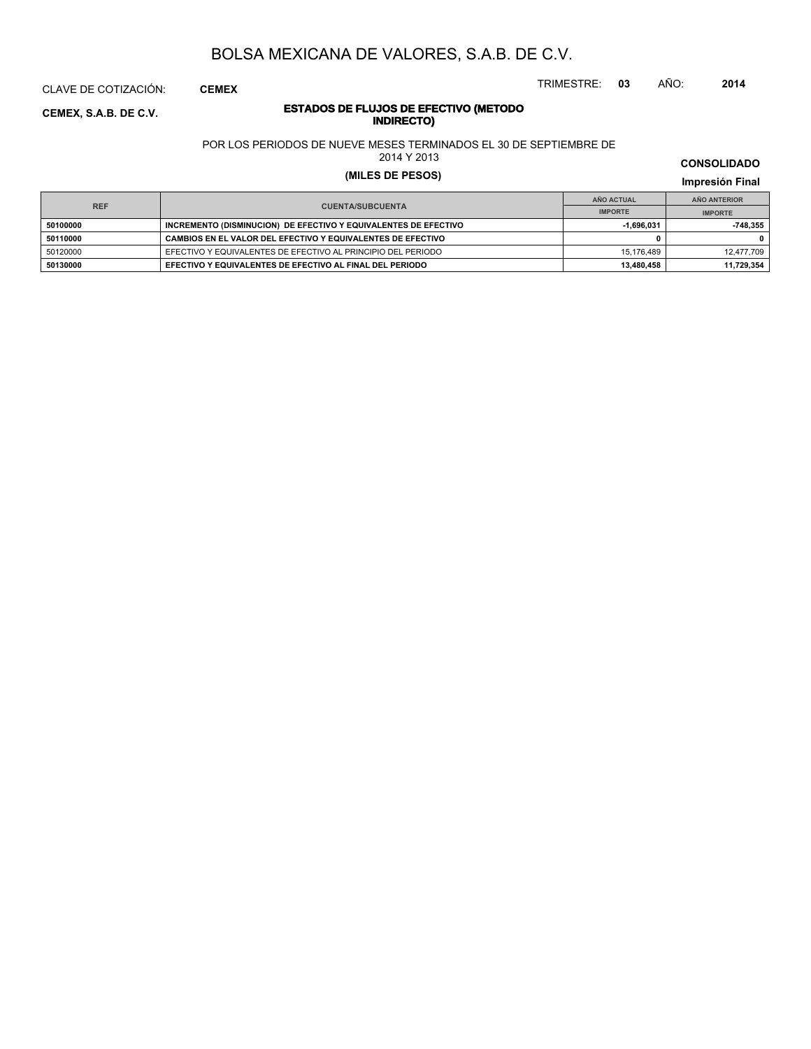# BOLSA MEXICANA DE VALORES, S.A.B. DE C.V.

CLAVE DE COTIZACIÓN: **CEMEX**

TRIMESTRE: **03** AÑO: **2014**

**CEMEX, S.A.B. DE C.V.**

## ESTADOS DE FLUJOS DE EFECTIVO (METODO INDIRECTO)

POR LOS PERIODOS DE NUEVE MESES TERMINADOS EL 30 DE SEPTIEMBRE DE 2014 Y 2013

**(MILES DE PESOS)**

**CONSOLIDADO**

**Impresión Final**

| REF | CUENTA/SUBCUENTA | AÑO ACTUAL | AÑO ANTERIOR |
|---|---|---|---|
| | | IMPORTE | IMPORTE |
| **50100000** | **INCREMENTO (DISMINUCION) DE EFECTIVO Y EQUIVALENTES DE EFECTIVO** | **-1,696,031** | **-748,355** |
| **50110000** | **CAMBIOS EN EL VALOR DEL EFECTIVO Y EQUIVALENTES DE EFECTIVO** | **0** | **0** |
| 50120000 | EFECTIVO Y EQUIVALENTES DE EFECTIVO AL PRINCIPIO DEL PERIODO | 15,176,489 | 12,477,709 |
| **50130000** | **EFECTIVO Y EQUIVALENTES DE EFECTIVO AL FINAL DEL PERIODO** | **13,480,458** | **11,729,354** |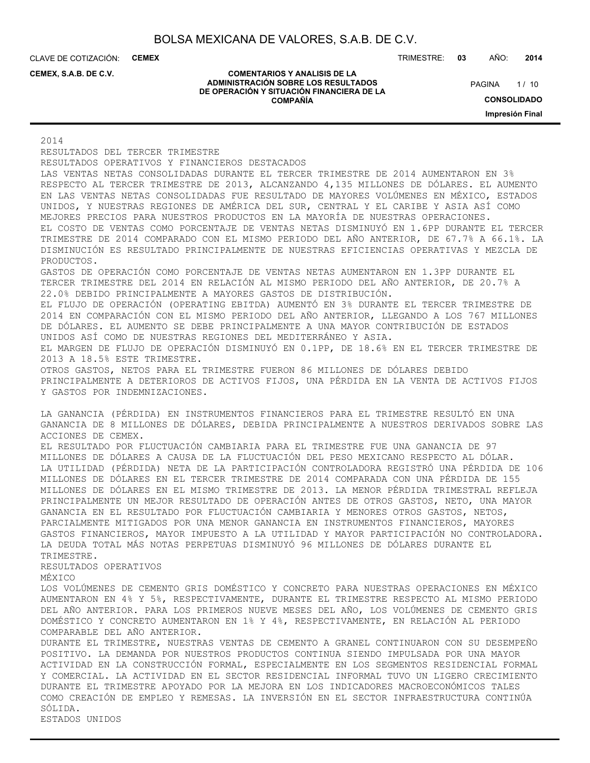2014

RESULTADOS DEL TERCER TRIMESTRE

RESULTADOS OPERATIVOS Y FINANCIEROS DESTACADOS

LAS VENTAS NETAS CONSOLIDADAS DURANTE EL TERCER TRIMESTRE DE 2014 AUMENTARON EN 3% RESPECTO AL TERCER TRIMESTRE DE 2013, ALCANZANDO 4,135 MILLONES DE DÓLARES. EL AUMENTO EN LAS VENTAS NETAS CONSOLIDADAS FUE RESULTADO DE MAYORES VOLÚMENES EN MÉXICO, ESTADOS UNIDOS, Y NUESTRAS REGIONES DE AMÉRICA DEL SUR, CENTRAL Y EL CARIBE Y ASIA ASÍ COMO MEJORES PRECIOS PARA NUESTROS PRODUCTOS EN LA MAYORÍA DE NUESTRAS OPERACIONES.

EL COSTO DE VENTAS COMO PORCENTAJE DE VENTAS NETAS DISMINUYÓ EN 1.6PP DURANTE EL TERCER TRIMESTRE DE 2014 COMPARADO CON EL MISMO PERIODO DEL AÑO ANTERIOR, DE 67.7% A 66.1%. LA DISMINUCIÓN ES RESULTADO PRINCIPALMENTE DE NUESTRAS EFICIENCIAS OPERATIVAS Y MEZCLA DE PRODUCTOS.

GASTOS DE OPERACIÓN COMO PORCENTAJE DE VENTAS NETAS AUMENTARON EN 1.3PP DURANTE EL TERCER TRIMESTRE DEL 2014 EN RELACIÓN AL MISMO PERIODO DEL AÑO ANTERIOR, DE 20.7% A 22.0% DEBIDO PRINCIPALMENTE A MAYORES GASTOS DE DISTRIBUCIÓN.

EL FLUJO DE OPERACIÓN (OPERATING EBITDA) AUMENTÓ EN 3% DURANTE EL TERCER TRIMESTRE DE 2014 EN COMPARACIÓN CON EL MISMO PERIODO DEL AÑO ANTERIOR, LLEGANDO A LOS 767 MILLONES DE DÓLARES. EL AUMENTO SE DEBE PRINCIPALMENTE A UNA MAYOR CONTRIBUCIÓN DE ESTADOS UNIDOS ASÍ COMO DE NUESTRAS REGIONES DEL MEDITERRÁNEO Y ASIA.

EL MARGEN DE FLUJO DE OPERACIÓN DISMINUYÓ EN 0.1PP, DE 18.6% EN EL TERCER TRIMESTRE DE 2013 A 18.5% ESTE TRIMESTRE.

OTROS GASTOS, NETOS PARA EL TRIMESTRE FUERON 86 MILLONES DE DÓLARES DEBIDO PRINCIPALMENTE A DETERIOROS DE ACTIVOS FIJOS, UNA PÉRDIDA EN LA VENTA DE ACTIVOS FIJOS Y GASTOS POR INDEMNIZACIONES.

LA GANANCIA (PÉRDIDA) EN INSTRUMENTOS FINANCIEROS PARA EL TRIMESTRE RESULTÓ EN UNA GANANCIA DE 8 MILLONES DE DÓLARES, DEBIDA PRINCIPALMENTE A NUESTROS DERIVADOS SOBRE LAS ACCIONES DE CEMEX.

EL RESULTADO POR FLUCTUACIÓN CAMBIARIA PARA EL TRIMESTRE FUE UNA GANANCIA DE 97 MILLONES DE DÓLARES A CAUSA DE LA FLUCTUACIÓN DEL PESO MEXICANO RESPECTO AL DÓLAR.

LA UTILIDAD (PÉRDIDA) NETA DE LA PARTICIPACIÓN CONTROLADORA REGISTRÓ UNA PÉRDIDA DE 106 MILLONES DE DÓLARES EN EL TERCER TRIMESTRE DE 2014 COMPARADA CON UNA PÉRDIDA DE 155 MILLONES DE DÓLARES EN EL MISMO TRIMESTRE DE 2013. LA MENOR PÉRDIDA TRIMESTRAL REFLEJA PRINCIPALMENTE UN MEJOR RESULTADO DE OPERACIÓN ANTES DE OTROS GASTOS, NETO, UNA MAYOR GANANCIA EN EL RESULTADO POR FLUCTUACIÓN CAMBIARIA Y MENORES OTROS GASTOS, NETOS, PARCIALMENTE MITIGADOS POR UNA MENOR GANANCIA EN INSTRUMENTOS FINANCIEROS, MAYORES GASTOS FINANCIEROS, MAYOR IMPUESTO A LA UTILIDAD Y MAYOR PARTICIPACIÓN NO CONTROLADORA.

LA DEUDA TOTAL MÁS NOTAS PERPETUAS DISMINUYÓ 96 MILLONES DE DÓLARES DURANTE EL TRIMESTRE.

RESULTADOS OPERATIVOS

MÉXICO

LOS VOLÚMENES DE CEMENTO GRIS DOMÉSTICO Y CONCRETO PARA NUESTRAS OPERACIONES EN MÉXICO AUMENTARON EN 4% Y 5%, RESPECTIVAMENTE, DURANTE EL TRIMESTRE RESPECTO AL MISMO PERIODO DEL AÑO ANTERIOR. PARA LOS PRIMEROS NUEVE MESES DEL AÑO, LOS VOLÚMENES DE CEMENTO GRIS DOMÉSTICO Y CONCRETO AUMENTARON EN 1% Y 4%, RESPECTIVAMENTE, EN RELACIÓN AL PERIODO COMPARABLE DEL AÑO ANTERIOR.

DURANTE EL TRIMESTRE, NUESTRAS VENTAS DE CEMENTO A GRANEL CONTINUARON CON SU DESEMPEÑO POSITIVO. LA DEMANDA POR NUESTROS PRODUCTOS CONTINUA SIENDO IMPULSADA POR UNA MAYOR ACTIVIDAD EN LA CONSTRUCCIÓN FORMAL, ESPECIALMENTE EN LOS SEGMENTOS RESIDENCIAL FORMAL Y COMERCIAL. LA ACTIVIDAD EN EL SECTOR RESIDENCIAL INFORMAL TUVO UN LIGERO CRECIMIENTO DURANTE EL TRIMESTRE APOYADO POR LA MEJORA EN LOS INDICADORES MACROECONÓMICOS TALES COMO CREACIÓN DE EMPLEO Y REMESAS. LA INVERSIÓN EN EL SECTOR INFRAESTRUCTURA CONTINÚA SÓLIDA.

ESTADOS UNIDOS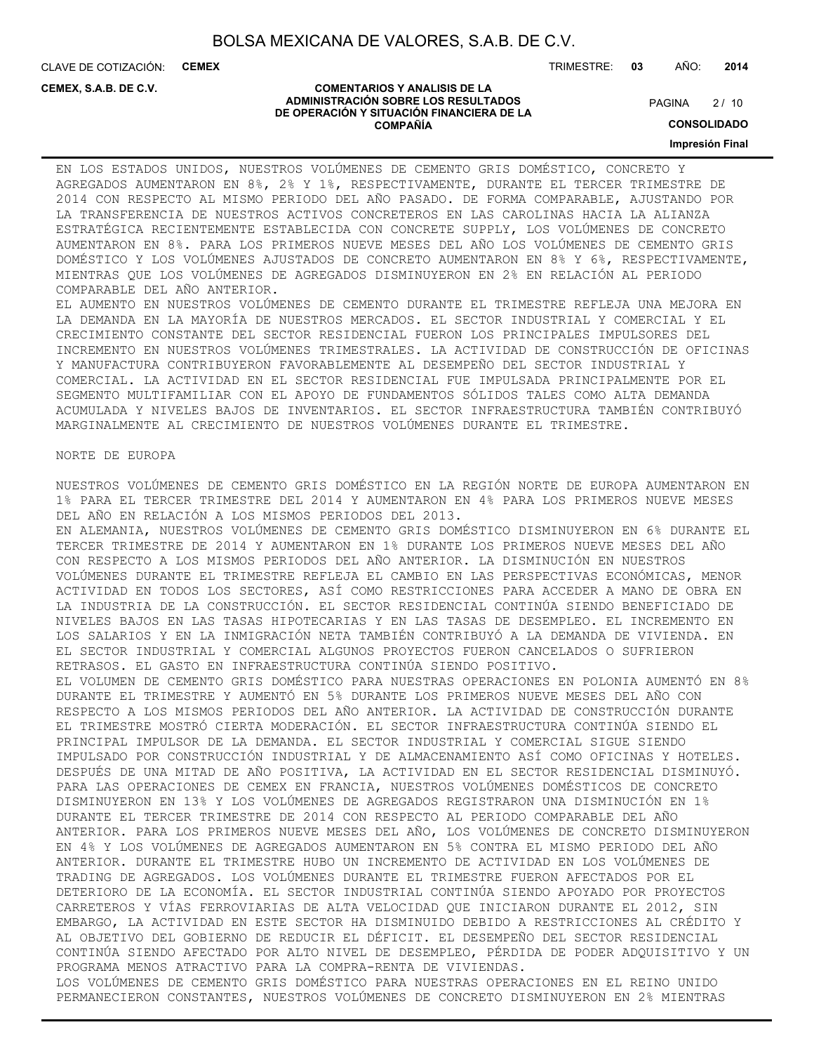EN LOS ESTADOS UNIDOS, NUESTROS VOLÚMENES DE CEMENTO GRIS DOMÉSTICO, CONCRETO Y AGREGADOS AUMENTARON EN 8%, 2% Y 1%, RESPECTIVAMENTE, DURANTE EL TERCER TRIMESTRE DE 2014 CON RESPECTO AL MISMO PERIODO DEL AÑO PASADO. DE FORMA COMPARABLE, AJUSTANDO POR LA TRANSFERENCIA DE NUESTROS ACTIVOS CONCRETEROS EN LAS CAROLINAS HACIA LA ALIANZA ESTRATÉGICA RECIENTEMENTE ESTABLECIDA CON CONCRETE SUPPLY, LOS VOLÚMENES DE CONCRETO AUMENTARON EN 8%. PARA LOS PRIMEROS NUEVE MESES DEL AÑO LOS VOLÚMENES DE CEMENTO GRIS DOMÉSTICO Y LOS VOLÚMENES AJUSTADOS DE CONCRETO AUMENTARON EN 8% Y 6%, RESPECTIVAMENTE, MIENTRAS QUE LOS VOLÚMENES DE AGREGADOS DISMINUYERON EN 2% EN RELACIÓN AL PERIODO COMPARABLE DEL AÑO ANTERIOR.

EL AUMENTO EN NUESTROS VOLÚMENES DE CEMENTO DURANTE EL TRIMESTRE REFLEJA UNA MEJORA EN LA DEMANDA EN LA MAYORÍA DE NUESTROS MERCADOS. EL SECTOR INDUSTRIAL Y COMERCIAL Y EL CRECIMIENTO CONSTANTE DEL SECTOR RESIDENCIAL FUERON LOS PRINCIPALES IMPULSORES DEL INCREMENTO EN NUESTROS VOLÚMENES TRIMESTRALES. LA ACTIVIDAD DE CONSTRUCCIÓN DE OFICINAS Y MANUFACTURA CONTRIBUYERON FAVORABLEMENTE AL DESEMPEÑO DEL SECTOR INDUSTRIAL Y COMERCIAL. LA ACTIVIDAD EN EL SECTOR RESIDENCIAL FUE IMPULSADA PRINCIPALMENTE POR EL SEGMENTO MULTIFAMILIAR CON EL APOYO DE FUNDAMENTOS SÓLIDOS TALES COMO ALTA DEMANDA ACUMULADA Y NIVELES BAJOS DE INVENTARIOS. EL SECTOR INFRAESTRUCTURA TAMBIÉN CONTRIBUYÓ MARGINALMENTE AL CRECIMIENTO DE NUESTROS VOLÚMENES DURANTE EL TRIMESTRE.

NORTE DE EUROPA

NUESTROS VOLÚMENES DE CEMENTO GRIS DOMÉSTICO EN LA REGIÓN NORTE DE EUROPA AUMENTARON EN 1% PARA EL TERCER TRIMESTRE DEL 2014 Y AUMENTARON EN 4% PARA LOS PRIMEROS NUEVE MESES DEL AÑO EN RELACIÓN A LOS MISMOS PERIODOS DEL 2013.

EN ALEMANIA, NUESTROS VOLÚMENES DE CEMENTO GRIS DOMÉSTICO DISMINUYERON EN 6% DURANTE EL TERCER TRIMESTRE DE 2014 Y AUMENTARON EN 1% DURANTE LOS PRIMEROS NUEVE MESES DEL AÑO CON RESPECTO A LOS MISMOS PERIODOS DEL AÑO ANTERIOR. LA DISMINUCIÓN EN NUESTROS VOLÚMENES DURANTE EL TRIMESTRE REFLEJA EL CAMBIO EN LAS PERSPECTIVAS ECONÓMICAS, MENOR ACTIVIDAD EN TODOS LOS SECTORES, ASÍ COMO RESTRICCIONES PARA ACCEDER A MANO DE OBRA EN LA INDUSTRIA DE LA CONSTRUCCIÓN. EL SECTOR RESIDENCIAL CONTINÚA SIENDO BENEFICIADO DE NIVELES BAJOS EN LAS TASAS HIPOTECARIAS Y EN LAS TASAS DE DESEMPLEO. EL INCREMENTO EN LOS SALARIOS Y EN LA INMIGRACIÓN NETA TAMBIÉN CONTRIBUYÓ A LA DEMANDA DE VIVIENDA. EN EL SECTOR INDUSTRIAL Y COMERCIAL ALGUNOS PROYECTOS FUERON CANCELADOS O SUFRIERON RETRASOS. EL GASTO EN INFRAESTRUCTURA CONTINÚA SIENDO POSITIVO.

EL VOLUMEN DE CEMENTO GRIS DOMÉSTICO PARA NUESTRAS OPERACIONES EN POLONIA AUMENTÓ EN 8% DURANTE EL TRIMESTRE Y AUMENTÓ EN 5% DURANTE LOS PRIMEROS NUEVE MESES DEL AÑO CON RESPECTO A LOS MISMOS PERIODOS DEL AÑO ANTERIOR. LA ACTIVIDAD DE CONSTRUCCIÓN DURANTE EL TRIMESTRE MOSTRÓ CIERTA MODERACIÓN. EL SECTOR INFRAESTRUCTURA CONTINÚA SIENDO EL PRINCIPAL IMPULSOR DE LA DEMANDA. EL SECTOR INDUSTRIAL Y COMERCIAL SIGUE SIENDO IMPULSADO POR CONSTRUCCIÓN INDUSTRIAL Y DE ALMACENAMIENTO ASÍ COMO OFICINAS Y HOTELES. DESPUÉS DE UNA MITAD DE AÑO POSITIVA, LA ACTIVIDAD EN EL SECTOR RESIDENCIAL DISMINUYÓ.

PARA LAS OPERACIONES DE CEMEX EN FRANCIA, NUESTROS VOLÚMENES DOMÉSTICOS DE CONCRETO DISMINUYERON EN 13% Y LOS VOLÚMENES DE AGREGADOS REGISTRARON UNA DISMINUCIÓN EN 1% DURANTE EL TERCER TRIMESTRE DE 2014 CON RESPECTO AL PERIODO COMPARABLE DEL AÑO ANTERIOR. PARA LOS PRIMEROS NUEVE MESES DEL AÑO, LOS VOLÚMENES DE CONCRETO DISMINUYERON EN 4% Y LOS VOLÚMENES DE AGREGADOS AUMENTARON EN 5% CONTRA EL MISMO PERIODO DEL AÑO ANTERIOR. DURANTE EL TRIMESTRE HUBO UN INCREMENTO DE ACTIVIDAD EN LOS VOLÚMENES DE TRADING DE AGREGADOS. LOS VOLÚMENES DURANTE EL TRIMESTRE FUERON AFECTADOS POR EL DETERIORO DE LA ECONOMÍA. EL SECTOR INDUSTRIAL CONTINÚA SIENDO APOYADO POR PROYECTOS CARRETEROS Y VÍAS FERROVIARIAS DE ALTA VELOCIDAD QUE INICIARON DURANTE EL 2012, SIN EMBARGO, LA ACTIVIDAD EN ESTE SECTOR HA DISMINUIDO DEBIDO A RESTRICCIONES AL CRÉDITO Y AL OBJETIVO DEL GOBIERNO DE REDUCIR EL DÉFICIT. EL DESEMPEÑO DEL SECTOR RESIDENCIAL CONTINÚA SIENDO AFECTADO POR ALTO NIVEL DE DESEMPLEO, PÉRDIDA DE PODER ADQUISITIVO Y UN PROGRAMA MENOS ATRACTIVO PARA LA COMPRA-RENTA DE VIVIENDAS.

LOS VOLÚMENES DE CEMENTO GRIS DOMÉSTICO PARA NUESTRAS OPERACIONES EN EL REINO UNIDO PERMANECIERON CONSTANTES, NUESTROS VOLÚMENES DE CONCRETO DISMINUYERON EN 2% MIENTRAS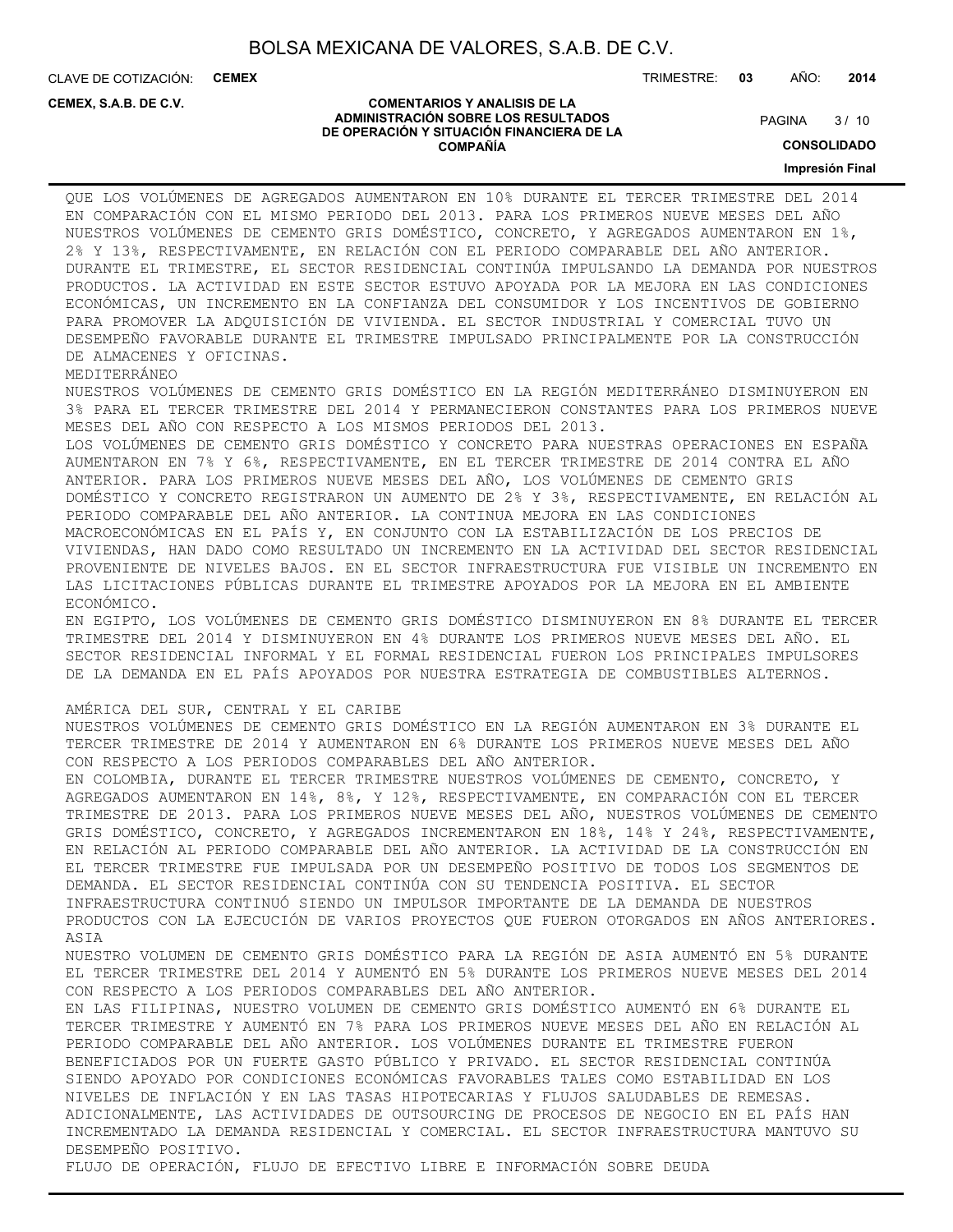QUE LOS VOLÚMENES DE AGREGADOS AUMENTARON EN 10% DURANTE EL TERCER TRIMESTRE DEL 2014 EN COMPARACIÓN CON EL MISMO PERIODO DEL 2013. PARA LOS PRIMEROS NUEVE MESES DEL AÑO NUESTROS VOLÚMENES DE CEMENTO GRIS DOMÉSTICO, CONCRETO, Y AGREGADOS AUMENTARON EN 1%, 2% Y 13%, RESPECTIVAMENTE, EN RELACIÓN CON EL PERIODO COMPARABLE DEL AÑO ANTERIOR. DURANTE EL TRIMESTRE, EL SECTOR RESIDENCIAL CONTINÚA IMPULSANDO LA DEMANDA POR NUESTROS PRODUCTOS. LA ACTIVIDAD EN ESTE SECTOR ESTUVO APOYADA POR LA MEJORA EN LAS CONDICIONES ECONÓMICAS, UN INCREMENTO EN LA CONFIANZA DEL CONSUMIDOR Y LOS INCENTIVOS DE GOBIERNO PARA PROMOVER LA ADQUISICIÓN DE VIVIENDA. EL SECTOR INDUSTRIAL Y COMERCIAL TUVO UN DESEMPEÑO FAVORABLE DURANTE EL TRIMESTRE IMPULSADO PRINCIPALMENTE POR LA CONSTRUCCIÓN DE ALMACENES Y OFICINAS.

MEDITERRÁNEO

NUESTROS VOLÚMENES DE CEMENTO GRIS DOMÉSTICO EN LA REGIÓN MEDITERRÁNEO DISMINUYERON EN 3% PARA EL TERCER TRIMESTRE DEL 2014 Y PERMANECIERON CONSTANTES PARA LOS PRIMEROS NUEVE MESES DEL AÑO CON RESPECTO A LOS MISMOS PERIODOS DEL 2013.

LOS VOLÚMENES DE CEMENTO GRIS DOMÉSTICO Y CONCRETO PARA NUESTRAS OPERACIONES EN ESPAÑA AUMENTARON EN 7% Y 6%, RESPECTIVAMENTE, EN EL TERCER TRIMESTRE DE 2014 CONTRA EL AÑO ANTERIOR. PARA LOS PRIMEROS NUEVE MESES DEL AÑO, LOS VOLÚMENES DE CEMENTO GRIS DOMÉSTICO Y CONCRETO REGISTRARON UN AUMENTO DE 2% Y 3%, RESPECTIVAMENTE, EN RELACIÓN AL PERIODO COMPARABLE DEL AÑO ANTERIOR. LA CONTINUA MEJORA EN LAS CONDICIONES MACROECONÓMICAS EN EL PAÍS Y, EN CONJUNTO CON LA ESTABILIZACIÓN DE LOS PRECIOS DE VIVIENDAS, HAN DADO COMO RESULTADO UN INCREMENTO EN LA ACTIVIDAD DEL SECTOR RESIDENCIAL PROVENIENTE DE NIVELES BAJOS. EN EL SECTOR INFRAESTRUCTURA FUE VISIBLE UN INCREMENTO EN LAS LICITACIONES PÚBLICAS DURANTE EL TRIMESTRE APOYADOS POR LA MEJORA EN EL AMBIENTE ECONÓMICO.

EN EGIPTO, LOS VOLÚMENES DE CEMENTO GRIS DOMÉSTICO DISMINUYERON EN 8% DURANTE EL TERCER TRIMESTRE DEL 2014 Y DISMINUYERON EN 4% DURANTE LOS PRIMEROS NUEVE MESES DEL AÑO. EL SECTOR RESIDENCIAL INFORMAL Y EL FORMAL RESIDENCIAL FUERON LOS PRINCIPALES IMPULSORES DE LA DEMANDA EN EL PAÍS APOYADOS POR NUESTRA ESTRATEGIA DE COMBUSTIBLES ALTERNOS.

AMÉRICA DEL SUR, CENTRAL Y EL CARIBE

NUESTROS VOLÚMENES DE CEMENTO GRIS DOMÉSTICO EN LA REGIÓN AUMENTARON EN 3% DURANTE EL TERCER TRIMESTRE DE 2014 Y AUMENTARON EN 6% DURANTE LOS PRIMEROS NUEVE MESES DEL AÑO CON RESPECTO A LOS PERIODOS COMPARABLES DEL AÑO ANTERIOR.

EN COLOMBIA, DURANTE EL TERCER TRIMESTRE NUESTROS VOLÚMENES DE CEMENTO, CONCRETO, Y AGREGADOS AUMENTARON EN 14%, 8%, Y 12%, RESPECTIVAMENTE, EN COMPARACIÓN CON EL TERCER TRIMESTRE DE 2013. PARA LOS PRIMEROS NUEVE MESES DEL AÑO, NUESTROS VOLÚMENES DE CEMENTO GRIS DOMÉSTICO, CONCRETO, Y AGREGADOS INCREMENTARON EN 18%, 14% Y 24%, RESPECTIVAMENTE, EN RELACIÓN AL PERIODO COMPARABLE DEL AÑO ANTERIOR. LA ACTIVIDAD DE LA CONSTRUCCIÓN EN EL TERCER TRIMESTRE FUE IMPULSADA POR UN DESEMPEÑO POSITIVO DE TODOS LOS SEGMENTOS DE DEMANDA. EL SECTOR RESIDENCIAL CONTINÚA CON SU TENDENCIA POSITIVA. EL SECTOR INFRAESTRUCTURA CONTINUÓ SIENDO UN IMPULSOR IMPORTANTE DE LA DEMANDA DE NUESTROS PRODUCTOS CON LA EJECUCIÓN DE VARIOS PROYECTOS QUE FUERON OTORGADOS EN AÑOS ANTERIORES.

ASIA

NUESTRO VOLUMEN DE CEMENTO GRIS DOMÉSTICO PARA LA REGIÓN DE ASIA AUMENTÓ EN 5% DURANTE EL TERCER TRIMESTRE DEL 2014 Y AUMENTÓ EN 5% DURANTE LOS PRIMEROS NUEVE MESES DEL 2014 CON RESPECTO A LOS PERIODOS COMPARABLES DEL AÑO ANTERIOR.

EN LAS FILIPINAS, NUESTRO VOLUMEN DE CEMENTO GRIS DOMÉSTICO AUMENTÓ EN 6% DURANTE EL TERCER TRIMESTRE Y AUMENTÓ EN 7% PARA LOS PRIMEROS NUEVE MESES DEL AÑO EN RELACIÓN AL PERIODO COMPARABLE DEL AÑO ANTERIOR. LOS VOLÚMENES DURANTE EL TRIMESTRE FUERON BENEFICIADOS POR UN FUERTE GASTO PÚBLICO Y PRIVADO. EL SECTOR RESIDENCIAL CONTINÚA SIENDO APOYADO POR CONDICIONES ECONÓMICAS FAVORABLES TALES COMO ESTABILIDAD EN LOS NIVELES DE INFLACIÓN Y EN LAS TASAS HIPOTECARIAS Y FLUJOS SALUDABLES DE REMESAS. ADICIONALMENTE, LAS ACTIVIDADES DE OUTSOURCING DE PROCESOS DE NEGOCIO EN EL PAÍS HAN INCREMENTADO LA DEMANDA RESIDENCIAL Y COMERCIAL. EL SECTOR INFRAESTRUCTURA MANTUVO SU DESEMPEÑO POSITIVO.

FLUJO DE OPERACIÓN, FLUJO DE EFECTIVO LIBRE E INFORMACIÓN SOBRE DEUDA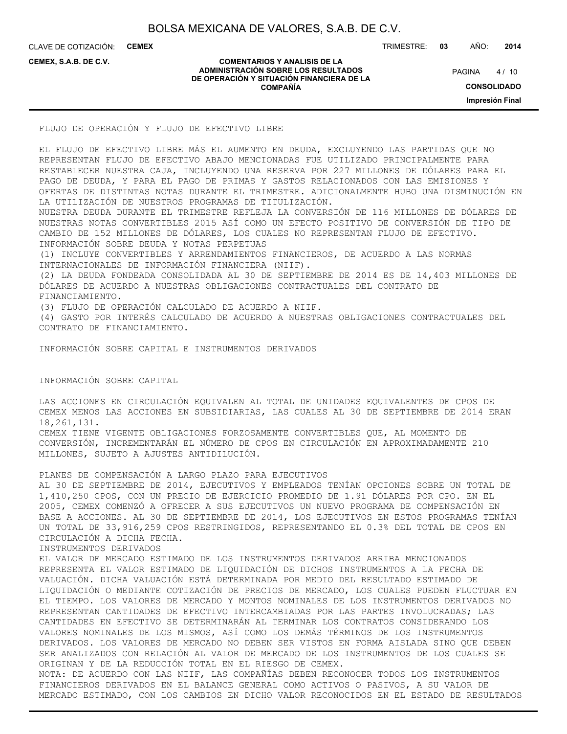FLUJO DE OPERACIÓN Y FLUJO DE EFECTIVO LIBRE

EL FLUJO DE EFECTIVO LIBRE MÁS EL AUMENTO EN DEUDA, EXCLUYENDO LAS PARTIDAS QUE NO REPRESENTAN FLUJO DE EFECTIVO ABAJO MENCIONADAS FUE UTILIZADO PRINCIPALMENTE PARA RESTABLECER NUESTRA CAJA, INCLUYENDO UNA RESERVA POR 227 MILLONES DE DÓLARES PARA EL PAGO DE DEUDA, Y PARA EL PAGO DE PRIMAS Y GASTOS RELACIONADOS CON LAS EMISIONES Y OFERTAS DE DISTINTAS NOTAS DURANTE EL TRIMESTRE. ADICIONALMENTE HUBO UNA DISMINUCIÓN EN LA UTILIZACIÓN DE NUESTROS PROGRAMAS DE TITULIZACIÓN.

NUESTRA DEUDA DURANTE EL TRIMESTRE REFLEJA LA CONVERSIÓN DE 116 MILLONES DE DÓLARES DE NUESTRAS NOTAS CONVERTIBLES 2015 ASÍ COMO UN EFECTO POSITIVO DE CONVERSIÓN DE TIPO DE CAMBIO DE 152 MILLONES DE DÓLARES, LOS CUALES NO REPRESENTAN FLUJO DE EFECTIVO.

INFORMACIÓN SOBRE DEUDA Y NOTAS PERPETUAS

(1) INCLUYE CONVERTIBLES Y ARRENDAMIENTOS FINANCIEROS, DE ACUERDO A LAS NORMAS INTERNACIONALES DE INFORMACIÓN FINANCIERA (NIIF).

(2) LA DEUDA FONDEADA CONSOLIDADA AL 30 DE SEPTIEMBRE DE 2014 ES DE 14,403 MILLONES DE DÓLARES DE ACUERDO A NUESTRAS OBLIGACIONES CONTRACTUALES DEL CONTRATO DE FINANCIAMIENTO.

(3) FLUJO DE OPERACIÓN CALCULADO DE ACUERDO A NIIF.

(4) GASTO POR INTERÉS CALCULADO DE ACUERDO A NUESTRAS OBLIGACIONES CONTRACTUALES DEL CONTRATO DE FINANCIAMIENTO.

INFORMACIÓN SOBRE CAPITAL E INSTRUMENTOS DERIVADOS

INFORMACIÓN SOBRE CAPITAL

LAS ACCIONES EN CIRCULACIÓN EQUIVALEN AL TOTAL DE UNIDADES EQUIVALENTES DE CPOS DE CEMEX MENOS LAS ACCIONES EN SUBSIDIARIAS, LAS CUALES AL 30 DE SEPTIEMBRE DE 2014 ERAN 18,261,131.

CEMEX TIENE VIGENTE OBLIGACIONES FORZOSAMENTE CONVERTIBLES QUE, AL MOMENTO DE CONVERSIÓN, INCREMENTARÁN EL NÚMERO DE CPOS EN CIRCULACIÓN EN APROXIMADAMENTE 210 MILLONES, SUJETO A AJUSTES ANTIDILUCIÓN.

PLANES DE COMPENSACIÓN A LARGO PLAZO PARA EJECUTIVOS

AL 30 DE SEPTIEMBRE DE 2014, EJECUTIVOS Y EMPLEADOS TENÍAN OPCIONES SOBRE UN TOTAL DE 1,410,250 CPOS, CON UN PRECIO DE EJERCICIO PROMEDIO DE 1.91 DÓLARES POR CPO. EN EL 2005, CEMEX COMENZÓ A OFRECER A SUS EJECUTIVOS UN NUEVO PROGRAMA DE COMPENSACIÓN EN BASE A ACCIONES. AL 30 DE SEPTIEMBRE DE 2014, LOS EJECUTIVOS EN ESTOS PROGRAMAS TENÍAN UN TOTAL DE 33,916,259 CPOS RESTRINGIDOS, REPRESENTANDO EL 0.3% DEL TOTAL DE CPOS EN CIRCULACIÓN A DICHA FECHA.

INSTRUMENTOS DERIVADOS

EL VALOR DE MERCADO ESTIMADO DE LOS INSTRUMENTOS DERIVADOS ARRIBA MENCIONADOS REPRESENTA EL VALOR ESTIMADO DE LIQUIDACIÓN DE DICHOS INSTRUMENTOS A LA FECHA DE VALUACIÓN. DICHA VALUACIÓN ESTÁ DETERMINADA POR MEDIO DEL RESULTADO ESTIMADO DE LIQUIDACIÓN O MEDIANTE COTIZACIÓN DE PRECIOS DE MERCADO, LOS CUALES PUEDEN FLUCTUAR EN EL TIEMPO. LOS VALORES DE MERCADO Y MONTOS NOMINALES DE LOS INSTRUMENTOS DERIVADOS NO REPRESENTAN CANTIDADES DE EFECTIVO INTERCAMBIADAS POR LAS PARTES INVOLUCRADAS; LAS CANTIDADES EN EFECTIVO SE DETERMINARÁN AL TERMINAR LOS CONTRATOS CONSIDERANDO LOS VALORES NOMINALES DE LOS MISMOS, ASÍ COMO LOS DEMÁS TÉRMINOS DE LOS INSTRUMENTOS DERIVADOS. LOS VALORES DE MERCADO NO DEBEN SER VISTOS EN FORMA AISLADA SINO QUE DEBEN SER ANALIZADOS CON RELACIÓN AL VALOR DE MERCADO DE LOS INSTRUMENTOS DE LOS CUALES SE ORIGINAN Y DE LA REDUCCIÓN TOTAL EN EL RIESGO DE CEMEX.

NOTA: DE ACUERDO CON LAS NIIF, LAS COMPAÑÍAS DEBEN RECONOCER TODOS LOS INSTRUMENTOS FINANCIEROS DERIVADOS EN EL BALANCE GENERAL COMO ACTIVOS O PASIVOS, A SU VALOR DE MERCADO ESTIMADO, CON LOS CAMBIOS EN DICHO VALOR RECONOCIDOS EN EL ESTADO DE RESULTADOS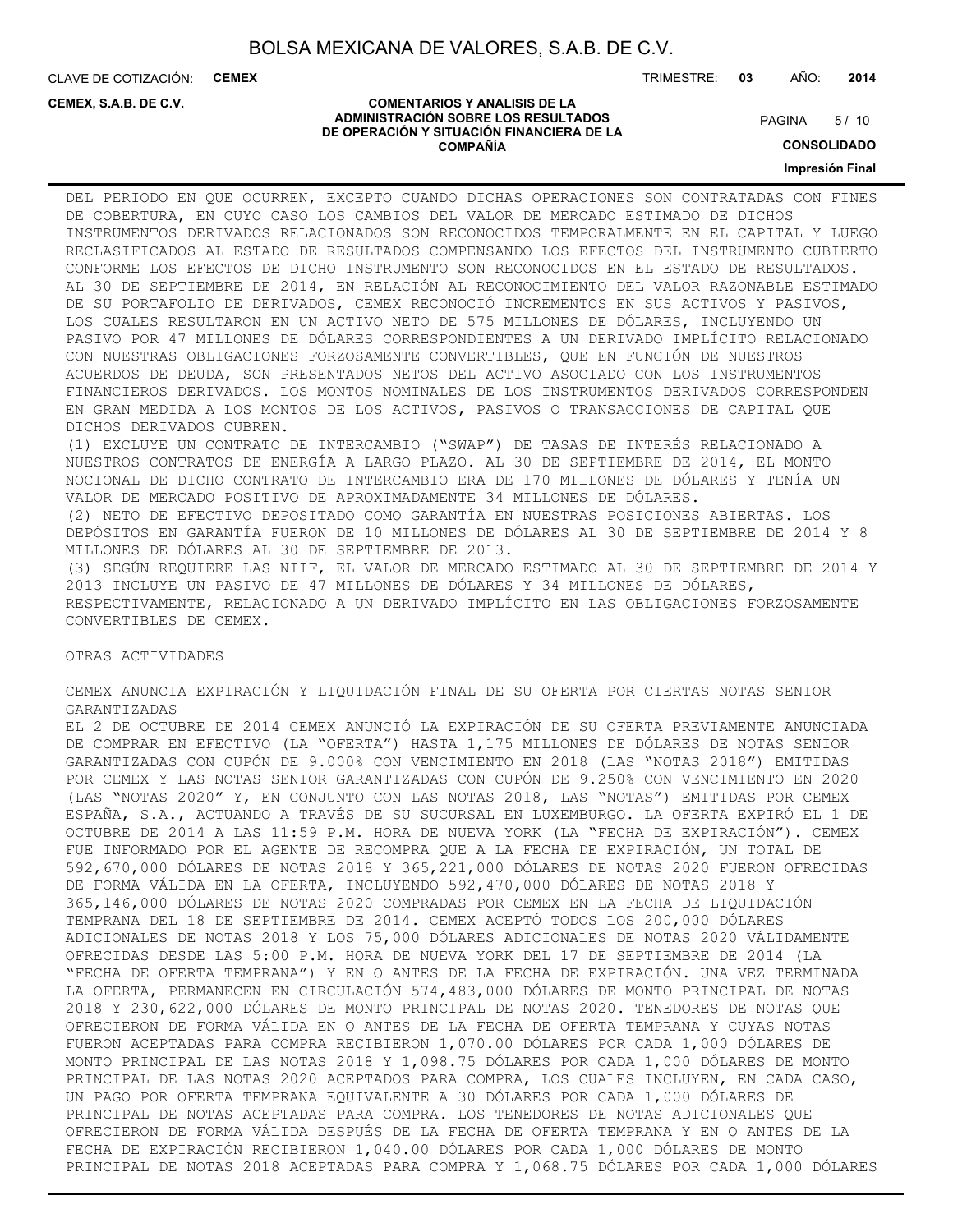DEL PERIODO EN QUE OCURREN, EXCEPTO CUANDO DICHAS OPERACIONES SON CONTRATADAS CON FINES DE COBERTURA, EN CUYO CASO LOS CAMBIOS DEL VALOR DE MERCADO ESTIMADO DE DICHOS INSTRUMENTOS DERIVADOS RELACIONADOS SON RECONOCIDOS TEMPORALMENTE EN EL CAPITAL Y LUEGO RECLASIFICADOS AL ESTADO DE RESULTADOS COMPENSANDO LOS EFECTOS DEL INSTRUMENTO CUBIERTO CONFORME LOS EFECTOS DE DICHO INSTRUMENTO SON RECONOCIDOS EN EL ESTADO DE RESULTADOS. AL 30 DE SEPTIEMBRE DE 2014, EN RELACIÓN AL RECONOCIMIENTO DEL VALOR RAZONABLE ESTIMADO DE SU PORTAFOLIO DE DERIVADOS, CEMEX RECONOCIÓ INCREMENTOS EN SUS ACTIVOS Y PASIVOS, LOS CUALES RESULTARON EN UN ACTIVO NETO DE 575 MILLONES DE DÓLARES, INCLUYENDO UN PASIVO POR 47 MILLONES DE DÓLARES CORRESPONDIENTES A UN DERIVADO IMPLÍCITO RELACIONADO CON NUESTRAS OBLIGACIONES FORZOSAMENTE CONVERTIBLES, QUE EN FUNCIÓN DE NUESTROS ACUERDOS DE DEUDA, SON PRESENTADOS NETOS DEL ACTIVO ASOCIADO CON LOS INSTRUMENTOS FINANCIEROS DERIVADOS. LOS MONTOS NOMINALES DE LOS INSTRUMENTOS DERIVADOS CORRESPONDEN EN GRAN MEDIDA A LOS MONTOS DE LOS ACTIVOS, PASIVOS O TRANSACCIONES DE CAPITAL QUE DICHOS DERIVADOS CUBREN.

(1) EXCLUYE UN CONTRATO DE INTERCAMBIO ("SWAP") DE TASAS DE INTERÉS RELACIONADO A NUESTROS CONTRATOS DE ENERGÍA A LARGO PLAZO. AL 30 DE SEPTIEMBRE DE 2014, EL MONTO NOCIONAL DE DICHO CONTRATO DE INTERCAMBIO ERA DE 170 MILLONES DE DÓLARES Y TENÍA UN VALOR DE MERCADO POSITIVO DE APROXIMADAMENTE 34 MILLONES DE DÓLARES.

(2) NETO DE EFECTIVO DEPOSITADO COMO GARANTÍA EN NUESTRAS POSICIONES ABIERTAS. LOS DEPÓSITOS EN GARANTÍA FUERON DE 10 MILLONES DE DÓLARES AL 30 DE SEPTIEMBRE DE 2014 Y 8 MILLONES DE DÓLARES AL 30 DE SEPTIEMBRE DE 2013.

(3) SEGÚN REQUIERE LAS NIIF, EL VALOR DE MERCADO ESTIMADO AL 30 DE SEPTIEMBRE DE 2014 Y 2013 INCLUYE UN PASIVO DE 47 MILLONES DE DÓLARES Y 34 MILLONES DE DÓLARES, RESPECTIVAMENTE, RELACIONADO A UN DERIVADO IMPLÍCITO EN LAS OBLIGACIONES FORZOSAMENTE CONVERTIBLES DE CEMEX.

## OTRAS ACTIVIDADES

### CEMEX ANUNCIA EXPIRACIÓN Y LIQUIDACIÓN FINAL DE SU OFERTA POR CIERTAS NOTAS SENIOR GARANTIZADAS

EL 2 DE OCTUBRE DE 2014 CEMEX ANUNCIÓ LA EXPIRACIÓN DE SU OFERTA PREVIAMENTE ANUNCIADA DE COMPRAR EN EFECTIVO (LA "OFERTA") HASTA 1,175 MILLONES DE DÓLARES DE NOTAS SENIOR GARANTIZADAS CON CUPÓN DE 9.000% CON VENCIMIENTO EN 2018 (LAS "NOTAS 2018") EMITIDAS POR CEMEX Y LAS NOTAS SENIOR GARANTIZADAS CON CUPÓN DE 9.250% CON VENCIMIENTO EN 2020 (LAS "NOTAS 2020" Y, EN CONJUNTO CON LAS NOTAS 2018, LAS "NOTAS") EMITIDAS POR CEMEX ESPAÑA, S.A., ACTUANDO A TRAVÉS DE SU SUCURSAL EN LUXEMBURGO. LA OFERTA EXPIRÓ EL 1 DE OCTUBRE DE 2014 A LAS 11:59 P.M. HORA DE NUEVA YORK (LA "FECHA DE EXPIRACIÓN"). CEMEX FUE INFORMADO POR EL AGENTE DE RECOMPRA QUE A LA FECHA DE EXPIRACIÓN, UN TOTAL DE 592,670,000 DÓLARES DE NOTAS 2018 Y 365,221,000 DÓLARES DE NOTAS 2020 FUERON OFRECIDAS DE FORMA VÁLIDA EN LA OFERTA, INCLUYENDO 592,470,000 DÓLARES DE NOTAS 2018 Y 365,146,000 DÓLARES DE NOTAS 2020 COMPRADAS POR CEMEX EN LA FECHA DE LIQUIDACIÓN TEMPRANA DEL 18 DE SEPTIEMBRE DE 2014. CEMEX ACEPTÓ TODOS LOS 200,000 DÓLARES ADICIONALES DE NOTAS 2018 Y LOS 75,000 DÓLARES ADICIONALES DE NOTAS 2020 VÁLIDAMENTE OFRECIDAS DESDE LAS 5:00 P.M. HORA DE NUEVA YORK DEL 17 DE SEPTIEMBRE DE 2014 (LA "FECHA DE OFERTA TEMPRANA") Y EN O ANTES DE LA FECHA DE EXPIRACIÓN. UNA VEZ TERMINADA LA OFERTA, PERMANECEN EN CIRCULACIÓN 574,483,000 DÓLARES DE MONTO PRINCIPAL DE NOTAS 2018 Y 230,622,000 DÓLARES DE MONTO PRINCIPAL DE NOTAS 2020. TENEDORES DE NOTAS QUE OFRECIERON DE FORMA VÁLIDA EN O ANTES DE LA FECHA DE OFERTA TEMPRANA Y CUYAS NOTAS FUERON ACEPTADAS PARA COMPRA RECIBIERON 1,070.00 DÓLARES POR CADA 1,000 DÓLARES DE MONTO PRINCIPAL DE LAS NOTAS 2018 Y 1,098.75 DÓLARES POR CADA 1,000 DÓLARES DE MONTO PRINCIPAL DE LAS NOTAS 2020 ACEPTADOS PARA COMPRA, LOS CUALES INCLUYEN, EN CADA CASO, UN PAGO POR OFERTA TEMPRANA EQUIVALENTE A 30 DÓLARES POR CADA 1,000 DÓLARES DE PRINCIPAL DE NOTAS ACEPTADAS PARA COMPRA. LOS TENEDORES DE NOTAS ADICIONALES QUE OFRECIERON DE FORMA VÁLIDA DESPUÉS DE LA FECHA DE OFERTA TEMPRANA Y EN O ANTES DE LA FECHA DE EXPIRACIÓN RECIBIERON 1,040.00 DÓLARES POR CADA 1,000 DÓLARES DE MONTO PRINCIPAL DE NOTAS 2018 ACEPTADAS PARA COMPRA Y 1,068.75 DÓLARES POR CADA 1,000 DÓLARES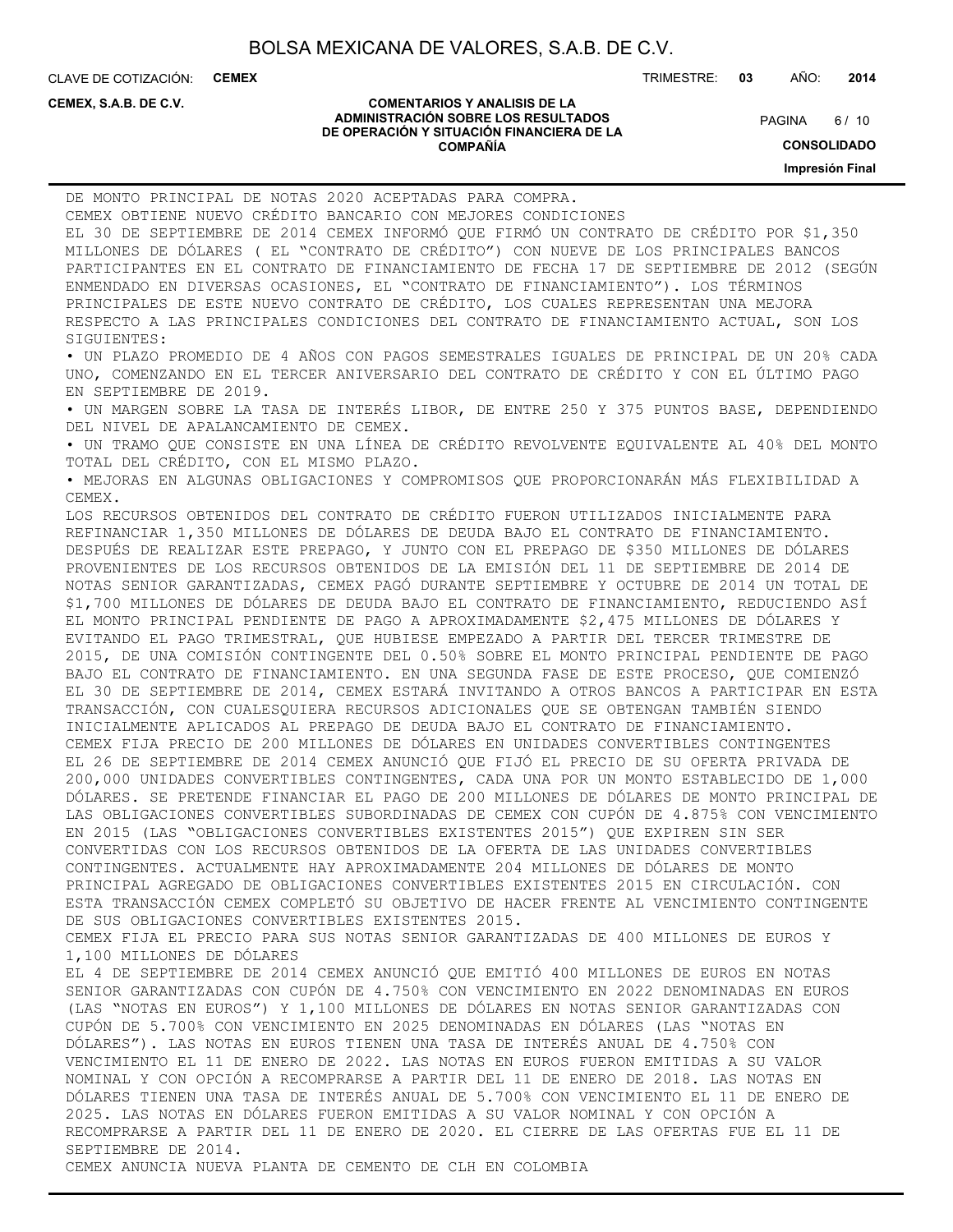DE MONTO PRINCIPAL DE NOTAS 2020 ACEPTADAS PARA COMPRA.

CEMEX OBTIENE NUEVO CRÉDITO BANCARIO CON MEJORES CONDICIONES

EL 30 DE SEPTIEMBRE DE 2014 CEMEX INFORMÓ QUE FIRMÓ UN CONTRATO DE CRÉDITO POR $1,350 MILLONES DE DÓLARES ( EL "CONTRATO DE CRÉDITO") CON NUEVE DE LOS PRINCIPALES BANCOS PARTICIPANTES EN EL CONTRATO DE FINANCIAMIENTO DE FECHA 17 DE SEPTIEMBRE DE 2012 (SEGÚN ENMENDADO EN DIVERSAS OCASIONES, EL "CONTRATO DE FINANCIAMIENTO"). LOS TÉRMINOS PRINCIPALES DE ESTE NUEVO CONTRATO DE CRÉDITO, LOS CUALES REPRESENTAN UNA MEJORA RESPECTO A LAS PRINCIPALES CONDICIONES DEL CONTRATO DE FINANCIAMIENTO ACTUAL, SON LOS SIGUIENTES:

- UN PLAZO PROMEDIO DE 4 AÑOS CON PAGOS SEMESTRALES IGUALES DE PRINCIPAL DE UN 20% CADA UNO, COMENZANDO EN EL TERCER ANIVERSARIO DEL CONTRATO DE CRÉDITO Y CON EL ÚLTIMO PAGO EN SEPTIEMBRE DE 2019.
- UN MARGEN SOBRE LA TASA DE INTERÉS LIBOR, DE ENTRE 250 Y 375 PUNTOS BASE, DEPENDIENDO DEL NIVEL DE APALANCAMIENTO DE CEMEX.
- UN TRAMO QUE CONSISTE EN UNA LÍNEA DE CRÉDITO REVOLVENTE EQUIVALENTE AL 40% DEL MONTO TOTAL DEL CRÉDITO, CON EL MISMO PLAZO.
- MEJORAS EN ALGUNAS OBLIGACIONES Y COMPROMISOS QUE PROPORCIONARÁN MÁS FLEXIBILIDAD A CEMEX.

LOS RECURSOS OBTENIDOS DEL CONTRATO DE CRÉDITO FUERON UTILIZADOS INICIALMENTE PARA REFINANCIAR 1,350 MILLONES DE DÓLARES DE DEUDA BAJO EL CONTRATO DE FINANCIAMIENTO. DESPUÉS DE REALIZAR ESTE PREPAGO, Y JUNTO CON EL PREPAGO DE $350 MILLONES DE DÓLARES PROVENIENTES DE LOS RECURSOS OBTENIDOS DE LA EMISIÓN DEL 11 DE SEPTIEMBRE DE 2014 DE NOTAS SENIOR GARANTIZADAS, CEMEX PAGÓ DURANTE SEPTIEMBRE Y OCTUBRE DE 2014 UN TOTAL DE $1,700 MILLONES DE DÓLARES DE DEUDA BAJO EL CONTRATO DE FINANCIAMIENTO, REDUCIENDO ASÍ EL MONTO PRINCIPAL PENDIENTE DE PAGO A APROXIMADAMENTE $2,475 MILLONES DE DÓLARES Y EVITANDO EL PAGO TRIMESTRAL, QUE HUBIESE EMPEZADO A PARTIR DEL TERCER TRIMESTRE DE 2015, DE UNA COMISIÓN CONTINGENTE DEL 0.50% SOBRE EL MONTO PRINCIPAL PENDIENTE DE PAGO BAJO EL CONTRATO DE FINANCIAMIENTO. EN UNA SEGUNDA FASE DE ESTE PROCESO, QUE COMENZÓ EL 30 DE SEPTIEMBRE DE 2014, CEMEX ESTARÁ INVITANDO A OTROS BANCOS A PARTICIPAR EN ESTA TRANSACCIÓN, CON CUALESQUIERA RECURSOS ADICIONALES QUE SE OBTENGAN TAMBIÉN SIENDO INICIALMENTE APLICADOS AL PREPAGO DE DEUDA BAJO EL CONTRATO DE FINANCIAMIENTO.

CEMEX FIJA PRECIO DE 200 MILLONES DE DÓLARES EN UNIDADES CONVERTIBLES CONTINGENTES

EL 26 DE SEPTIEMBRE DE 2014 CEMEX ANUNCIÓ QUE FIJÓ EL PRECIO DE SU OFERTA PRIVADA DE 200,000 UNIDADES CONVERTIBLES CONTINGENTES, CADA UNA POR UN MONTO ESTABLECIDO DE 1,000 DÓLARES. SE PRETENDE FINANCIAR EL PAGO DE 200 MILLONES DE DÓLARES DE MONTO PRINCIPAL DE LAS OBLIGACIONES CONVERTIBLES SUBORDINADAS DE CEMEX CON CUPÓN DE 4.875% CON VENCIMIENTO EN 2015 (LAS "OBLIGACIONES CONVERTIBLES EXISTENTES 2015") QUE EXPIREN SIN SER CONVERTIDAS CON LOS RECURSOS OBTENIDOS DE LA OFERTA DE LAS UNIDADES CONVERTIBLES CONTINGENTES. ACTUALMENTE HAY APROXIMADAMENTE 204 MILLONES DE DÓLARES DE MONTO PRINCIPAL AGREGADO DE OBLIGACIONES CONVERTIBLES EXISTENTES 2015 EN CIRCULACIÓN. CON ESTA TRANSACCIÓN CEMEX COMPLETÓ SU OBJETIVO DE HACER FRENTE AL VENCIMIENTO CONTINGENTE DE SUS OBLIGACIONES CONVERTIBLES EXISTENTES 2015.

CEMEX FIJA EL PRECIO PARA SUS NOTAS SENIOR GARANTIZADAS DE 400 MILLONES DE EUROS Y 1,100 MILLONES DE DÓLARES

EL 4 DE SEPTIEMBRE DE 2014 CEMEX ANUNCIÓ QUE EMITIÓ 400 MILLONES DE EUROS EN NOTAS SENIOR GARANTIZADAS CON CUPÓN DE 4.750% CON VENCIMIENTO EN 2022 DENOMINADAS EN EUROS (LAS "NOTAS EN EUROS") Y 1,100 MILLONES DE DÓLARES EN NOTAS SENIOR GARANTIZADAS CON CUPÓN DE 5.700% CON VENCIMIENTO EN 2025 DENOMINADAS EN DÓLARES (LAS "NOTAS EN DÓLARES"). LAS NOTAS EN EUROS TIENEN UNA TASA DE INTERÉS ANUAL DE 4.750% CON VENCIMIENTO EL 11 DE ENERO DE 2022. LAS NOTAS EN EUROS FUERON EMITIDAS A SU VALOR NOMINAL Y CON OPCIÓN A RECOMPRARSE A PARTIR DEL 11 DE ENERO DE 2018. LAS NOTAS EN DÓLARES TIENEN UNA TASA DE INTERÉS ANUAL DE 5.700% CON VENCIMIENTO EL 11 DE ENERO DE 2025. LAS NOTAS EN DÓLARES FUERON EMITIDAS A SU VALOR NOMINAL Y CON OPCIÓN A RECOMPRARSE A PARTIR DEL 11 DE ENERO DE 2020. EL CIERRE DE LAS OFERTAS FUE EL 11 DE SEPTIEMBRE DE 2014.

CEMEX ANUNCIA NUEVA PLANTA DE CEMENTO DE CLH EN COLOMBIA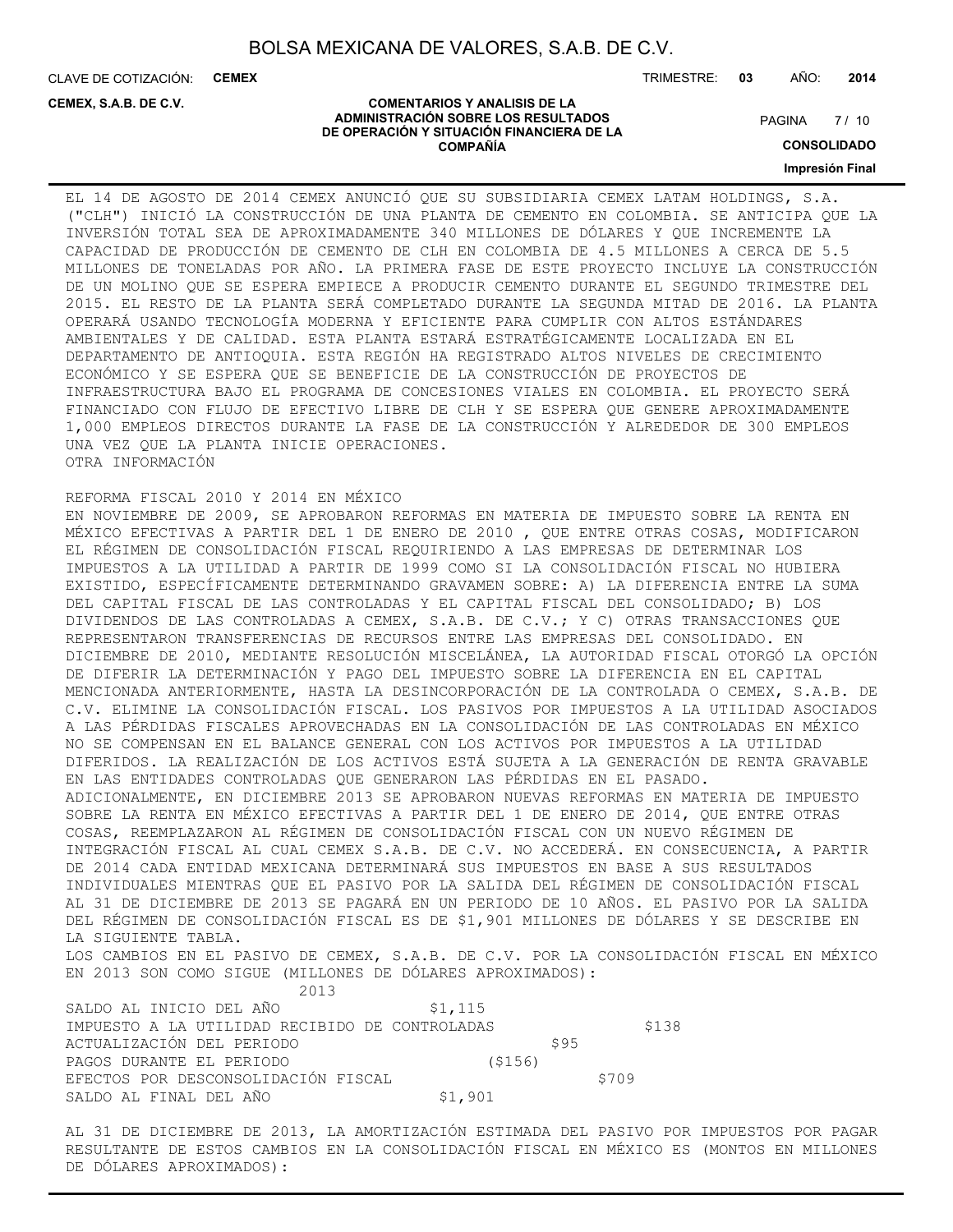EL 14 DE AGOSTO DE 2014 CEMEX ANUNCIÓ QUE SU SUBSIDIARIA CEMEX LATAM HOLDINGS, S.A. ("CLH") INICIÓ LA CONSTRUCCIÓN DE UNA PLANTA DE CEMENTO EN COLOMBIA. SE ANTICIPA QUE LA INVERSIÓN TOTAL SEA DE APROXIMADAMENTE 340 MILLONES DE DÓLARES Y QUE INCREMENTE LA CAPACIDAD DE PRODUCCIÓN DE CEMENTO DE CLH EN COLOMBIA DE 4.5 MILLONES A CERCA DE 5.5 MILLONES DE TONELADAS POR AÑO. LA PRIMERA FASE DE ESTE PROYECTO INCLUYE LA CONSTRUCCIÓN DE UN MOLINO QUE SE ESPERA EMPIECE A PRODUCIR CEMENTO DURANTE EL SEGUNDO TRIMESTRE DEL 2015. EL RESTO DE LA PLANTA SERÁ COMPLETADO DURANTE LA SEGUNDA MITAD DE 2016. LA PLANTA OPERARÁ USANDO TECNOLOGÍA MODERNA Y EFICIENTE PARA CUMPLIR CON ALTOS ESTÁNDARES AMBIENTALES Y DE CALIDAD. ESTA PLANTA ESTARÁ ESTRATÉGICAMENTE LOCALIZADA EN EL DEPARTAMENTO DE ANTIOQUIA. ESTA REGIÓN HA REGISTRADO ALTOS NIVELES DE CRECIMIENTO ECONÓMICO Y SE ESPERA QUE SE BENEFICIE DE LA CONSTRUCCIÓN DE PROYECTOS DE INFRAESTRUCTURA BAJO EL PROGRAMA DE CONCESIONES VIALES EN COLOMBIA. EL PROYECTO SERÁ FINANCIADO CON FLUJO DE EFECTIVO LIBRE DE CLH Y SE ESPERA QUE GENERE APROXIMADAMENTE 1,000 EMPLEOS DIRECTOS DURANTE LA FASE DE LA CONSTRUCCIÓN Y ALREDEDOR DE 300 EMPLEOS UNA VEZ QUE LA PLANTA INICIE OPERACIONES.

OTRA INFORMACIÓN

REFORMA FISCAL 2010 Y 2014 EN MÉXICO

EN NOVIEMBRE DE 2009, SE APROBARON REFORMAS EN MATERIA DE IMPUESTO SOBRE LA RENTA EN MÉXICO EFECTIVAS A PARTIR DEL 1 DE ENERO DE 2010 , QUE ENTRE OTRAS COSAS, MODIFICARON EL RÉGIMEN DE CONSOLIDACIÓN FISCAL REQUIRIENDO A LAS EMPRESAS DE DETERMINAR LOS IMPUESTOS A LA UTILIDAD A PARTIR DE 1999 COMO SI LA CONSOLIDACIÓN FISCAL NO HUBIERA EXISTIDO, ESPECÍFICAMENTE DETERMINANDO GRAVAMEN SOBRE: A) LA DIFERENCIA ENTRE LA SUMA DEL CAPITAL FISCAL DE LAS CONTROLADAS Y EL CAPITAL FISCAL DEL CONSOLIDADO; B) LOS DIVIDENDOS DE LAS CONTROLADAS A CEMEX, S.A.B. DE C.V.; Y C) OTRAS TRANSACCIONES QUE REPRESENTARON TRANSFERENCIAS DE RECURSOS ENTRE LAS EMPRESAS DEL CONSOLIDADO. EN DICIEMBRE DE 2010, MEDIANTE RESOLUCIÓN MISCELÁNEA, LA AUTORIDAD FISCAL OTORGÓ LA OPCIÓN DE DIFERIR LA DETERMINACIÓN Y PAGO DEL IMPUESTO SOBRE LA DIFERENCIA EN EL CAPITAL MENCIONADA ANTERIORMENTE, HASTA LA DESINCORPORACIÓN DE LA CONTROLADA O CEMEX, S.A.B. DE C.V. ELIMINE LA CONSOLIDACIÓN FISCAL. LOS PASIVOS POR IMPUESTOS A LA UTILIDAD ASOCIADOS A LAS PÉRDIDAS FISCALES APROVECHADAS EN LA CONSOLIDACIÓN DE LAS CONTROLADAS EN MÉXICO NO SE COMPENSAN EN EL BALANCE GENERAL CON LOS ACTIVOS POR IMPUESTOS A LA UTILIDAD DIFERIDOS. LA REALIZACIÓN DE LOS ACTIVOS ESTÁ SUJETA A LA GENERACIÓN DE RENTA GRAVABLE EN LAS ENTIDADES CONTROLADAS QUE GENERARON LAS PÉRDIDAS EN EL PASADO.

ADICIONALMENTE, EN DICIEMBRE 2013 SE APROBARON NUEVAS REFORMAS EN MATERIA DE IMPUESTO SOBRE LA RENTA EN MÉXICO EFECTIVAS A PARTIR DEL 1 DE ENERO DE 2014, QUE ENTRE OTRAS COSAS, REEMPLAZARON AL RÉGIMEN DE CONSOLIDACIÓN FISCAL CON UN NUEVO RÉGIMEN DE INTEGRACIÓN FISCAL AL CUAL CEMEX S.A.B. DE C.V. NO ACCEDERÁ. EN CONSECUENCIA, A PARTIR DE 2014 CADA ENTIDAD MEXICANA DETERMINARÁ SUS IMPUESTOS EN BASE A SUS RESULTADOS INDIVIDUALES MIENTRAS QUE EL PASIVO POR LA SALIDA DEL RÉGIMEN DE CONSOLIDACIÓN FISCAL AL 31 DE DICIEMBRE DE 2013 SE PAGARÁ EN UN PERIODO DE 10 AÑOS. EL PASIVO POR LA SALIDA DEL RÉGIMEN DE CONSOLIDACIÓN FISCAL ES DE $1,901 MILLONES DE DÓLARES Y SE DESCRIBE EN LA SIGUIENTE TABLA.

LOS CAMBIOS EN EL PASIVO DE CEMEX, S.A.B. DE C.V. POR LA CONSOLIDACIÓN FISCAL EN MÉXICO EN 2013 SON COMO SIGUE (MILLONES DE DÓLARES APROXIMADOS):

| | 2013 |
|---|---|
| SALDO AL INICIO DEL AÑO | $1,115 |
| IMPUESTO A LA UTILIDAD RECIBIDO DE CONTROLADAS | $138 |
| ACTUALIZACIÓN DEL PERIODO | $95 |
| PAGOS DURANTE EL PERIODO | ($156) |
| EFECTOS POR DESCONSOLIDACIÓN FISCAL | $709 |
| SALDO AL FINAL DEL AÑO | $1,901 |

AL 31 DE DICIEMBRE DE 2013, LA AMORTIZACIÓN ESTIMADA DEL PASIVO POR IMPUESTOS POR PAGAR RESULTANTE DE ESTOS CAMBIOS EN LA CONSOLIDACIÓN FISCAL EN MÉXICO ES (MONTOS EN MILLONES DE DÓLARES APROXIMADOS):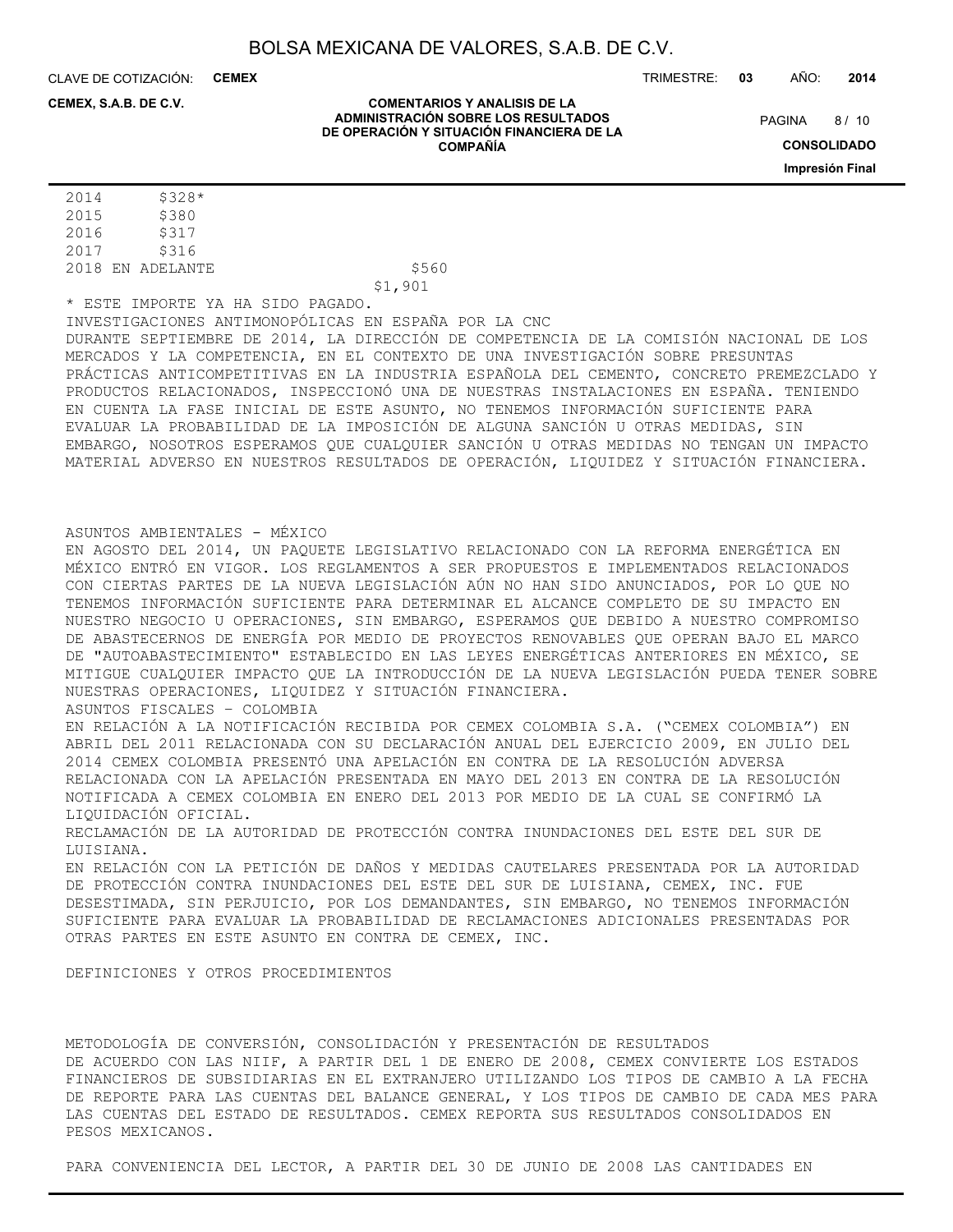| | |
|---|---|
| 2014 | $328* |
| 2015 | $380 |
| 2016 | $317 |
| 2017 | $316 |
| 2018 EN ADELANTE | $560 |
| | $1,901 |

\* ESTE IMPORTE YA HA SIDO PAGADO.

INVESTIGACIONES ANTIMONOPÓLICAS EN ESPAÑA POR LA CNC

DURANTE SEPTIEMBRE DE 2014, LA DIRECCIÓN DE COMPETENCIA DE LA COMISIÓN NACIONAL DE LOS MERCADOS Y LA COMPETENCIA, EN EL CONTEXTO DE UNA INVESTIGACIÓN SOBRE PRESUNTAS PRÁCTICAS ANTICOMPETITIVAS EN LA INDUSTRIA ESPAÑOLA DEL CEMENTO, CONCRETO PREMEZCLADO Y PRODUCTOS RELACIONADOS, INSPECCIONÓ UNA DE NUESTRAS INSTALACIONES EN ESPAÑA. TENIENDO EN CUENTA LA FASE INICIAL DE ESTE ASUNTO, NO TENEMOS INFORMACIÓN SUFICIENTE PARA EVALUAR LA PROBABILIDAD DE LA IMPOSICIÓN DE ALGUNA SANCIÓN U OTRAS MEDIDAS, SIN EMBARGO, NOSOTROS ESPERAMOS QUE CUALQUIER SANCIÓN U OTRAS MEDIDAS NO TENGAN UN IMPACTO MATERIAL ADVERSO EN NUESTROS RESULTADOS DE OPERACIÓN, LIQUIDEZ Y SITUACIÓN FINANCIERA.

ASUNTOS AMBIENTALES - MÉXICO

EN AGOSTO DEL 2014, UN PAQUETE LEGISLATIVO RELACIONADO CON LA REFORMA ENERGÉTICA EN MÉXICO ENTRÓ EN VIGOR. LOS REGLAMENTOS A SER PROPUESTOS E IMPLEMENTADOS RELACIONADOS CON CIERTAS PARTES DE LA NUEVA LEGISLACIÓN AÚN NO HAN SIDO ANUNCIADOS, POR LO QUE NO TENEMOS INFORMACIÓN SUFICIENTE PARA DETERMINAR EL ALCANCE COMPLETO DE SU IMPACTO EN NUESTRO NEGOCIO U OPERACIONES, SIN EMBARGO, ESPERAMOS QUE DEBIDO A NUESTRO COMPROMISO DE ABASTECERNOS DE ENERGÍA POR MEDIO DE PROYECTOS RENOVABLES QUE OPERAN BAJO EL MARCO DE "AUTOABASTECIMIENTO" ESTABLECIDO EN LAS LEYES ENERGÉTICAS ANTERIORES EN MÉXICO, SE MITIGUE CUALQUIER IMPACTO QUE LA INTRODUCCIÓN DE LA NUEVA LEGISLACIÓN PUEDA TENER SOBRE NUESTRAS OPERACIONES, LIQUIDEZ Y SITUACIÓN FINANCIERA.

ASUNTOS FISCALES – COLOMBIA

EN RELACIÓN A LA NOTIFICACIÓN RECIBIDA POR CEMEX COLOMBIA S.A. ("CEMEX COLOMBIA") EN ABRIL DEL 2011 RELACIONADA CON SU DECLARACIÓN ANUAL DEL EJERCICIO 2009, EN JULIO DEL 2014 CEMEX COLOMBIA PRESENTÓ UNA APELACIÓN EN CONTRA DE LA RESOLUCIÓN ADVERSA RELACIONADA CON LA APELACIÓN PRESENTADA EN MAYO DEL 2013 EN CONTRA DE LA RESOLUCIÓN NOTIFICADA A CEMEX COLOMBIA EN ENERO DEL 2013 POR MEDIO DE LA CUAL SE CONFIRMÓ LA LIQUIDACIÓN OFICIAL.

RECLAMACIÓN DE LA AUTORIDAD DE PROTECCIÓN CONTRA INUNDACIONES DEL ESTE DEL SUR DE LUISIANA.

EN RELACIÓN CON LA PETICIÓN DE DAÑOS Y MEDIDAS CAUTELARES PRESENTADA POR LA AUTORIDAD DE PROTECCIÓN CONTRA INUNDACIONES DEL ESTE DEL SUR DE LUISIANA, CEMEX, INC. FUE DESESTIMADA, SIN PERJUICIO, POR LOS DEMANDANTES, SIN EMBARGO, NO TENEMOS INFORMACIÓN SUFICIENTE PARA EVALUAR LA PROBABILIDAD DE RECLAMACIONES ADICIONALES PRESENTADAS POR OTRAS PARTES EN ESTE ASUNTO EN CONTRA DE CEMEX, INC.

DEFINICIONES Y OTROS PROCEDIMIENTOS

METODOLOGÍA DE CONVERSIÓN, CONSOLIDACIÓN Y PRESENTACIÓN DE RESULTADOS

DE ACUERDO CON LAS NIIF, A PARTIR DEL 1 DE ENERO DE 2008, CEMEX CONVIERTE LOS ESTADOS FINANCIEROS DE SUBSIDIARIAS EN EL EXTRANJERO UTILIZANDO LOS TIPOS DE CAMBIO A LA FECHA DE REPORTE PARA LAS CUENTAS DEL BALANCE GENERAL, Y LOS TIPOS DE CAMBIO DE CADA MES PARA LAS CUENTAS DEL ESTADO DE RESULTADOS. CEMEX REPORTA SUS RESULTADOS CONSOLIDADOS EN PESOS MEXICANOS.

PARA CONVENIENCIA DEL LECTOR, A PARTIR DEL 30 DE JUNIO DE 2008 LAS CANTIDADES EN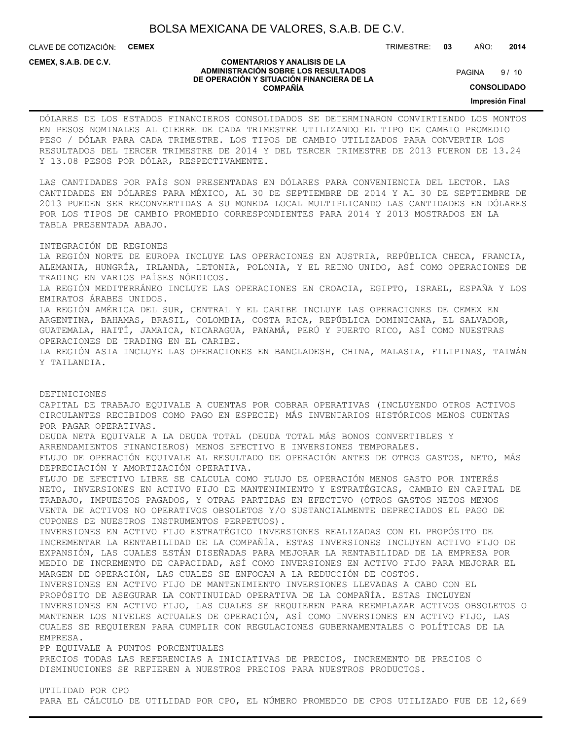DÓLARES DE LOS ESTADOS FINANCIEROS CONSOLIDADOS SE DETERMINARON CONVIRTIENDO LOS MONTOS EN PESOS NOMINALES AL CIERRE DE CADA TRIMESTRE UTILIZANDO EL TIPO DE CAMBIO PROMEDIO PESO / DÓLAR PARA CADA TRIMESTRE. LOS TIPOS DE CAMBIO UTILIZADOS PARA CONVERTIR LOS RESULTADOS DEL TERCER TRIMESTRE DE 2014 Y DEL TERCER TRIMESTRE DE 2013 FUERON DE 13.24 Y 13.08 PESOS POR DÓLAR, RESPECTIVAMENTE.

LAS CANTIDADES POR PAÍS SON PRESENTADAS EN DÓLARES PARA CONVENIENCIA DEL LECTOR. LAS CANTIDADES EN DÓLARES PARA MÉXICO, AL 30 DE SEPTIEMBRE DE 2014 Y AL 30 DE SEPTIEMBRE DE 2013 PUEDEN SER RECONVERTIDAS A SU MONEDA LOCAL MULTIPLICANDO LAS CANTIDADES EN DÓLARES POR LOS TIPOS DE CAMBIO PROMEDIO CORRESPONDIENTES PARA 2014 Y 2013 MOSTRADOS EN LA TABLA PRESENTADA ABAJO.

INTEGRACIÓN DE REGIONES

LA REGIÓN NORTE DE EUROPA INCLUYE LAS OPERACIONES EN AUSTRIA, REPÚBLICA CHECA, FRANCIA, ALEMANIA, HUNGRÍA, IRLANDA, LETONIA, POLONIA, Y EL REINO UNIDO, ASÍ COMO OPERACIONES DE TRADING EN VARIOS PAÍSES NÓRDICOS.

LA REGIÓN MEDITERRÁNEO INCLUYE LAS OPERACIONES EN CROACIA, EGIPTO, ISRAEL, ESPAÑA Y LOS EMIRATOS ÁRABES UNIDOS.

LA REGIÓN AMÉRICA DEL SUR, CENTRAL Y EL CARIBE INCLUYE LAS OPERACIONES DE CEMEX EN ARGENTINA, BAHAMAS, BRASIL, COLOMBIA, COSTA RICA, REPÚBLICA DOMINICANA, EL SALVADOR, GUATEMALA, HAITÍ, JAMAICA, NICARAGUA, PANAMÁ, PERÚ Y PUERTO RICO, ASÍ COMO NUESTRAS OPERACIONES DE TRADING EN EL CARIBE.

LA REGIÓN ASIA INCLUYE LAS OPERACIONES EN BANGLADESH, CHINA, MALASIA, FILIPINAS, TAIWÁN Y TAILANDIA.

DEFINICIONES

CAPITAL DE TRABAJO EQUIVALE A CUENTAS POR COBRAR OPERATIVAS (INCLUYENDO OTROS ACTIVOS CIRCULANTES RECIBIDOS COMO PAGO EN ESPECIE) MÁS INVENTARIOS HISTÓRICOS MENOS CUENTAS POR PAGAR OPERATIVAS.

DEUDA NETA EQUIVALE A LA DEUDA TOTAL (DEUDA TOTAL MÁS BONOS CONVERTIBLES Y ARRENDAMIENTOS FINANCIEROS) MENOS EFECTIVO E INVERSIONES TEMPORALES.

FLUJO DE OPERACIÓN EQUIVALE AL RESULTADO DE OPERACIÓN ANTES DE OTROS GASTOS, NETO, MÁS DEPRECIACIÓN Y AMORTIZACIÓN OPERATIVA.

FLUJO DE EFECTIVO LIBRE SE CALCULA COMO FLUJO DE OPERACIÓN MENOS GASTO POR INTERÉS NETO, INVERSIONES EN ACTIVO FIJO DE MANTENIMIENTO Y ESTRATÉGICAS, CAMBIO EN CAPITAL DE TRABAJO, IMPUESTOS PAGADOS, Y OTRAS PARTIDAS EN EFECTIVO (OTROS GASTOS NETOS MENOS VENTA DE ACTIVOS NO OPERATIVOS OBSOLETOS Y/O SUSTANCIALMENTE DEPRECIADOS EL PAGO DE CUPONES DE NUESTROS INSTRUMENTOS PERPETUOS).

INVERSIONES EN ACTIVO FIJO ESTRATÉGICO INVERSIONES REALIZADAS CON EL PROPÓSITO DE INCREMENTAR LA RENTABILIDAD DE LA COMPAÑÍA. ESTAS INVERSIONES INCLUYEN ACTIVO FIJO DE EXPANSIÓN, LAS CUALES ESTÁN DISEÑADAS PARA MEJORAR LA RENTABILIDAD DE LA EMPRESA POR MEDIO DE INCREMENTO DE CAPACIDAD, ASÍ COMO INVERSIONES EN ACTIVO FIJO PARA MEJORAR EL MARGEN DE OPERACIÓN, LAS CUALES SE ENFOCAN A LA REDUCCIÓN DE COSTOS.

INVERSIONES EN ACTIVO FIJO DE MANTENIMIENTO INVERSIONES LLEVADAS A CABO CON EL PROPÓSITO DE ASEGURAR LA CONTINUIDAD OPERATIVA DE LA COMPAÑÍA. ESTAS INCLUYEN INVERSIONES EN ACTIVO FIJO, LAS CUALES SE REQUIEREN PARA REEMPLAZAR ACTIVOS OBSOLETOS O MANTENER LOS NIVELES ACTUALES DE OPERACIÓN, ASÍ COMO INVERSIONES EN ACTIVO FIJO, LAS CUALES SE REQUIEREN PARA CUMPLIR CON REGULACIONES GUBERNAMENTALES O POLÍTICAS DE LA EMPRESA.

PP EQUIVALE A PUNTOS PORCENTUALES

PRECIOS TODAS LAS REFERENCIAS A INICIATIVAS DE PRECIOS, INCREMENTO DE PRECIOS O DISMINUCIONES SE REFIEREN A NUESTROS PRECIOS PARA NUESTROS PRODUCTOS.

UTILIDAD POR CPO

PARA EL CÁLCULO DE UTILIDAD POR CPO, EL NÚMERO PROMEDIO DE CPOS UTILIZADO FUE DE 12,669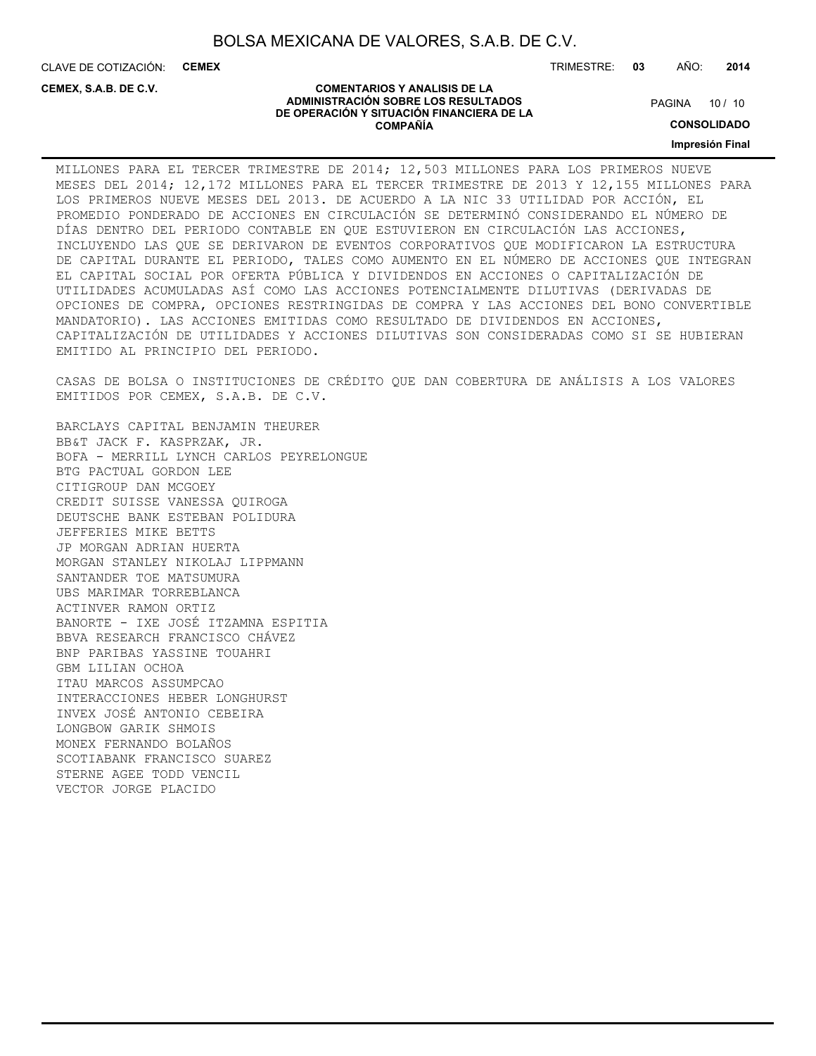MILLONES PARA EL TERCER TRIMESTRE DE 2014; 12,503 MILLONES PARA LOS PRIMEROS NUEVE MESES DEL 2014; 12,172 MILLONES PARA EL TERCER TRIMESTRE DE 2013 Y 12,155 MILLONES PARA LOS PRIMEROS NUEVE MESES DEL 2013. DE ACUERDO A LA NIC 33 UTILIDAD POR ACCIÓN, EL PROMEDIO PONDERADO DE ACCIONES EN CIRCULACIÓN SE DETERMINÓ CONSIDERANDO EL NÚMERO DE DÍAS DENTRO DEL PERIODO CONTABLE EN QUE ESTUVIERON EN CIRCULACIÓN LAS ACCIONES, INCLUYENDO LAS QUE SE DERIVARON DE EVENTOS CORPORATIVOS QUE MODIFICARON LA ESTRUCTURA DE CAPITAL DURANTE EL PERIODO, TALES COMO AUMENTO EN EL NÚMERO DE ACCIONES QUE INTEGRAN EL CAPITAL SOCIAL POR OFERTA PÚBLICA Y DIVIDENDOS EN ACCIONES O CAPITALIZACIÓN DE UTILIDADES ACUMULADAS ASÍ COMO LAS ACCIONES POTENCIALMENTE DILUTIVAS (DERIVADAS DE OPCIONES DE COMPRA, OPCIONES RESTRINGIDAS DE COMPRA Y LAS ACCIONES DEL BONO CONVERTIBLE MANDATORIO). LAS ACCIONES EMITIDAS COMO RESULTADO DE DIVIDENDOS EN ACCIONES, CAPITALIZACIÓN DE UTILIDADES Y ACCIONES DILUTIVAS SON CONSIDERADAS COMO SI SE HUBIERAN EMITIDO AL PRINCIPIO DEL PERIODO.

CASAS DE BOLSA O INSTITUCIONES DE CRÉDITO QUE DAN COBERTURA DE ANÁLISIS A LOS VALORES EMITIDOS POR CEMEX, S.A.B. DE C.V.

BARCLAYS CAPITAL BENJAMIN THEURER
BB&T JACK F. KASPRZAK, JR.
BOFA - MERRILL LYNCH CARLOS PEYRELONGUE
BTG PACTUAL GORDON LEE
CITIGROUP DAN MCGOEY
CREDIT SUISSE VANESSA QUIROGA
DEUTSCHE BANK ESTEBAN POLIDURA
JEFFERIES MIKE BETTS
JP MORGAN ADRIAN HUERTA
MORGAN STANLEY NIKOLAJ LIPPMANN
SANTANDER TOE MATSUMURA
UBS MARIMAR TORREBLANCA
ACTINVER RAMON ORTIZ
BANORTE - IXE JOSÉ ITZAMNA ESPITIA
BBVA RESEARCH FRANCISCO CHÁVEZ
BNP PARIBAS YASSINE TOUAHRI
GBM LILIAN OCHOA
ITAU MARCOS ASSUMPCAO
INTERACCIONES HEBER LONGHURST
INVEX JOSÉ ANTONIO CEBEIRA
LONGBOW GARIK SHMOIS
MONEX FERNANDO BOLAÑOS
SCOTIABANK FRANCISCO SUAREZ
STERNE AGEE TODD VENCIL
VECTOR JORGE PLACIDO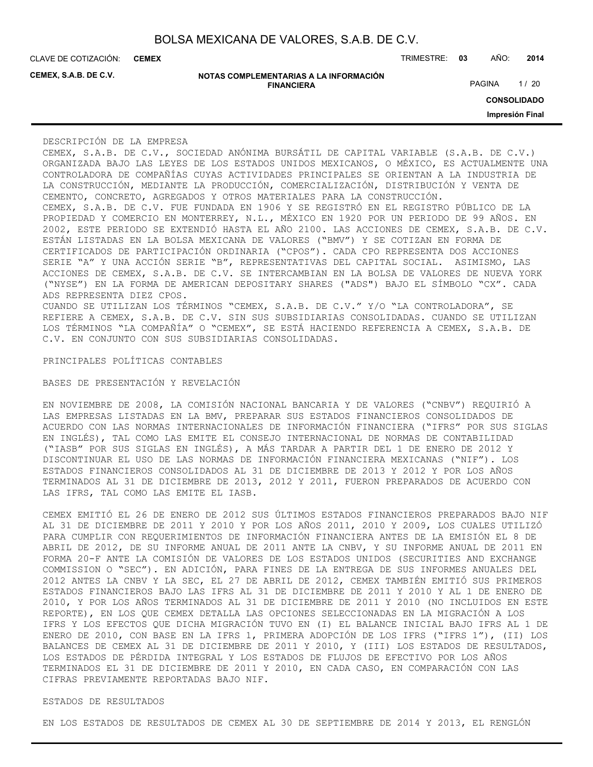## DESCRIPCIÓN DE LA EMPRESA

CEMEX, S.A.B. DE C.V., SOCIEDAD ANÓNIMA BURSÁTIL DE CAPITAL VARIABLE (S.A.B. DE C.V.) ORGANIZADA BAJO LAS LEYES DE LOS ESTADOS UNIDOS MEXICANOS, O MÉXICO, ES ACTUALMENTE UNA CONTROLADORA DE COMPAÑÍAS CUYAS ACTIVIDADES PRINCIPALES SE ORIENTAN A LA INDUSTRIA DE LA CONSTRUCCIÓN, MEDIANTE LA PRODUCCIÓN, COMERCIALIZACIÓN, DISTRIBUCIÓN Y VENTA DE CEMENTO, CONCRETO, AGREGADOS Y OTROS MATERIALES PARA LA CONSTRUCCIÓN.

CEMEX, S.A.B. DE C.V. FUE FUNDADA EN 1906 Y SE REGISTRÓ EN EL REGISTRO PÚBLICO DE LA PROPIEDAD Y COMERCIO EN MONTERREY, N.L., MÉXICO EN 1920 POR UN PERIODO DE 99 AÑOS. EN 2002, ESTE PERIODO SE EXTENDIÓ HASTA EL AÑO 2100. LAS ACCIONES DE CEMEX, S.A.B. DE C.V. ESTÁN LISTADAS EN LA BOLSA MEXICANA DE VALORES ("BMV") Y SE COTIZAN EN FORMA DE CERTIFICADOS DE PARTICIPACIÓN ORDINARIA ("CPOS"). CADA CPO REPRESENTA DOS ACCIONES SERIE "A" Y UNA ACCIÓN SERIE "B", REPRESENTATIVAS DEL CAPITAL SOCIAL. ASIMISMO, LAS ACCIONES DE CEMEX, S.A.B. DE C.V. SE INTERCAMBIAN EN LA BOLSA DE VALORES DE NUEVA YORK ("NYSE") EN LA FORMA DE AMERICAN DEPOSITARY SHARES ("ADS") BAJO EL SÍMBOLO "CX". CADA ADS REPRESENTA DIEZ CPOS.

CUANDO SE UTILIZAN LOS TÉRMINOS "CEMEX, S.A.B. DE C.V." Y/O "LA CONTROLADORA", SE REFIERE A CEMEX, S.A.B. DE C.V. SIN SUS SUBSIDIARIAS CONSOLIDADAS. CUANDO SE UTILIZAN LOS TÉRMINOS "LA COMPAÑÍA" O "CEMEX", SE ESTÁ HACIENDO REFERENCIA A CEMEX, S.A.B. DE C.V. EN CONJUNTO CON SUS SUBSIDIARIAS CONSOLIDADAS.

## PRINCIPALES POLÍTICAS CONTABLES

### BASES DE PRESENTACIÓN Y REVELACIÓN

EN NOVIEMBRE DE 2008, LA COMISIÓN NACIONAL BANCARIA Y DE VALORES ("CNBV") REQUIRIÓ A LAS EMPRESAS LISTADAS EN LA BMV, PREPARAR SUS ESTADOS FINANCIEROS CONSOLIDADOS DE ACUERDO CON LAS NORMAS INTERNACIONALES DE INFORMACIÓN FINANCIERA ("IFRS" POR SUS SIGLAS EN INGLÉS), TAL COMO LAS EMITE EL CONSEJO INTERNACIONAL DE NORMAS DE CONTABILIDAD ("IASB" POR SUS SIGLAS EN INGLÉS), A MÁS TARDAR A PARTIR DEL 1 DE ENERO DE 2012 Y DISCONTINUAR EL USO DE LAS NORMAS DE INFORMACIÓN FINANCIERA MEXICANAS ("NIF"). LOS ESTADOS FINANCIEROS CONSOLIDADOS AL 31 DE DICIEMBRE DE 2013 Y 2012 Y POR LOS AÑOS TERMINADOS AL 31 DE DICIEMBRE DE 2013, 2012 Y 2011, FUERON PREPARADOS DE ACUERDO CON LAS IFRS, TAL COMO LAS EMITE EL IASB.

CEMEX EMITIÓ EL 26 DE ENERO DE 2012 SUS ÚLTIMOS ESTADOS FINANCIEROS PREPARADOS BAJO NIF AL 31 DE DICIEMBRE DE 2011 Y 2010 Y POR LOS AÑOS 2011, 2010 Y 2009, LOS CUALES UTILIZÓ PARA CUMPLIR CON REQUERIMIENTOS DE INFORMACIÓN FINANCIERA ANTES DE LA EMISIÓN EL 8 DE ABRIL DE 2012, DE SU INFORME ANUAL DE 2011 ANTE LA CNBV, Y SU INFORME ANUAL DE 2011 EN FORMA 20-F ANTE LA COMISIÓN DE VALORES DE LOS ESTADOS UNIDOS (SECURITIES AND EXCHANGE COMMISSION O "SEC"). EN ADICIÓN, PARA FINES DE LA ENTREGA DE SUS INFORMES ANUALES DEL 2012 ANTES LA CNBV Y LA SEC, EL 27 DE ABRIL DE 2012, CEMEX TAMBIÉN EMITIÓ SUS PRIMEROS ESTADOS FINANCIEROS BAJO LAS IFRS AL 31 DE DICIEMBRE DE 2011 Y 2010 Y AL 1 DE ENERO DE 2010, Y POR LOS AÑOS TERMINADOS AL 31 DE DICIEMBRE DE 2011 Y 2010 (NO INCLUIDOS EN ESTE REPORTE), EN LOS QUE CEMEX DETALLA LAS OPCIONES SELECCIONADAS EN LA MIGRACIÓN A LOS IFRS Y LOS EFECTOS QUE DICHA MIGRACIÓN TUVO EN (I) EL BALANCE INICIAL BAJO IFRS AL 1 DE ENERO DE 2010, CON BASE EN LA IFRS 1, PRIMERA ADOPCIÓN DE LOS IFRS ("IFRS 1"), (II) LOS BALANCES DE CEMEX AL 31 DE DICIEMBRE DE 2011 Y 2010, Y (III) LOS ESTADOS DE RESULTADOS, LOS ESTADOS DE PÉRDIDA INTEGRAL Y LOS ESTADOS DE FLUJOS DE EFECTIVO POR LOS AÑOS TERMINADOS EL 31 DE DICIEMBRE DE 2011 Y 2010, EN CADA CASO, EN COMPARACIÓN CON LAS CIFRAS PREVIAMENTE REPORTADAS BAJO NIF.

### ESTADOS DE RESULTADOS

EN LOS ESTADOS DE RESULTADOS DE CEMEX AL 30 DE SEPTIEMBRE DE 2014 Y 2013, EL RENGLÓN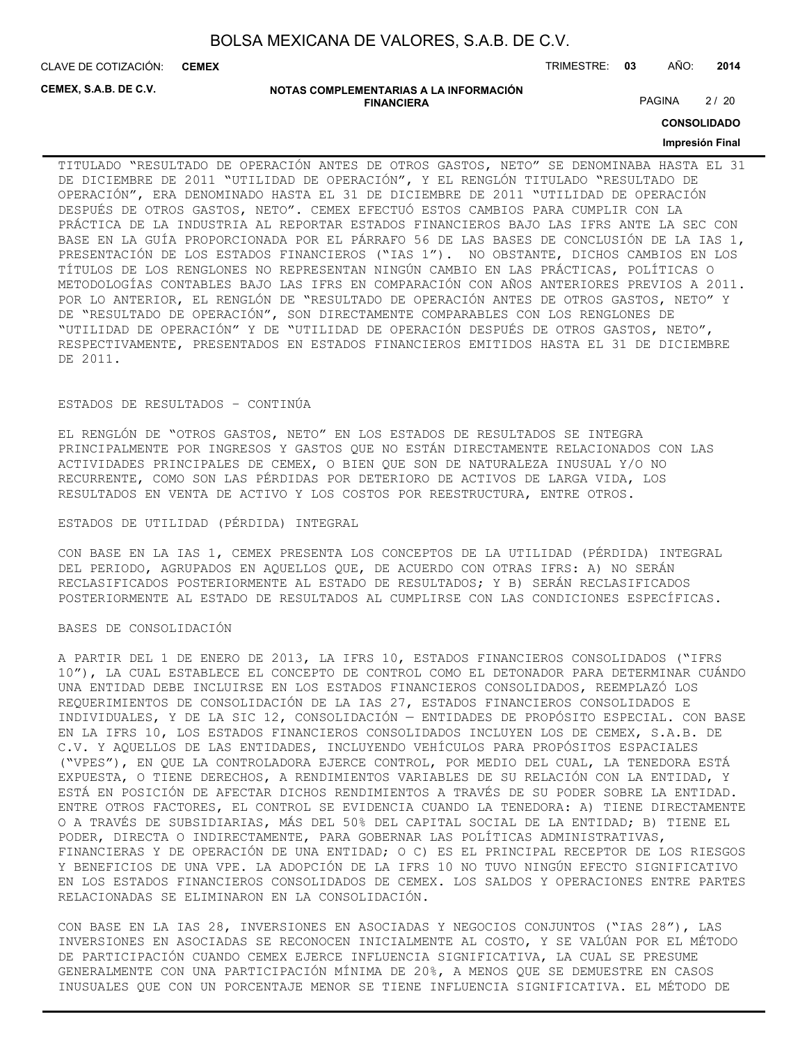TITULADO "RESULTADO DE OPERACIÓN ANTES DE OTROS GASTOS, NETO" SE DENOMINABA HASTA EL 31 DE DICIEMBRE DE 2011 "UTILIDAD DE OPERACIÓN", Y EL RENGLÓN TITULADO "RESULTADO DE OPERACIÓN", ERA DENOMINADO HASTA EL 31 DE DICIEMBRE DE 2011 "UTILIDAD DE OPERACIÓN DESPUÉS DE OTROS GASTOS, NETO". CEMEX EFECTUÓ ESTOS CAMBIOS PARA CUMPLIR CON LA PRÁCTICA DE LA INDUSTRIA AL REPORTAR ESTADOS FINANCIEROS BAJO LAS IFRS ANTE LA SEC CON BASE EN LA GUÍA PROPORCIONADA POR EL PÁRRAFO 56 DE LAS BASES DE CONCLUSIÓN DE LA IAS 1, PRESENTACIÓN DE LOS ESTADOS FINANCIEROS ("IAS 1"). NO OBSTANTE, DICHOS CAMBIOS EN LOS TÍTULOS DE LOS RENGLONES NO REPRESENTAN NINGÚN CAMBIO EN LAS PRÁCTICAS, POLÍTICAS O METODOLOGÍAS CONTABLES BAJO LAS IFRS EN COMPARACIÓN CON AÑOS ANTERIORES PREVIOS A 2011. POR LO ANTERIOR, EL RENGLÓN DE "RESULTADO DE OPERACIÓN ANTES DE OTROS GASTOS, NETO" Y DE "RESULTADO DE OPERACIÓN", SON DIRECTAMENTE COMPARABLES CON LOS RENGLONES DE "UTILIDAD DE OPERACIÓN" Y DE "UTILIDAD DE OPERACIÓN DESPUÉS DE OTROS GASTOS, NETO", RESPECTIVAMENTE, PRESENTADOS EN ESTADOS FINANCIEROS EMITIDOS HASTA EL 31 DE DICIEMBRE DE 2011.

ESTADOS DE RESULTADOS – CONTINÚA

EL RENGLÓN DE "OTROS GASTOS, NETO" EN LOS ESTADOS DE RESULTADOS SE INTEGRA PRINCIPALMENTE POR INGRESOS Y GASTOS QUE NO ESTÁN DIRECTAMENTE RELACIONADOS CON LAS ACTIVIDADES PRINCIPALES DE CEMEX, O BIEN QUE SON DE NATURALEZA INUSUAL Y/O NO RECURRENTE, COMO SON LAS PÉRDIDAS POR DETERIORO DE ACTIVOS DE LARGA VIDA, LOS RESULTADOS EN VENTA DE ACTIVO Y LOS COSTOS POR REESTRUCTURA, ENTRE OTROS.

ESTADOS DE UTILIDAD (PÉRDIDA) INTEGRAL

CON BASE EN LA IAS 1, CEMEX PRESENTA LOS CONCEPTOS DE LA UTILIDAD (PÉRDIDA) INTEGRAL DEL PERIODO, AGRUPADOS EN AQUELLOS QUE, DE ACUERDO CON OTRAS IFRS: A) NO SERÁN RECLASIFICADOS POSTERIORMENTE AL ESTADO DE RESULTADOS; Y B) SERÁN RECLASIFICADOS POSTERIORMENTE AL ESTADO DE RESULTADOS AL CUMPLIRSE CON LAS CONDICIONES ESPECÍFICAS.

BASES DE CONSOLIDACIÓN

A PARTIR DEL 1 DE ENERO DE 2013, LA IFRS 10, ESTADOS FINANCIEROS CONSOLIDADOS ("IFRS 10"), LA CUAL ESTABLECE EL CONCEPTO DE CONTROL COMO EL DETONADOR PARA DETERMINAR CUÁNDO UNA ENTIDAD DEBE INCLUIRSE EN LOS ESTADOS FINANCIEROS CONSOLIDADOS, REEMPLAZÓ LOS REQUERIMIENTOS DE CONSOLIDACIÓN DE LA IAS 27, ESTADOS FINANCIEROS CONSOLIDADOS E INDIVIDUALES, Y DE LA SIC 12, CONSOLIDACIÓN — ENTIDADES DE PROPÓSITO ESPECIAL. CON BASE EN LA IFRS 10, LOS ESTADOS FINANCIEROS CONSOLIDADOS INCLUYEN LOS DE CEMEX, S.A.B. DE C.V. Y AQUELLOS DE LAS ENTIDADES, INCLUYENDO VEHÍCULOS PARA PROPÓSITOS ESPACIALES ("VPES"), EN QUE LA CONTROLADORA EJERCE CONTROL, POR MEDIO DEL CUAL, LA TENEDORA ESTÁ EXPUESTA, O TIENE DERECHOS, A RENDIMIENTOS VARIABLES DE SU RELACIÓN CON LA ENTIDAD, Y ESTÁ EN POSICIÓN DE AFECTAR DICHOS RENDIMIENTOS A TRAVÉS DE SU PODER SOBRE LA ENTIDAD. ENTRE OTROS FACTORES, EL CONTROL SE EVIDENCIA CUANDO LA TENEDORA: A) TIENE DIRECTAMENTE O A TRAVÉS DE SUBSIDIARIAS, MÁS DEL 50% DEL CAPITAL SOCIAL DE LA ENTIDAD; B) TIENE EL PODER, DIRECTA O INDIRECTAMENTE, PARA GOBERNAR LAS POLÍTICAS ADMINISTRATIVAS, FINANCIERAS Y DE OPERACIÓN DE UNA ENTIDAD; O C) ES EL PRINCIPAL RECEPTOR DE LOS RIESGOS Y BENEFICIOS DE UNA VPE. LA ADOPCIÓN DE LA IFRS 10 NO TUVO NINGÚN EFECTO SIGNIFICATIVO EN LOS ESTADOS FINANCIEROS CONSOLIDADOS DE CEMEX. LOS SALDOS Y OPERACIONES ENTRE PARTES RELACIONADAS SE ELIMINARON EN LA CONSOLIDACIÓN.

CON BASE EN LA IAS 28, INVERSIONES EN ASOCIADAS Y NEGOCIOS CONJUNTOS ("IAS 28"), LAS INVERSIONES EN ASOCIADAS SE RECONOCEN INICIALMENTE AL COSTO, Y SE VALÚAN POR EL MÉTODO DE PARTICIPACIÓN CUANDO CEMEX EJERCE INFLUENCIA SIGNIFICATIVA, LA CUAL SE PRESUME GENERALMENTE CON UNA PARTICIPACIÓN MÍNIMA DE 20%, A MENOS QUE SE DEMUESTRE EN CASOS INUSUALES QUE CON UN PORCENTAJE MENOR SE TIENE INFLUENCIA SIGNIFICATIVA. EL MÉTODO DE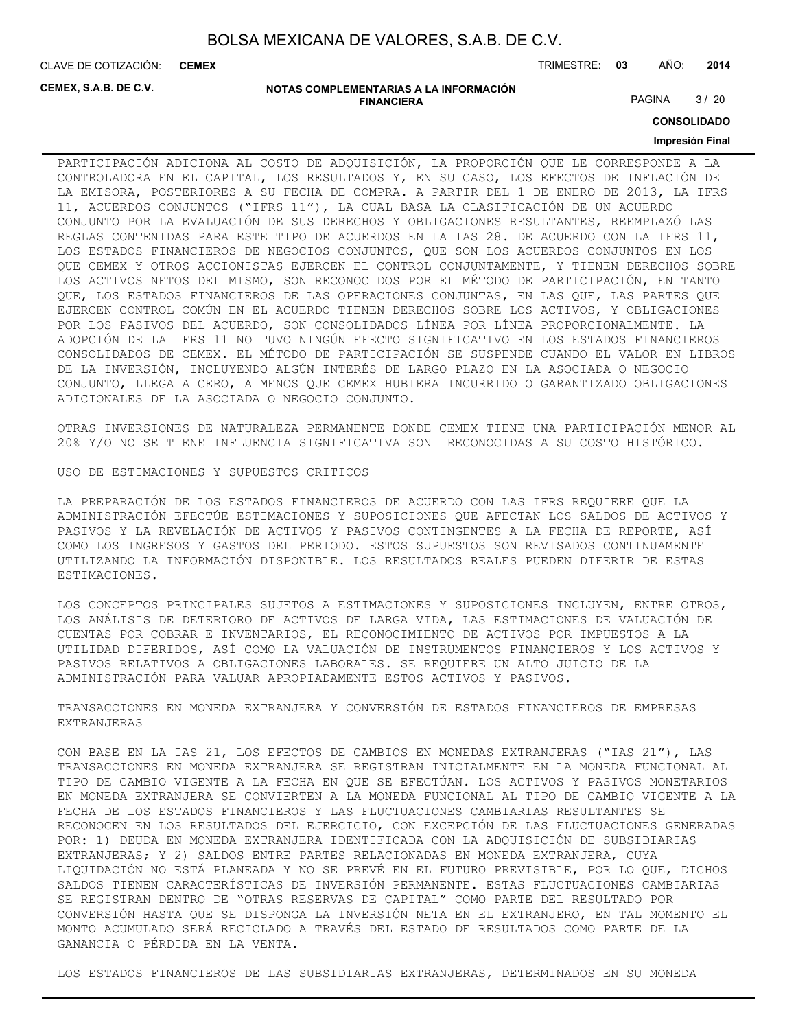PARTICIPACIÓN ADICIONA AL COSTO DE ADQUISICIÓN, LA PROPORCIÓN QUE LE CORRESPONDE A LA CONTROLADORA EN EL CAPITAL, LOS RESULTADOS Y, EN SU CASO, LOS EFECTOS DE INFLACIÓN DE LA EMISORA, POSTERIORES A SU FECHA DE COMPRA. A PARTIR DEL 1 DE ENERO DE 2013, LA IFRS 11, ACUERDOS CONJUNTOS ("IFRS 11"), LA CUAL BASA LA CLASIFICACIÓN DE UN ACUERDO CONJUNTO POR LA EVALUACIÓN DE SUS DERECHOS Y OBLIGACIONES RESULTANTES, REEMPLAZÓ LAS REGLAS CONTENIDAS PARA ESTE TIPO DE ACUERDOS EN LA IAS 28. DE ACUERDO CON LA IFRS 11, LOS ESTADOS FINANCIEROS DE NEGOCIOS CONJUNTOS, QUE SON LOS ACUERDOS CONJUNTOS EN LOS QUE CEMEX Y OTROS ACCIONISTAS EJERCEN EL CONTROL CONJUNTAMENTE, Y TIENEN DERECHOS SOBRE LOS ACTIVOS NETOS DEL MISMO, SON RECONOCIDOS POR EL MÉTODO DE PARTICIPACIÓN, EN TANTO QUE, LOS ESTADOS FINANCIEROS DE LAS OPERACIONES CONJUNTAS, EN LAS QUE, LAS PARTES QUE EJERCEN CONTROL COMÚN EN EL ACUERDO TIENEN DERECHOS SOBRE LOS ACTIVOS, Y OBLIGACIONES POR LOS PASIVOS DEL ACUERDO, SON CONSOLIDADOS LÍNEA POR LÍNEA PROPORCIONALMENTE. LA ADOPCIÓN DE LA IFRS 11 NO TUVO NINGÚN EFECTO SIGNIFICATIVO EN LOS ESTADOS FINANCIEROS CONSOLIDADOS DE CEMEX. EL MÉTODO DE PARTICIPACIÓN SE SUSPENDE CUANDO EL VALOR EN LIBROS DE LA INVERSIÓN, INCLUYENDO ALGÚN INTERÉS DE LARGO PLAZO EN LA ASOCIADA O NEGOCIO CONJUNTO, LLEGA A CERO, A MENOS QUE CEMEX HUBIERA INCURRIDO O GARANTIZADO OBLIGACIONES ADICIONALES DE LA ASOCIADA O NEGOCIO CONJUNTO.

OTRAS INVERSIONES DE NATURALEZA PERMANENTE DONDE CEMEX TIENE UNA PARTICIPACIÓN MENOR AL 20% Y/O NO SE TIENE INFLUENCIA SIGNIFICATIVA SON RECONOCIDAS A SU COSTO HISTÓRICO.

USO DE ESTIMACIONES Y SUPUESTOS CRITICOS

LA PREPARACIÓN DE LOS ESTADOS FINANCIEROS DE ACUERDO CON LAS IFRS REQUIERE QUE LA ADMINISTRACIÓN EFECTÚE ESTIMACIONES Y SUPOSICIONES QUE AFECTAN LOS SALDOS DE ACTIVOS Y PASIVOS Y LA REVELACIÓN DE ACTIVOS Y PASIVOS CONTINGENTES A LA FECHA DE REPORTE, ASÍ COMO LOS INGRESOS Y GASTOS DEL PERIODO. ESTOS SUPUESTOS SON REVISADOS CONTINUAMENTE UTILIZANDO LA INFORMACIÓN DISPONIBLE. LOS RESULTADOS REALES PUEDEN DIFERIR DE ESTAS ESTIMACIONES.

LOS CONCEPTOS PRINCIPALES SUJETOS A ESTIMACIONES Y SUPOSICIONES INCLUYEN, ENTRE OTROS, LOS ANÁLISIS DE DETERIORO DE ACTIVOS DE LARGA VIDA, LAS ESTIMACIONES DE VALUACIÓN DE CUENTAS POR COBRAR E INVENTARIOS, EL RECONOCIMIENTO DE ACTIVOS POR IMPUESTOS A LA UTILIDAD DIFERIDOS, ASÍ COMO LA VALUACIÓN DE INSTRUMENTOS FINANCIEROS Y LOS ACTIVOS Y PASIVOS RELATIVOS A OBLIGACIONES LABORALES. SE REQUIERE UN ALTO JUICIO DE LA ADMINISTRACIÓN PARA VALUAR APROPIADAMENTE ESTOS ACTIVOS Y PASIVOS.

TRANSACCIONES EN MONEDA EXTRANJERA Y CONVERSIÓN DE ESTADOS FINANCIEROS DE EMPRESAS EXTRANJERAS

CON BASE EN LA IAS 21, LOS EFECTOS DE CAMBIOS EN MONEDAS EXTRANJERAS ("IAS 21"), LAS TRANSACCIONES EN MONEDA EXTRANJERA SE REGISTRAN INICIALMENTE EN LA MONEDA FUNCIONAL AL TIPO DE CAMBIO VIGENTE A LA FECHA EN QUE SE EFECTÚAN. LOS ACTIVOS Y PASIVOS MONETARIOS EN MONEDA EXTRANJERA SE CONVIERTEN A LA MONEDA FUNCIONAL AL TIPO DE CAMBIO VIGENTE A LA FECHA DE LOS ESTADOS FINANCIEROS Y LAS FLUCTUACIONES CAMBIARIAS RESULTANTES SE RECONOCEN EN LOS RESULTADOS DEL EJERCICIO, CON EXCEPCIÓN DE LAS FLUCTUACIONES GENERADAS POR: 1) DEUDA EN MONEDA EXTRANJERA IDENTIFICADA CON LA ADQUISICIÓN DE SUBSIDIARIAS EXTRANJERAS; Y 2) SALDOS ENTRE PARTES RELACIONADAS EN MONEDA EXTRANJERA, CUYA LIQUIDACIÓN NO ESTÁ PLANEADA Y NO SE PREVÉ EN EL FUTURO PREVISIBLE, POR LO QUE, DICHOS SALDOS TIENEN CARACTERÍSTICAS DE INVERSIÓN PERMANENTE. ESTAS FLUCTUACIONES CAMBIARIAS SE REGISTRAN DENTRO DE "OTRAS RESERVAS DE CAPITAL" COMO PARTE DEL RESULTADO POR CONVERSIÓN HASTA QUE SE DISPONGA LA INVERSIÓN NETA EN EL EXTRANJERO, EN TAL MOMENTO EL MONTO ACUMULADO SERÁ RECICLADO A TRAVÉS DEL ESTADO DE RESULTADOS COMO PARTE DE LA GANANCIA O PÉRDIDA EN LA VENTA.

LOS ESTADOS FINANCIEROS DE LAS SUBSIDIARIAS EXTRANJERAS, DETERMINADOS EN SU MONEDA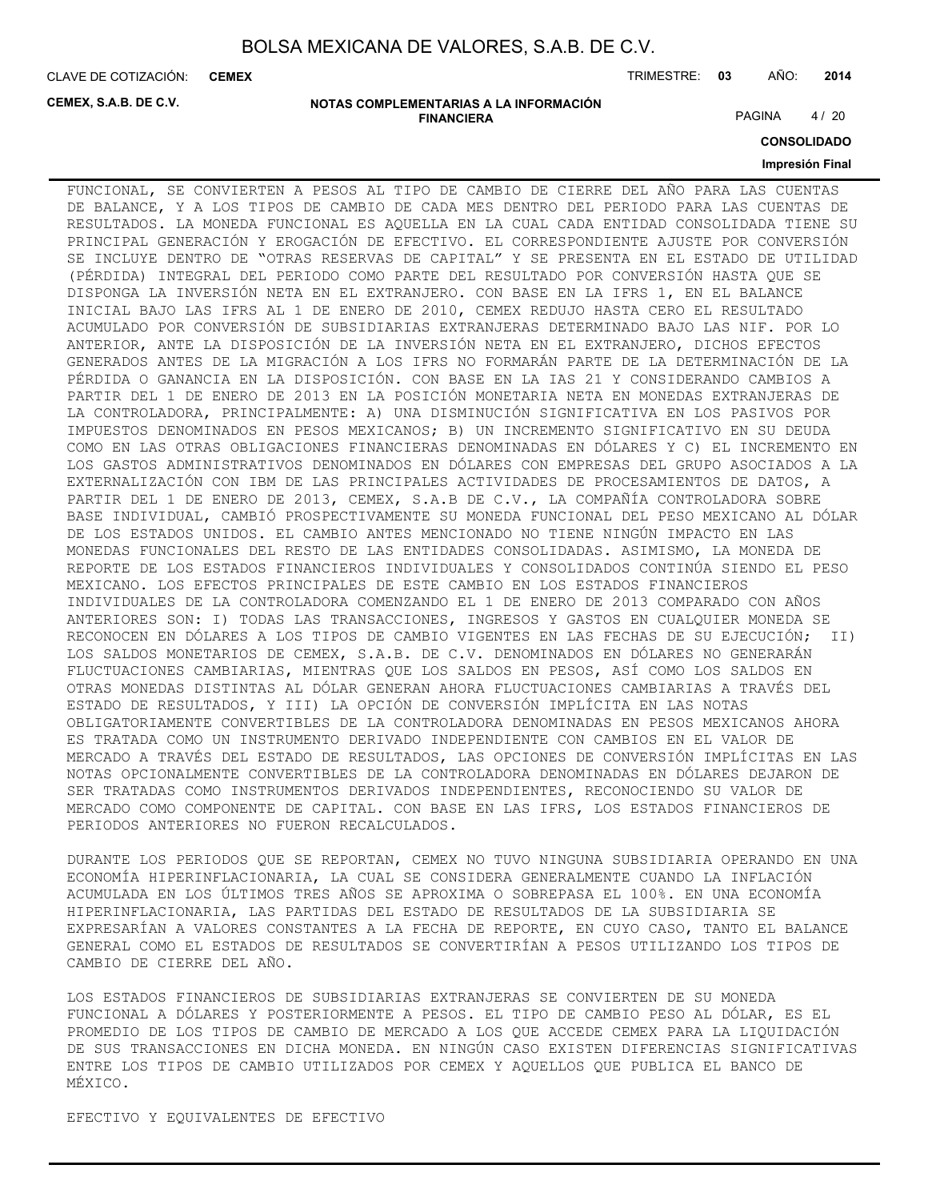FUNCIONAL, SE CONVIERTEN A PESOS AL TIPO DE CAMBIO DE CIERRE DEL AÑO PARA LAS CUENTAS DE BALANCE, Y A LOS TIPOS DE CAMBIO DE CADA MES DENTRO DEL PERIODO PARA LAS CUENTAS DE RESULTADOS. LA MONEDA FUNCIONAL ES AQUELLA EN LA CUAL CADA ENTIDAD CONSOLIDADA TIENE SU PRINCIPAL GENERACIÓN Y EROGACIÓN DE EFECTIVO. EL CORRESPONDIENTE AJUSTE POR CONVERSIÓN SE INCLUYE DENTRO DE "OTRAS RESERVAS DE CAPITAL" Y SE PRESENTA EN EL ESTADO DE UTILIDAD (PÉRDIDA) INTEGRAL DEL PERIODO COMO PARTE DEL RESULTADO POR CONVERSIÓN HASTA QUE SE DISPONGA LA INVERSIÓN NETA EN EL EXTRANJERO. CON BASE EN LA IFRS 1, EN EL BALANCE INICIAL BAJO LAS IFRS AL 1 DE ENERO DE 2010, CEMEX REDUJO HASTA CERO EL RESULTADO ACUMULADO POR CONVERSIÓN DE SUBSIDIARIAS EXTRANJERAS DETERMINADO BAJO LAS NIF. POR LO ANTERIOR, ANTE LA DISPOSICIÓN DE LA INVERSIÓN NETA EN EL EXTRANJERO, DICHOS EFECTOS GENERADOS ANTES DE LA MIGRACIÓN A LOS IFRS NO FORMARÁN PARTE DE LA DETERMINACIÓN DE LA PÉRDIDA O GANANCIA EN LA DISPOSICIÓN. CON BASE EN LA IAS 21 Y CONSIDERANDO CAMBIOS A PARTIR DEL 1 DE ENERO DE 2013 EN LA POSICIÓN MONETARIA NETA EN MONEDAS EXTRANJERAS DE LA CONTROLADORA, PRINCIPALMENTE: A) UNA DISMINUCIÓN SIGNIFICATIVA EN LOS PASIVOS POR IMPUESTOS DENOMINADOS EN PESOS MEXICANOS; B) UN INCREMENTO SIGNIFICATIVO EN SU DEUDA COMO EN LAS OTRAS OBLIGACIONES FINANCIERAS DENOMINADAS EN DÓLARES Y C) EL INCREMENTO EN LOS GASTOS ADMINISTRATIVOS DENOMINADOS EN DÓLARES CON EMPRESAS DEL GRUPO ASOCIADOS A LA EXTERNALIZACIÓN CON IBM DE LAS PRINCIPALES ACTIVIDADES DE PROCESAMIENTOS DE DATOS, A PARTIR DEL 1 DE ENERO DE 2013, CEMEX, S.A.B DE C.V., LA COMPAÑÍA CONTROLADORA SOBRE BASE INDIVIDUAL, CAMBIÓ PROSPECTIVAMENTE SU MONEDA FUNCIONAL DEL PESO MEXICANO AL DÓLAR DE LOS ESTADOS UNIDOS. EL CAMBIO ANTES MENCIONADO NO TIENE NINGÚN IMPACTO EN LAS MONEDAS FUNCIONALES DEL RESTO DE LAS ENTIDADES CONSOLIDADAS. ASIMISMO, LA MONEDA DE REPORTE DE LOS ESTADOS FINANCIEROS INDIVIDUALES Y CONSOLIDADOS CONTINÚA SIENDO EL PESO MEXICANO. LOS EFECTOS PRINCIPALES DE ESTE CAMBIO EN LOS ESTADOS FINANCIEROS INDIVIDUALES DE LA CONTROLADORA COMENZANDO EL 1 DE ENERO DE 2013 COMPARADO CON AÑOS ANTERIORES SON: I) TODAS LAS TRANSACCIONES, INGRESOS Y GASTOS EN CUALQUIER MONEDA SE RECONOCEN EN DÓLARES A LOS TIPOS DE CAMBIO VIGENTES EN LAS FECHAS DE SU EJECUCIÓN; II) LOS SALDOS MONETARIOS DE CEMEX, S.A.B. DE C.V. DENOMINADOS EN DÓLARES NO GENERARÁN FLUCTUACIONES CAMBIARIAS, MIENTRAS QUE LOS SALDOS EN PESOS, ASÍ COMO LOS SALDOS EN OTRAS MONEDAS DISTINTAS AL DÓLAR GENERAN AHORA FLUCTUACIONES CAMBIARIAS A TRAVÉS DEL ESTADO DE RESULTADOS, Y III) LA OPCIÓN DE CONVERSIÓN IMPLÍCITA EN LAS NOTAS OBLIGATORIAMENTE CONVERTIBLES DE LA CONTROLADORA DENOMINADAS EN PESOS MEXICANOS AHORA ES TRATADA COMO UN INSTRUMENTO DERIVADO INDEPENDIENTE CON CAMBIOS EN EL VALOR DE MERCADO A TRAVÉS DEL ESTADO DE RESULTADOS, LAS OPCIONES DE CONVERSIÓN IMPLÍCITAS EN LAS NOTAS OPCIONALMENTE CONVERTIBLES DE LA CONTROLADORA DENOMINADAS EN DÓLARES DEJARON DE SER TRATADAS COMO INSTRUMENTOS DERIVADOS INDEPENDIENTES, RECONOCIENDO SU VALOR DE MERCADO COMO COMPONENTE DE CAPITAL. CON BASE EN LAS IFRS, LOS ESTADOS FINANCIEROS DE PERIODOS ANTERIORES NO FUERON RECALCULADOS.

DURANTE LOS PERIODOS QUE SE REPORTAN, CEMEX NO TUVO NINGUNA SUBSIDIARIA OPERANDO EN UNA ECONOMÍA HIPERINFLACIONARIA, LA CUAL SE CONSIDERA GENERALMENTE CUANDO LA INFLACIÓN ACUMULADA EN LOS ÚLTIMOS TRES AÑOS SE APROXIMA O SOBREPASA EL 100%. EN UNA ECONOMÍA HIPERINFLACIONARIA, LAS PARTIDAS DEL ESTADO DE RESULTADOS DE LA SUBSIDIARIA SE EXPRESARÍAN A VALORES CONSTANTES A LA FECHA DE REPORTE, EN CUYO CASO, TANTO EL BALANCE GENERAL COMO EL ESTADOS DE RESULTADOS SE CONVERTIRÍAN A PESOS UTILIZANDO LOS TIPOS DE CAMBIO DE CIERRE DEL AÑO.

LOS ESTADOS FINANCIEROS DE SUBSIDIARIAS EXTRANJERAS SE CONVIERTEN DE SU MONEDA FUNCIONAL A DÓLARES Y POSTERIORMENTE A PESOS. EL TIPO DE CAMBIO PESO AL DÓLAR, ES EL PROMEDIO DE LOS TIPOS DE CAMBIO DE MERCADO A LOS QUE ACCEDE CEMEX PARA LA LIQUIDACIÓN DE SUS TRANSACCIONES EN DICHA MONEDA. EN NINGÚN CASO EXISTEN DIFERENCIAS SIGNIFICATIVAS ENTRE LOS TIPOS DE CAMBIO UTILIZADOS POR CEMEX Y AQUELLOS QUE PUBLICA EL BANCO DE MÉXICO.

EFECTIVO Y EQUIVALENTES DE EFECTIVO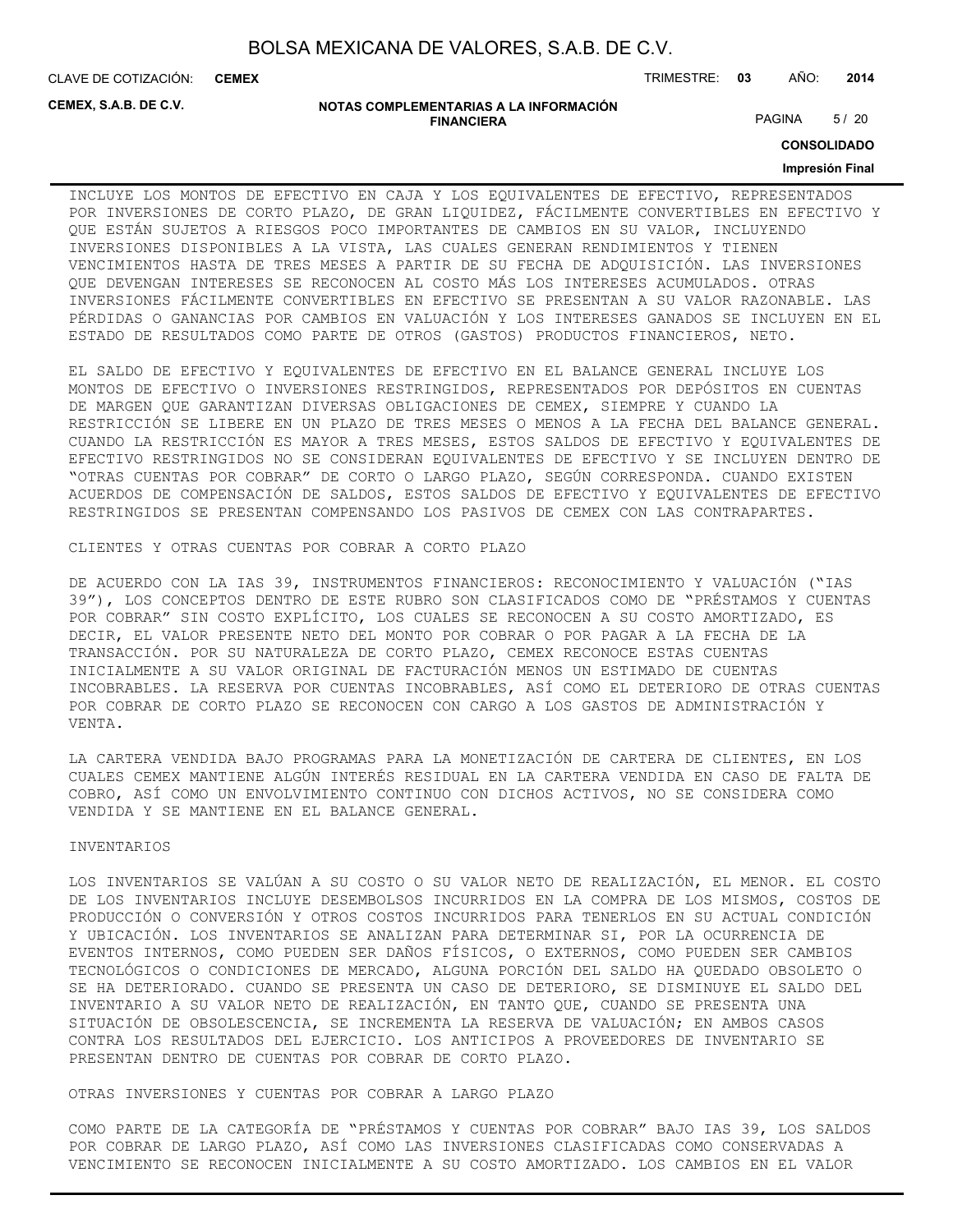INCLUYE LOS MONTOS DE EFECTIVO EN CAJA Y LOS EQUIVALENTES DE EFECTIVO, REPRESENTADOS POR INVERSIONES DE CORTO PLAZO, DE GRAN LIQUIDEZ, FÁCILMENTE CONVERTIBLES EN EFECTIVO Y QUE ESTÁN SUJETOS A RIESGOS POCO IMPORTANTES DE CAMBIOS EN SU VALOR, INCLUYENDO INVERSIONES DISPONIBLES A LA VISTA, LAS CUALES GENERAN RENDIMIENTOS Y TIENEN VENCIMIENTOS HASTA DE TRES MESES A PARTIR DE SU FECHA DE ADQUISICIÓN. LAS INVERSIONES QUE DEVENGAN INTERESES SE RECONOCEN AL COSTO MÁS LOS INTERESES ACUMULADOS. OTRAS INVERSIONES FÁCILMENTE CONVERTIBLES EN EFECTIVO SE PRESENTAN A SU VALOR RAZONABLE. LAS PÉRDIDAS O GANANCIAS POR CAMBIOS EN VALUACIÓN Y LOS INTERESES GANADOS SE INCLUYEN EN EL ESTADO DE RESULTADOS COMO PARTE DE OTROS (GASTOS) PRODUCTOS FINANCIEROS, NETO.

EL SALDO DE EFECTIVO Y EQUIVALENTES DE EFECTIVO EN EL BALANCE GENERAL INCLUYE LOS MONTOS DE EFECTIVO O INVERSIONES RESTRINGIDOS, REPRESENTADOS POR DEPÓSITOS EN CUENTAS DE MARGEN QUE GARANTIZAN DIVERSAS OBLIGACIONES DE CEMEX, SIEMPRE Y CUANDO LA RESTRICCIÓN SE LIBERE EN UN PLAZO DE TRES MESES O MENOS A LA FECHA DEL BALANCE GENERAL. CUANDO LA RESTRICCIÓN ES MAYOR A TRES MESES, ESTOS SALDOS DE EFECTIVO Y EQUIVALENTES DE EFECTIVO RESTRINGIDOS NO SE CONSIDERAN EQUIVALENTES DE EFECTIVO Y SE INCLUYEN DENTRO DE "OTRAS CUENTAS POR COBRAR" DE CORTO O LARGO PLAZO, SEGÚN CORRESPONDA. CUANDO EXISTEN ACUERDOS DE COMPENSACIÓN DE SALDOS, ESTOS SALDOS DE EFECTIVO Y EQUIVALENTES DE EFECTIVO RESTRINGIDOS SE PRESENTAN COMPENSANDO LOS PASIVOS DE CEMEX CON LAS CONTRAPARTES.

CLIENTES Y OTRAS CUENTAS POR COBRAR A CORTO PLAZO

DE ACUERDO CON LA IAS 39, INSTRUMENTOS FINANCIEROS: RECONOCIMIENTO Y VALUACIÓN ("IAS 39"), LOS CONCEPTOS DENTRO DE ESTE RUBRO SON CLASIFICADOS COMO DE "PRÉSTAMOS Y CUENTAS POR COBRAR" SIN COSTO EXPLÍCITO, LOS CUALES SE RECONOCEN A SU COSTO AMORTIZADO, ES DECIR, EL VALOR PRESENTE NETO DEL MONTO POR COBRAR O POR PAGAR A LA FECHA DE LA TRANSACCIÓN. POR SU NATURALEZA DE CORTO PLAZO, CEMEX RECONOCE ESTAS CUENTAS INICIALMENTE A SU VALOR ORIGINAL DE FACTURACIÓN MENOS UN ESTIMADO DE CUENTAS INCOBRABLES. LA RESERVA POR CUENTAS INCOBRABLES, ASÍ COMO EL DETERIORO DE OTRAS CUENTAS POR COBRAR DE CORTO PLAZO SE RECONOCEN CON CARGO A LOS GASTOS DE ADMINISTRACIÓN Y VENTA.

LA CARTERA VENDIDA BAJO PROGRAMAS PARA LA MONETIZACIÓN DE CARTERA DE CLIENTES, EN LOS CUALES CEMEX MANTIENE ALGÚN INTERÉS RESIDUAL EN LA CARTERA VENDIDA EN CASO DE FALTA DE COBRO, ASÍ COMO UN ENVOLVIMIENTO CONTINUO CON DICHOS ACTIVOS, NO SE CONSIDERA COMO VENDIDA Y SE MANTIENE EN EL BALANCE GENERAL.

INVENTARIOS

LOS INVENTARIOS SE VALÚAN A SU COSTO O SU VALOR NETO DE REALIZACIÓN, EL MENOR. EL COSTO DE LOS INVENTARIOS INCLUYE DESEMBOLSOS INCURRIDOS EN LA COMPRA DE LOS MISMOS, COSTOS DE PRODUCCIÓN O CONVERSIÓN Y OTROS COSTOS INCURRIDOS PARA TENERLOS EN SU ACTUAL CONDICIÓN Y UBICACIÓN. LOS INVENTARIOS SE ANALIZAN PARA DETERMINAR SI, POR LA OCURRENCIA DE EVENTOS INTERNOS, COMO PUEDEN SER DAÑOS FÍSICOS, O EXTERNOS, COMO PUEDEN SER CAMBIOS TECNOLÓGICOS O CONDICIONES DE MERCADO, ALGUNA PORCIÓN DEL SALDO HA QUEDADO OBSOLETO O SE HA DETERIORADO. CUANDO SE PRESENTA UN CASO DE DETERIORO, SE DISMINUYE EL SALDO DEL INVENTARIO A SU VALOR NETO DE REALIZACIÓN, EN TANTO QUE, CUANDO SE PRESENTA UNA SITUACIÓN DE OBSOLESCENCIA, SE INCREMENTA LA RESERVA DE VALUACIÓN; EN AMBOS CASOS CONTRA LOS RESULTADOS DEL EJERCICIO. LOS ANTICIPOS A PROVEEDORES DE INVENTARIO SE PRESENTAN DENTRO DE CUENTAS POR COBRAR DE CORTO PLAZO.

OTRAS INVERSIONES Y CUENTAS POR COBRAR A LARGO PLAZO

COMO PARTE DE LA CATEGORÍA DE "PRÉSTAMOS Y CUENTAS POR COBRAR" BAJO IAS 39, LOS SALDOS POR COBRAR DE LARGO PLAZO, ASÍ COMO LAS INVERSIONES CLASIFICADAS COMO CONSERVADAS A VENCIMIENTO SE RECONOCEN INICIALMENTE A SU COSTO AMORTIZADO. LOS CAMBIOS EN EL VALOR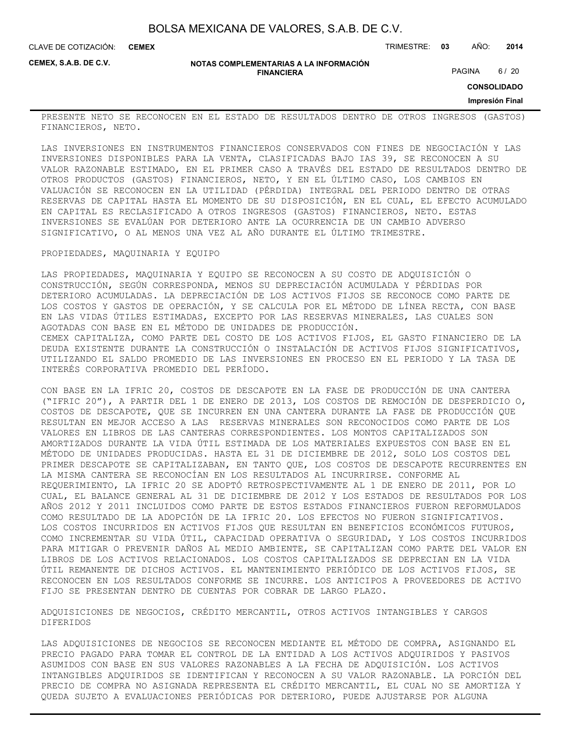PRESENTE NETO SE RECONOCEN EN EL ESTADO DE RESULTADOS DENTRO DE OTROS INGRESOS (GASTOS) FINANCIEROS, NETO.

LAS INVERSIONES EN INSTRUMENTOS FINANCIEROS CONSERVADOS CON FINES DE NEGOCIACIÓN Y LAS INVERSIONES DISPONIBLES PARA LA VENTA, CLASIFICADAS BAJO IAS 39, SE RECONOCEN A SU VALOR RAZONABLE ESTIMADO, EN EL PRIMER CASO A TRAVÉS DEL ESTADO DE RESULTADOS DENTRO DE OTROS PRODUCTOS (GASTOS) FINANCIEROS, NETO, Y EN EL ÚLTIMO CASO, LOS CAMBIOS EN VALUACIÓN SE RECONOCEN EN LA UTILIDAD (PÉRDIDA) INTEGRAL DEL PERIODO DENTRO DE OTRAS RESERVAS DE CAPITAL HASTA EL MOMENTO DE SU DISPOSICIÓN, EN EL CUAL, EL EFECTO ACUMULADO EN CAPITAL ES RECLASIFICADO A OTROS INGRESOS (GASTOS) FINANCIEROS, NETO. ESTAS INVERSIONES SE EVALÚAN POR DETERIORO ANTE LA OCURRENCIA DE UN CAMBIO ADVERSO SIGNIFICATIVO, O AL MENOS UNA VEZ AL AÑO DURANTE EL ÚLTIMO TRIMESTRE.

PROPIEDADES, MAQUINARIA Y EQUIPO

LAS PROPIEDADES, MAQUINARIA Y EQUIPO SE RECONOCEN A SU COSTO DE ADQUISICIÓN O CONSTRUCCIÓN, SEGÚN CORRESPONDA, MENOS SU DEPRECIACIÓN ACUMULADA Y PÉRDIDAS POR DETERIORO ACUMULADAS. LA DEPRECIACIÓN DE LOS ACTIVOS FIJOS SE RECONOCE COMO PARTE DE LOS COSTOS Y GASTOS DE OPERACIÓN, Y SE CALCULA POR EL MÉTODO DE LÍNEA RECTA, CON BASE EN LAS VIDAS ÚTILES ESTIMADAS, EXCEPTO POR LAS RESERVAS MINERALES, LAS CUALES SON AGOTADAS CON BASE EN EL MÉTODO DE UNIDADES DE PRODUCCIÓN.
CEMEX CAPITALIZA, COMO PARTE DEL COSTO DE LOS ACTIVOS FIJOS, EL GASTO FINANCIERO DE LA DEUDA EXISTENTE DURANTE LA CONSTRUCCIÓN O INSTALACIÓN DE ACTIVOS FIJOS SIGNIFICATIVOS, UTILIZANDO EL SALDO PROMEDIO DE LAS INVERSIONES EN PROCESO EN EL PERIODO Y LA TASA DE INTERÉS CORPORATIVA PROMEDIO DEL PERÍODO.

CON BASE EN LA IFRIC 20, COSTOS DE DESCAPOTE EN LA FASE DE PRODUCCIÓN DE UNA CANTERA ("IFRIC 20"), A PARTIR DEL 1 DE ENERO DE 2013, LOS COSTOS DE REMOCIÓN DE DESPERDICIO O, COSTOS DE DESCAPOTE, QUE SE INCURREN EN UNA CANTERA DURANTE LA FASE DE PRODUCCIÓN QUE RESULTAN EN MEJOR ACCESO A LAS RESERVAS MINERALES SON RECONOCIDOS COMO PARTE DE LOS VALORES EN LIBROS DE LAS CANTERAS CORRESPONDIENTES. LOS MONTOS CAPITALIZADOS SON AMORTIZADOS DURANTE LA VIDA ÚTIL ESTIMADA DE LOS MATERIALES EXPUESTOS CON BASE EN EL MÉTODO DE UNIDADES PRODUCIDAS. HASTA EL 31 DE DICIEMBRE DE 2012, SOLO LOS COSTOS DEL PRIMER DESCAPOTE SE CAPITALIZABAN, EN TANTO QUE, LOS COSTOS DE DESCAPOTE RECURRENTES EN LA MISMA CANTERA SE RECONOCÍAN EN LOS RESULTADOS AL INCURRIRSE. CONFORME AL REQUERIMIENTO, LA IFRIC 20 SE ADOPTÓ RETROSPECTIVAMENTE AL 1 DE ENERO DE 2011, POR LO CUAL, EL BALANCE GENERAL AL 31 DE DICIEMBRE DE 2012 Y LOS ESTADOS DE RESULTADOS POR LOS AÑOS 2012 Y 2011 INCLUIDOS COMO PARTE DE ESTOS ESTADOS FINANCIEROS FUERON REFORMULADOS COMO RESULTADO DE LA ADOPCIÓN DE LA IFRIC 20. LOS EFECTOS NO FUERON SIGNIFICATIVOS.
LOS COSTOS INCURRIDOS EN ACTIVOS FIJOS QUE RESULTAN EN BENEFICIOS ECONÓMICOS FUTUROS, COMO INCREMENTAR SU VIDA ÚTIL, CAPACIDAD OPERATIVA O SEGURIDAD, Y LOS COSTOS INCURRIDOS PARA MITIGAR O PREVENIR DAÑOS AL MEDIO AMBIENTE, SE CAPITALIZAN COMO PARTE DEL VALOR EN LIBROS DE LOS ACTIVOS RELACIONADOS. LOS COSTOS CAPITALIZADOS SE DEPRECIAN EN LA VIDA ÚTIL REMANENTE DE DICHOS ACTIVOS. EL MANTENIMIENTO PERIÓDICO DE LOS ACTIVOS FIJOS, SE RECONOCEN EN LOS RESULTADOS CONFORME SE INCURRE. LOS ANTICIPOS A PROVEEDORES DE ACTIVO FIJO SE PRESENTAN DENTRO DE CUENTAS POR COBRAR DE LARGO PLAZO.

ADQUISICIONES DE NEGOCIOS, CRÉDITO MERCANTIL, OTROS ACTIVOS INTANGIBLES Y CARGOS DIFERIDOS

LAS ADQUISICIONES DE NEGOCIOS SE RECONOCEN MEDIANTE EL MÉTODO DE COMPRA, ASIGNANDO EL PRECIO PAGADO PARA TOMAR EL CONTROL DE LA ENTIDAD A LOS ACTIVOS ADQUIRIDOS Y PASIVOS ASUMIDOS CON BASE EN SUS VALORES RAZONABLES A LA FECHA DE ADQUISICIÓN. LOS ACTIVOS INTANGIBLES ADQUIRIDOS SE IDENTIFICAN Y RECONOCEN A SU VALOR RAZONABLE. LA PORCIÓN DEL PRECIO DE COMPRA NO ASIGNADA REPRESENTA EL CRÉDITO MERCANTIL, EL CUAL NO SE AMORTIZA Y QUEDA SUJETO A EVALUACIONES PERIÓDICAS POR DETERIORO, PUEDE AJUSTARSE POR ALGUNA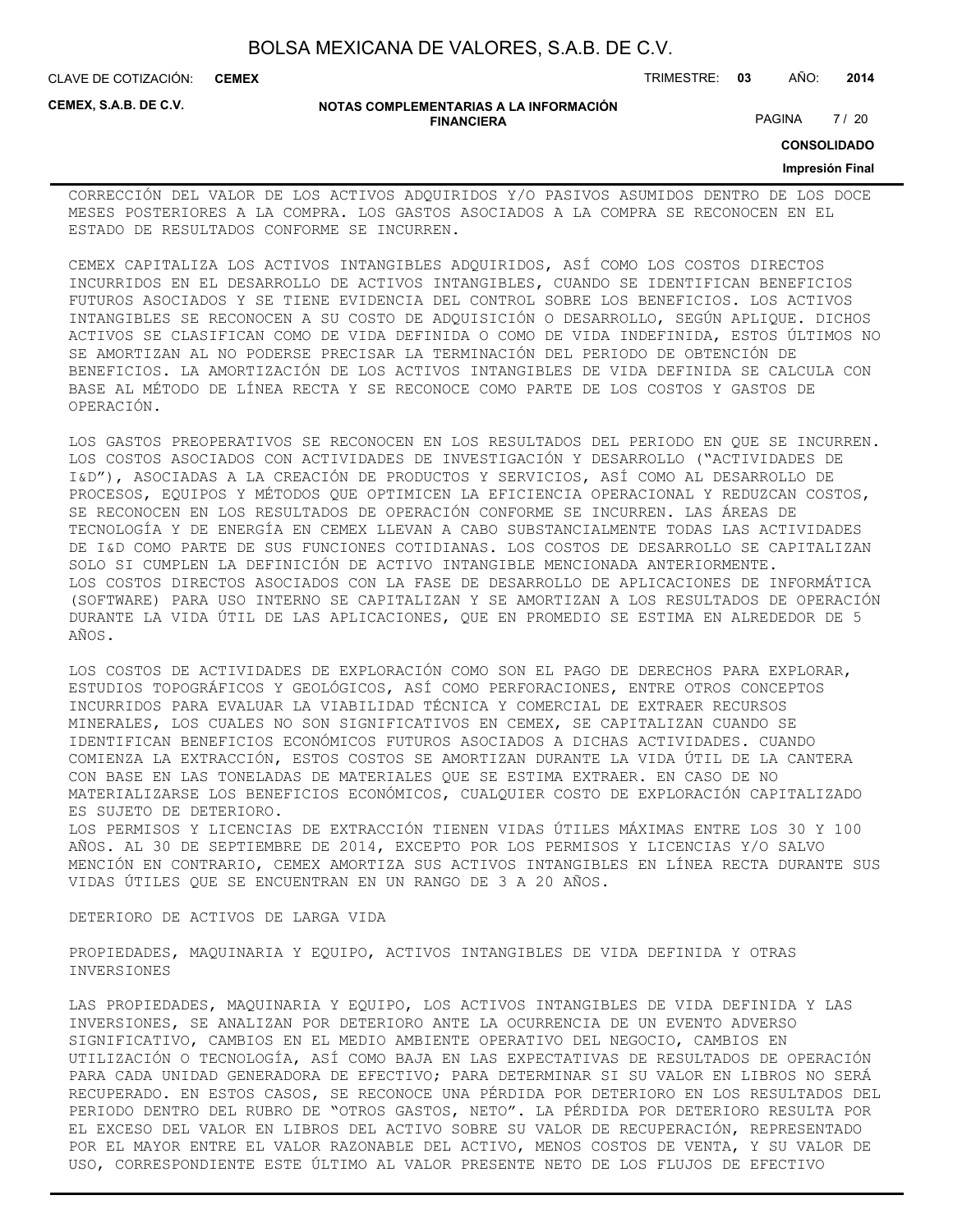CORRECCIÓN DEL VALOR DE LOS ACTIVOS ADQUIRIDOS Y/O PASIVOS ASUMIDOS DENTRO DE LOS DOCE MESES POSTERIORES A LA COMPRA. LOS GASTOS ASOCIADOS A LA COMPRA SE RECONOCEN EN EL ESTADO DE RESULTADOS CONFORME SE INCURREN.

CEMEX CAPITALIZA LOS ACTIVOS INTANGIBLES ADQUIRIDOS, ASÍ COMO LOS COSTOS DIRECTOS INCURRIDOS EN EL DESARROLLO DE ACTIVOS INTANGIBLES, CUANDO SE IDENTIFICAN BENEFICIOS FUTUROS ASOCIADOS Y SE TIENE EVIDENCIA DEL CONTROL SOBRE LOS BENEFICIOS. LOS ACTIVOS INTANGIBLES SE RECONOCEN A SU COSTO DE ADQUISICIÓN O DESARROLLO, SEGÚN APLIQUE. DICHOS ACTIVOS SE CLASIFICAN COMO DE VIDA DEFINIDA O COMO DE VIDA INDEFINIDA, ESTOS ÚLTIMOS NO SE AMORTIZAN AL NO PODERSE PRECISAR LA TERMINACIÓN DEL PERIODO DE OBTENCIÓN DE BENEFICIOS. LA AMORTIZACIÓN DE LOS ACTIVOS INTANGIBLES DE VIDA DEFINIDA SE CALCULA CON BASE AL MÉTODO DE LÍNEA RECTA Y SE RECONOCE COMO PARTE DE LOS COSTOS Y GASTOS DE OPERACIÓN.

LOS GASTOS PREOPERATIVOS SE RECONOCEN EN LOS RESULTADOS DEL PERIODO EN QUE SE INCURREN. LOS COSTOS ASOCIADOS CON ACTIVIDADES DE INVESTIGACIÓN Y DESARROLLO ("ACTIVIDADES DE I&D"), ASOCIADAS A LA CREACIÓN DE PRODUCTOS Y SERVICIOS, ASÍ COMO AL DESARROLLO DE PROCESOS, EQUIPOS Y MÉTODOS QUE OPTIMICEN LA EFICIENCIA OPERACIONAL Y REDUZCAN COSTOS, SE RECONOCEN EN LOS RESULTADOS DE OPERACIÓN CONFORME SE INCURREN. LAS ÁREAS DE TECNOLOGÍA Y DE ENERGÍA EN CEMEX LLEVAN A CABO SUBSTANCIALMENTE TODAS LAS ACTIVIDADES DE I&D COMO PARTE DE SUS FUNCIONES COTIDIANAS. LOS COSTOS DE DESARROLLO SE CAPITALIZAN SOLO SI CUMPLEN LA DEFINICIÓN DE ACTIVO INTANGIBLE MENCIONADA ANTERIORMENTE.
LOS COSTOS DIRECTOS ASOCIADOS CON LA FASE DE DESARROLLO DE APLICACIONES DE INFORMÁTICA (SOFTWARE) PARA USO INTERNO SE CAPITALIZAN Y SE AMORTIZAN A LOS RESULTADOS DE OPERACIÓN DURANTE LA VIDA ÚTIL DE LAS APLICACIONES, QUE EN PROMEDIO SE ESTIMA EN ALREDEDOR DE 5 AÑOS.

LOS COSTOS DE ACTIVIDADES DE EXPLORACIÓN COMO SON EL PAGO DE DERECHOS PARA EXPLORAR, ESTUDIOS TOPOGRÁFICOS Y GEOLÓGICOS, ASÍ COMO PERFORACIONES, ENTRE OTROS CONCEPTOS INCURRIDOS PARA EVALUAR LA VIABILIDAD TÉCNICA Y COMERCIAL DE EXTRAER RECURSOS MINERALES, LOS CUALES NO SON SIGNIFICATIVOS EN CEMEX, SE CAPITALIZAN CUANDO SE IDENTIFICAN BENEFICIOS ECONÓMICOS FUTUROS ASOCIADOS A DICHAS ACTIVIDADES. CUANDO COMIENZA LA EXTRACCIÓN, ESTOS COSTOS SE AMORTIZAN DURANTE LA VIDA ÚTIL DE LA CANTERA CON BASE EN LAS TONELADAS DE MATERIALES QUE SE ESTIMA EXTRAER. EN CASO DE NO MATERIALIZARSE LOS BENEFICIOS ECONÓMICOS, CUALQUIER COSTO DE EXPLORACIÓN CAPITALIZADO ES SUJETO DE DETERIORO.
LOS PERMISOS Y LICENCIAS DE EXTRACCIÓN TIENEN VIDAS ÚTILES MÁXIMAS ENTRE LOS 30 Y 100 AÑOS. AL 30 DE SEPTIEMBRE DE 2014, EXCEPTO POR LOS PERMISOS Y LICENCIAS Y/O SALVO MENCIÓN EN CONTRARIO, CEMEX AMORTIZA SUS ACTIVOS INTANGIBLES EN LÍNEA RECTA DURANTE SUS VIDAS ÚTILES QUE SE ENCUENTRAN EN UN RANGO DE 3 A 20 AÑOS.

DETERIORO DE ACTIVOS DE LARGA VIDA

PROPIEDADES, MAQUINARIA Y EQUIPO, ACTIVOS INTANGIBLES DE VIDA DEFINIDA Y OTRAS INVERSIONES

LAS PROPIEDADES, MAQUINARIA Y EQUIPO, LOS ACTIVOS INTANGIBLES DE VIDA DEFINIDA Y LAS INVERSIONES, SE ANALIZAN POR DETERIORO ANTE LA OCURRENCIA DE UN EVENTO ADVERSO SIGNIFICATIVO, CAMBIOS EN EL MEDIO AMBIENTE OPERATIVO DEL NEGOCIO, CAMBIOS EN UTILIZACIÓN O TECNOLOGÍA, ASÍ COMO BAJA EN LAS EXPECTATIVAS DE RESULTADOS DE OPERACIÓN PARA CADA UNIDAD GENERADORA DE EFECTIVO; PARA DETERMINAR SI SU VALOR EN LIBROS NO SERÁ RECUPERADO. EN ESTOS CASOS, SE RECONOCE UNA PÉRDIDA POR DETERIORO EN LOS RESULTADOS DEL PERIODO DENTRO DEL RUBRO DE "OTROS GASTOS, NETO". LA PÉRDIDA POR DETERIORO RESULTA POR EL EXCESO DEL VALOR EN LIBROS DEL ACTIVO SOBRE SU VALOR DE RECUPERACIÓN, REPRESENTADO POR EL MAYOR ENTRE EL VALOR RAZONABLE DEL ACTIVO, MENOS COSTOS DE VENTA, Y SU VALOR DE USO, CORRESPONDIENTE ESTE ÚLTIMO AL VALOR PRESENTE NETO DE LOS FLUJOS DE EFECTIVO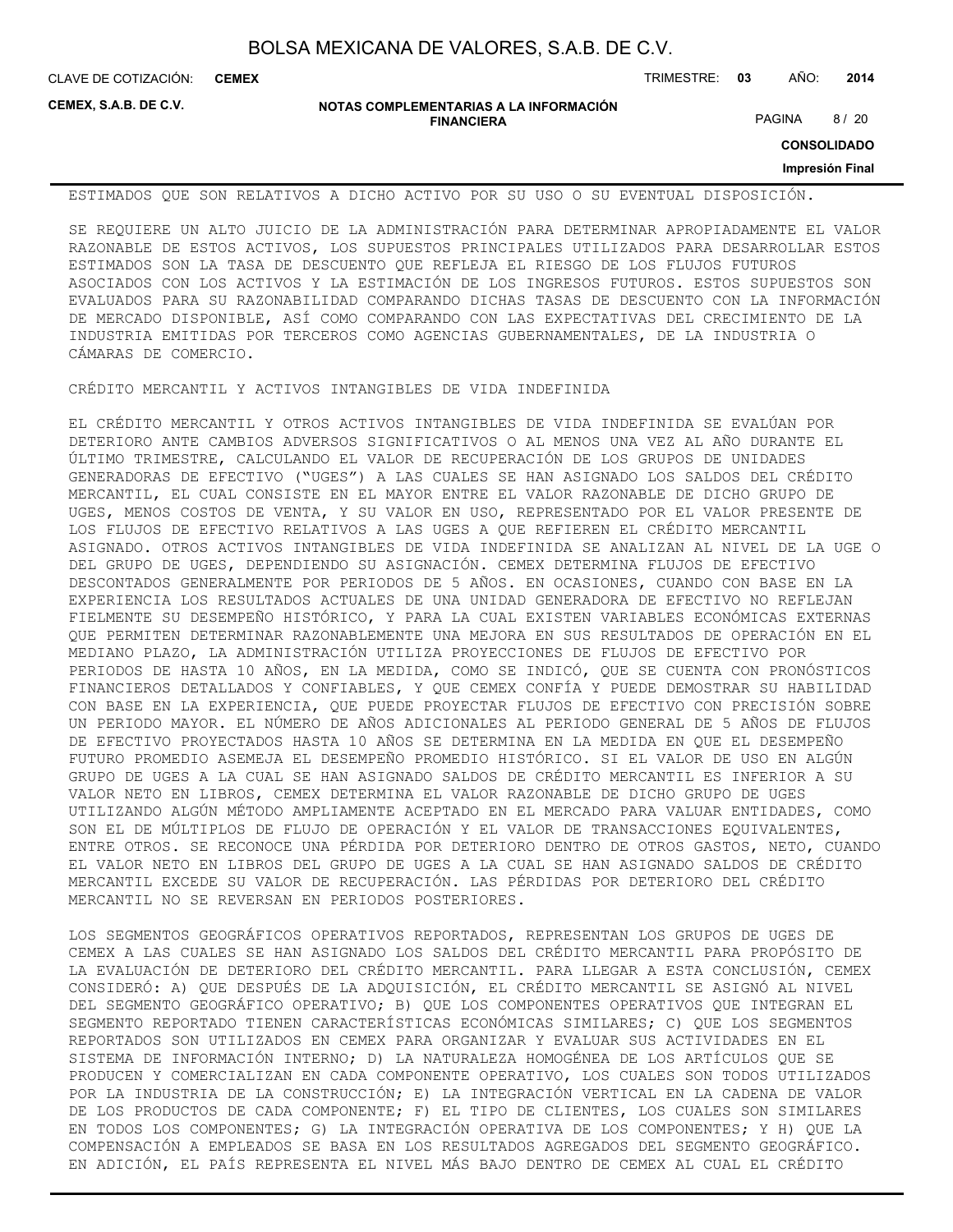ESTIMADOS QUE SON RELATIVOS A DICHO ACTIVO POR SU USO O SU EVENTUAL DISPOSICIÓN.

SE REQUIERE UN ALTO JUICIO DE LA ADMINISTRACIÓN PARA DETERMINAR APROPIADAMENTE EL VALOR RAZONABLE DE ESTOS ACTIVOS, LOS SUPUESTOS PRINCIPALES UTILIZADOS PARA DESARROLLAR ESTOS ESTIMADOS SON LA TASA DE DESCUENTO QUE REFLEJA EL RIESGO DE LOS FLUJOS FUTUROS ASOCIADOS CON LOS ACTIVOS Y LA ESTIMACIÓN DE LOS INGRESOS FUTUROS. ESTOS SUPUESTOS SON EVALUADOS PARA SU RAZONABILIDAD COMPARANDO DICHAS TASAS DE DESCUENTO CON LA INFORMACIÓN DE MERCADO DISPONIBLE, ASÍ COMO COMPARANDO CON LAS EXPECTATIVAS DEL CRECIMIENTO DE LA INDUSTRIA EMITIDAS POR TERCEROS COMO AGENCIAS GUBERNAMENTALES, DE LA INDUSTRIA O CÁMARAS DE COMERCIO.

CRÉDITO MERCANTIL Y ACTIVOS INTANGIBLES DE VIDA INDEFINIDA

EL CRÉDITO MERCANTIL Y OTROS ACTIVOS INTANGIBLES DE VIDA INDEFINIDA SE EVALÚAN POR DETERIORO ANTE CAMBIOS ADVERSOS SIGNIFICATIVOS O AL MENOS UNA VEZ AL AÑO DURANTE EL ÚLTIMO TRIMESTRE, CALCULANDO EL VALOR DE RECUPERACIÓN DE LOS GRUPOS DE UNIDADES GENERADORAS DE EFECTIVO ("UGES") A LAS CUALES SE HAN ASIGNADO LOS SALDOS DEL CRÉDITO MERCANTIL, EL CUAL CONSISTE EN EL MAYOR ENTRE EL VALOR RAZONABLE DE DICHO GRUPO DE UGES, MENOS COSTOS DE VENTA, Y SU VALOR EN USO, REPRESENTADO POR EL VALOR PRESENTE DE LOS FLUJOS DE EFECTIVO RELATIVOS A LAS UGES A QUE REFIEREN EL CRÉDITO MERCANTIL ASIGNADO. OTROS ACTIVOS INTANGIBLES DE VIDA INDEFINIDA SE ANALIZAN AL NIVEL DE LA UGE O DEL GRUPO DE UGES, DEPENDIENDO SU ASIGNACIÓN. CEMEX DETERMINA FLUJOS DE EFECTIVO DESCONTADOS GENERALMENTE POR PERIODOS DE 5 AÑOS. EN OCASIONES, CUANDO CON BASE EN LA EXPERIENCIA LOS RESULTADOS ACTUALES DE UNA UNIDAD GENERADORA DE EFECTIVO NO REFLEJAN FIELMENTE SU DESEMPEÑO HISTÓRICO, Y PARA LA CUAL EXISTEN VARIABLES ECONÓMICAS EXTERNAS QUE PERMITEN DETERMINAR RAZONABLEMENTE UNA MEJORA EN SUS RESULTADOS DE OPERACIÓN EN EL MEDIANO PLAZO, LA ADMINISTRACIÓN UTILIZA PROYECCIONES DE FLUJOS DE EFECTIVO POR PERIODOS DE HASTA 10 AÑOS, EN LA MEDIDA, COMO SE INDICÓ, QUE SE CUENTA CON PRONÓSTICOS FINANCIEROS DETALLADOS Y CONFIABLES, Y QUE CEMEX CONFÍA Y PUEDE DEMOSTRAR SU HABILIDAD CON BASE EN LA EXPERIENCIA, QUE PUEDE PROYECTAR FLUJOS DE EFECTIVO CON PRECISIÓN SOBRE UN PERIODO MAYOR. EL NÚMERO DE AÑOS ADICIONALES AL PERIODO GENERAL DE 5 AÑOS DE FLUJOS DE EFECTIVO PROYECTADOS HASTA 10 AÑOS SE DETERMINA EN LA MEDIDA EN QUE EL DESEMPEÑO FUTURO PROMEDIO ASEMEJA EL DESEMPEÑO PROMEDIO HISTÓRICO. SI EL VALOR DE USO EN ALGÚN GRUPO DE UGES A LA CUAL SE HAN ASIGNADO SALDOS DE CRÉDITO MERCANTIL ES INFERIOR A SU VALOR NETO EN LIBROS, CEMEX DETERMINA EL VALOR RAZONABLE DE DICHO GRUPO DE UGES UTILIZANDO ALGÚN MÉTODO AMPLIAMENTE ACEPTADO EN EL MERCADO PARA VALUAR ENTIDADES, COMO SON EL DE MÚLTIPLOS DE FLUJO DE OPERACIÓN Y EL VALOR DE TRANSACCIONES EQUIVALENTES, ENTRE OTROS. SE RECONOCE UNA PÉRDIDA POR DETERIORO DENTRO DE OTROS GASTOS, NETO, CUANDO EL VALOR NETO EN LIBROS DEL GRUPO DE UGES A LA CUAL SE HAN ASIGNADO SALDOS DE CRÉDITO MERCANTIL EXCEDE SU VALOR DE RECUPERACIÓN. LAS PÉRDIDAS POR DETERIORO DEL CRÉDITO MERCANTIL NO SE REVERSAN EN PERIODOS POSTERIORES.

LOS SEGMENTOS GEOGRÁFICOS OPERATIVOS REPORTADOS, REPRESENTAN LOS GRUPOS DE UGES DE CEMEX A LAS CUALES SE HAN ASIGNADO LOS SALDOS DEL CRÉDITO MERCANTIL PARA PROPÓSITO DE LA EVALUACIÓN DE DETERIORO DEL CRÉDITO MERCANTIL. PARA LLEGAR A ESTA CONCLUSIÓN, CEMEX CONSIDERÓ: A) QUE DESPUÉS DE LA ADQUISICIÓN, EL CRÉDITO MERCANTIL SE ASIGNÓ AL NIVEL DEL SEGMENTO GEOGRÁFICO OPERATIVO; B) QUE LOS COMPONENTES OPERATIVOS QUE INTEGRAN EL SEGMENTO REPORTADO TIENEN CARACTERÍSTICAS ECONÓMICAS SIMILARES; C) QUE LOS SEGMENTOS REPORTADOS SON UTILIZADOS EN CEMEX PARA ORGANIZAR Y EVALUAR SUS ACTIVIDADES EN EL SISTEMA DE INFORMACIÓN INTERNO; D) LA NATURALEZA HOMOGÉNEA DE LOS ARTÍCULOS QUE SE PRODUCEN Y COMERCIALIZAN EN CADA COMPONENTE OPERATIVO, LOS CUALES SON TODOS UTILIZADOS POR LA INDUSTRIA DE LA CONSTRUCCIÓN; E) LA INTEGRACIÓN VERTICAL EN LA CADENA DE VALOR DE LOS PRODUCTOS DE CADA COMPONENTE; F) EL TIPO DE CLIENTES, LOS CUALES SON SIMILARES EN TODOS LOS COMPONENTES; G) LA INTEGRACIÓN OPERATIVA DE LOS COMPONENTES; Y H) QUE LA COMPENSACIÓN A EMPLEADOS SE BASA EN LOS RESULTADOS AGREGADOS DEL SEGMENTO GEOGRÁFICO. EN ADICIÓN, EL PAÍS REPRESENTA EL NIVEL MÁS BAJO DENTRO DE CEMEX AL CUAL EL CRÉDITO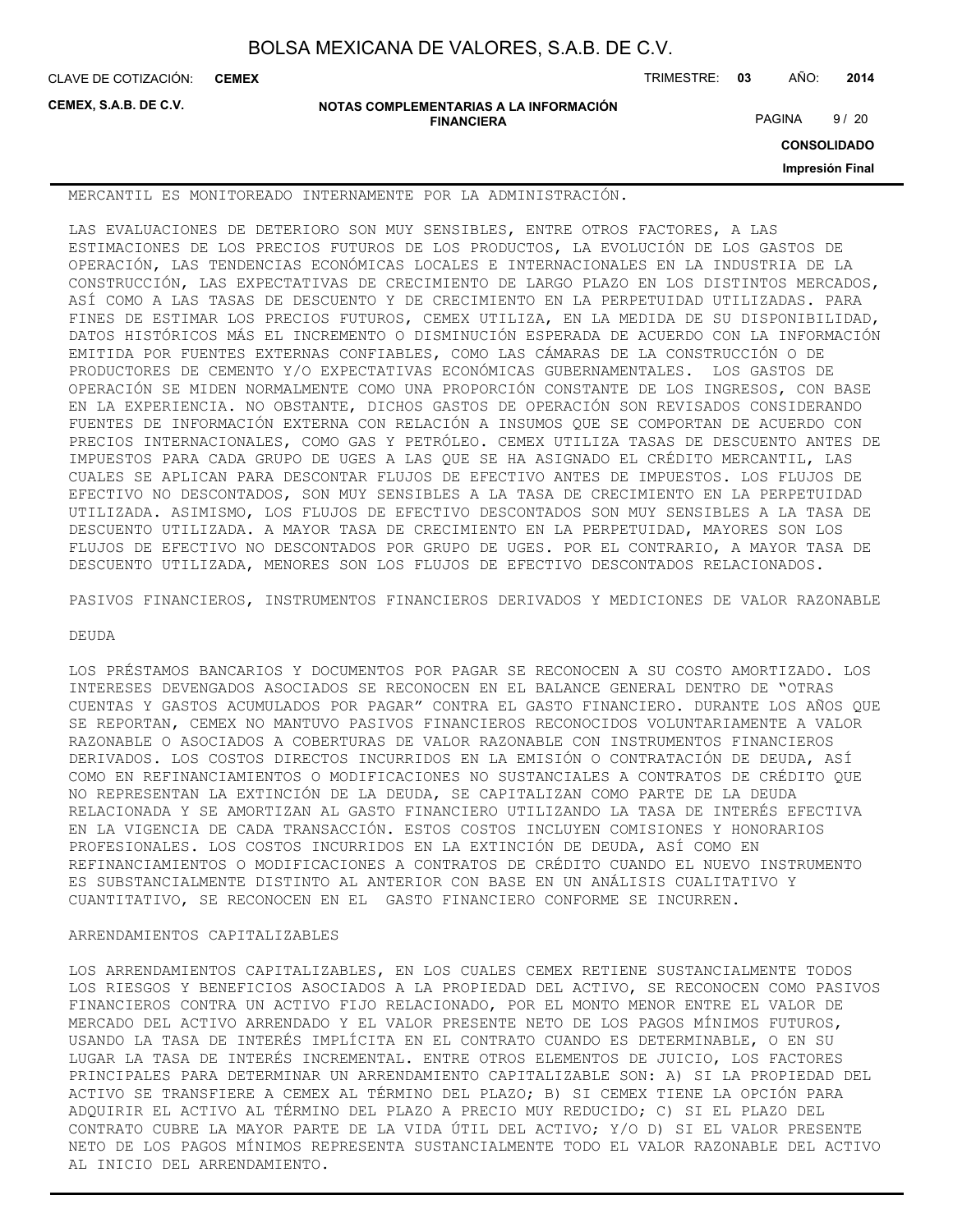MERCANTIL ES MONITOREADO INTERNAMENTE POR LA ADMINISTRACIÓN.

LAS EVALUACIONES DE DETERIORO SON MUY SENSIBLES, ENTRE OTROS FACTORES, A LAS ESTIMACIONES DE LOS PRECIOS FUTUROS DE LOS PRODUCTOS, LA EVOLUCIÓN DE LOS GASTOS DE OPERACIÓN, LAS TENDENCIAS ECONÓMICAS LOCALES E INTERNACIONALES EN LA INDUSTRIA DE LA CONSTRUCCIÓN, LAS EXPECTATIVAS DE CRECIMIENTO DE LARGO PLAZO EN LOS DISTINTOS MERCADOS, ASÍ COMO A LAS TASAS DE DESCUENTO Y DE CRECIMIENTO EN LA PERPETUIDAD UTILIZADAS. PARA FINES DE ESTIMAR LOS PRECIOS FUTUROS, CEMEX UTILIZA, EN LA MEDIDA DE SU DISPONIBILIDAD, DATOS HISTÓRICOS MÁS EL INCREMENTO O DISMINUCIÓN ESPERADA DE ACUERDO CON LA INFORMACIÓN EMITIDA POR FUENTES EXTERNAS CONFIABLES, COMO LAS CÁMARAS DE LA CONSTRUCCIÓN O DE PRODUCTORES DE CEMENTO Y/O EXPECTATIVAS ECONÓMICAS GUBERNAMENTALES. LOS GASTOS DE OPERACIÓN SE MIDEN NORMALMENTE COMO UNA PROPORCIÓN CONSTANTE DE LOS INGRESOS, CON BASE EN LA EXPERIENCIA. NO OBSTANTE, DICHOS GASTOS DE OPERACIÓN SON REVISADOS CONSIDERANDO FUENTES DE INFORMACIÓN EXTERNA CON RELACIÓN A INSUMOS QUE SE COMPORTAN DE ACUERDO CON PRECIOS INTERNACIONALES, COMO GAS Y PETRÓLEO. CEMEX UTILIZA TASAS DE DESCUENTO ANTES DE IMPUESTOS PARA CADA GRUPO DE UGES A LAS QUE SE HA ASIGNADO EL CRÉDITO MERCANTIL, LAS CUALES SE APLICAN PARA DESCONTAR FLUJOS DE EFECTIVO ANTES DE IMPUESTOS. LOS FLUJOS DE EFECTIVO NO DESCONTADOS, SON MUY SENSIBLES A LA TASA DE CRECIMIENTO EN LA PERPETUIDAD UTILIZADA. ASIMISMO, LOS FLUJOS DE EFECTIVO DESCONTADOS SON MUY SENSIBLES A LA TASA DE DESCUENTO UTILIZADA. A MAYOR TASA DE CRECIMIENTO EN LA PERPETUIDAD, MAYORES SON LOS FLUJOS DE EFECTIVO NO DESCONTADOS POR GRUPO DE UGES. POR EL CONTRARIO, A MAYOR TASA DE DESCUENTO UTILIZADA, MENORES SON LOS FLUJOS DE EFECTIVO DESCONTADOS RELACIONADOS.

PASIVOS FINANCIEROS, INSTRUMENTOS FINANCIEROS DERIVADOS Y MEDICIONES DE VALOR RAZONABLE

DEUDA

LOS PRÉSTAMOS BANCARIOS Y DOCUMENTOS POR PAGAR SE RECONOCEN A SU COSTO AMORTIZADO. LOS INTERESES DEVENGADOS ASOCIADOS SE RECONOCEN EN EL BALANCE GENERAL DENTRO DE “OTRAS CUENTAS Y GASTOS ACUMULADOS POR PAGAR” CONTRA EL GASTO FINANCIERO. DURANTE LOS AÑOS QUE SE REPORTAN, CEMEX NO MANTUVO PASIVOS FINANCIEROS RECONOCIDOS VOLUNTARIAMENTE A VALOR RAZONABLE O ASOCIADOS A COBERTURAS DE VALOR RAZONABLE CON INSTRUMENTOS FINANCIEROS DERIVADOS. LOS COSTOS DIRECTOS INCURRIDOS EN LA EMISIÓN O CONTRATACIÓN DE DEUDA, ASÍ COMO EN REFINANCIAMIENTOS O MODIFICACIONES NO SUSTANCIALES A CONTRATOS DE CRÉDITO QUE NO REPRESENTAN LA EXTINCIÓN DE LA DEUDA, SE CAPITALIZAN COMO PARTE DE LA DEUDA RELACIONADA Y SE AMORTIZAN AL GASTO FINANCIERO UTILIZANDO LA TASA DE INTERÉS EFECTIVA EN LA VIGENCIA DE CADA TRANSACCIÓN. ESTOS COSTOS INCLUYEN COMISIONES Y HONORARIOS PROFESIONALES. LOS COSTOS INCURRIDOS EN LA EXTINCIÓN DE DEUDA, ASÍ COMO EN REFINANCIAMIENTOS O MODIFICACIONES A CONTRATOS DE CRÉDITO CUANDO EL NUEVO INSTRUMENTO ES SUBSTANCIALMENTE DISTINTO AL ANTERIOR CON BASE EN UN ANÁLISIS CUALITATIVO Y CUANTITATIVO, SE RECONOCEN EN EL GASTO FINANCIERO CONFORME SE INCURREN.

ARRENDAMIENTOS CAPITALIZABLES

LOS ARRENDAMIENTOS CAPITALIZABLES, EN LOS CUALES CEMEX RETIENE SUSTANCIALMENTE TODOS LOS RIESGOS Y BENEFICIOS ASOCIADOS A LA PROPIEDAD DEL ACTIVO, SE RECONOCEN COMO PASIVOS FINANCIEROS CONTRA UN ACTIVO FIJO RELACIONADO, POR EL MONTO MENOR ENTRE EL VALOR DE MERCADO DEL ACTIVO ARRENDADO Y EL VALOR PRESENTE NETO DE LOS PAGOS MÍNIMOS FUTUROS, USANDO LA TASA DE INTERÉS IMPLÍCITA EN EL CONTRATO CUANDO ES DETERMINABLE, O EN SU LUGAR LA TASA DE INTERÉS INCREMENTAL. ENTRE OTROS ELEMENTOS DE JUICIO, LOS FACTORES PRINCIPALES PARA DETERMINAR UN ARRENDAMIENTO CAPITALIZABLE SON: A) SI LA PROPIEDAD DEL ACTIVO SE TRANSFIERE A CEMEX AL TÉRMINO DEL PLAZO; B) SI CEMEX TIENE LA OPCIÓN PARA ADQUIRIR EL ACTIVO AL TÉRMINO DEL PLAZO A PRECIO MUY REDUCIDO; C) SI EL PLAZO DEL CONTRATO CUBRE LA MAYOR PARTE DE LA VIDA ÚTIL DEL ACTIVO; Y/O D) SI EL VALOR PRESENTE NETO DE LOS PAGOS MÍNIMOS REPRESENTA SUSTANCIALMENTE TODO EL VALOR RAZONABLE DEL ACTIVO AL INICIO DEL ARRENDAMIENTO.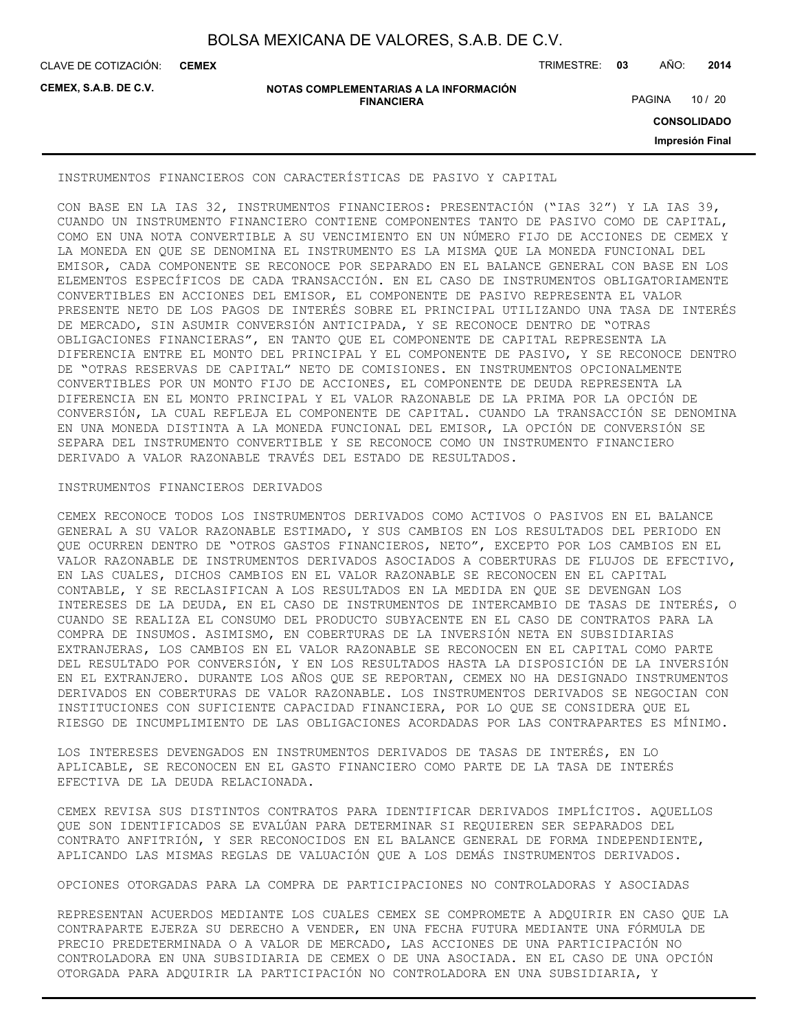INSTRUMENTOS FINANCIEROS CON CARACTERÍSTICAS DE PASIVO Y CAPITAL

CON BASE EN LA IAS 32, INSTRUMENTOS FINANCIEROS: PRESENTACIÓN ("IAS 32") Y LA IAS 39, CUANDO UN INSTRUMENTO FINANCIERO CONTIENE COMPONENTES TANTO DE PASIVO COMO DE CAPITAL, COMO EN UNA NOTA CONVERTIBLE A SU VENCIMIENTO EN UN NÚMERO FIJO DE ACCIONES DE CEMEX Y LA MONEDA EN QUE SE DENOMINA EL INSTRUMENTO ES LA MISMA QUE LA MONEDA FUNCIONAL DEL EMISOR, CADA COMPONENTE SE RECONOCE POR SEPARADO EN EL BALANCE GENERAL CON BASE EN LOS ELEMENTOS ESPECÍFICOS DE CADA TRANSACCIÓN. EN EL CASO DE INSTRUMENTOS OBLIGATORIAMENTE CONVERTIBLES EN ACCIONES DEL EMISOR, EL COMPONENTE DE PASIVO REPRESENTA EL VALOR PRESENTE NETO DE LOS PAGOS DE INTERÉS SOBRE EL PRINCIPAL UTILIZANDO UNA TASA DE INTERÉS DE MERCADO, SIN ASUMIR CONVERSIÓN ANTICIPADA, Y SE RECONOCE DENTRO DE "OTRAS OBLIGACIONES FINANCIERAS", EN TANTO QUE EL COMPONENTE DE CAPITAL REPRESENTA LA DIFERENCIA ENTRE EL MONTO DEL PRINCIPAL Y EL COMPONENTE DE PASIVO, Y SE RECONOCE DENTRO DE "OTRAS RESERVAS DE CAPITAL" NETO DE COMISIONES. EN INSTRUMENTOS OPCIONALMENTE CONVERTIBLES POR UN MONTO FIJO DE ACCIONES, EL COMPONENTE DE DEUDA REPRESENTA LA DIFERENCIA EN EL MONTO PRINCIPAL Y EL VALOR RAZONABLE DE LA PRIMA POR LA OPCIÓN DE CONVERSIÓN, LA CUAL REFLEJA EL COMPONENTE DE CAPITAL. CUANDO LA TRANSACCIÓN SE DENOMINA EN UNA MONEDA DISTINTA A LA MONEDA FUNCIONAL DEL EMISOR, LA OPCIÓN DE CONVERSIÓN SE SEPARA DEL INSTRUMENTO CONVERTIBLE Y SE RECONOCE COMO UN INSTRUMENTO FINANCIERO DERIVADO A VALOR RAZONABLE TRAVÉS DEL ESTADO DE RESULTADOS.

INSTRUMENTOS FINANCIEROS DERIVADOS

CEMEX RECONOCE TODOS LOS INSTRUMENTOS DERIVADOS COMO ACTIVOS O PASIVOS EN EL BALANCE GENERAL A SU VALOR RAZONABLE ESTIMADO, Y SUS CAMBIOS EN LOS RESULTADOS DEL PERIODO EN QUE OCURREN DENTRO DE "OTROS GASTOS FINANCIEROS, NETO", EXCEPTO POR LOS CAMBIOS EN EL VALOR RAZONABLE DE INSTRUMENTOS DERIVADOS ASOCIADOS A COBERTURAS DE FLUJOS DE EFECTIVO, EN LAS CUALES, DICHOS CAMBIOS EN EL VALOR RAZONABLE SE RECONOCEN EN EL CAPITAL CONTABLE, Y SE RECLASIFICAN A LOS RESULTADOS EN LA MEDIDA EN QUE SE DEVENGAN LOS INTERESES DE LA DEUDA, EN EL CASO DE INSTRUMENTOS DE INTERCAMBIO DE TASAS DE INTERÉS, O CUANDO SE REALIZA EL CONSUMO DEL PRODUCTO SUBYACENTE EN EL CASO DE CONTRATOS PARA LA COMPRA DE INSUMOS. ASIMISMO, EN COBERTURAS DE LA INVERSIÓN NETA EN SUBSIDIARIAS EXTRANJERAS, LOS CAMBIOS EN EL VALOR RAZONABLE SE RECONOCEN EN EL CAPITAL COMO PARTE DEL RESULTADO POR CONVERSIÓN, Y EN LOS RESULTADOS HASTA LA DISPOSICIÓN DE LA INVERSIÓN EN EL EXTRANJERO. DURANTE LOS AÑOS QUE SE REPORTAN, CEMEX NO HA DESIGNADO INSTRUMENTOS DERIVADOS EN COBERTURAS DE VALOR RAZONABLE. LOS INSTRUMENTOS DERIVADOS SE NEGOCIAN CON INSTITUCIONES CON SUFICIENTE CAPACIDAD FINANCIERA, POR LO QUE SE CONSIDERA QUE EL RIESGO DE INCUMPLIMIENTO DE LAS OBLIGACIONES ACORDADAS POR LAS CONTRAPARTES ES MÍNIMO.

LOS INTERESES DEVENGADOS EN INSTRUMENTOS DERIVADOS DE TASAS DE INTERÉS, EN LO APLICABLE, SE RECONOCEN EN EL GASTO FINANCIERO COMO PARTE DE LA TASA DE INTERÉS EFECTIVA DE LA DEUDA RELACIONADA.

CEMEX REVISA SUS DISTINTOS CONTRATOS PARA IDENTIFICAR DERIVADOS IMPLÍCITOS. AQUELLOS QUE SON IDENTIFICADOS SE EVALÚAN PARA DETERMINAR SI REQUIEREN SER SEPARADOS DEL CONTRATO ANFITRIÓN, Y SER RECONOCIDOS EN EL BALANCE GENERAL DE FORMA INDEPENDIENTE, APLICANDO LAS MISMAS REGLAS DE VALUACIÓN QUE A LOS DEMÁS INSTRUMENTOS DERIVADOS.

OPCIONES OTORGADAS PARA LA COMPRA DE PARTICIPACIONES NO CONTROLADORAS Y ASOCIADAS

REPRESENTAN ACUERDOS MEDIANTE LOS CUALES CEMEX SE COMPROMETE A ADQUIRIR EN CASO QUE LA CONTRAPARTE EJERZA SU DERECHO A VENDER, EN UNA FECHA FUTURA MEDIANTE UNA FÓRMULA DE PRECIO PREDETERMINADA O A VALOR DE MERCADO, LAS ACCIONES DE UNA PARTICIPACIÓN NO CONTROLADORA EN UNA SUBSIDIARIA DE CEMEX O DE UNA ASOCIADA. EN EL CASO DE UNA OPCIÓN OTORGADA PARA ADQUIRIR LA PARTICIPACIÓN NO CONTROLADORA EN UNA SUBSIDIARIA, Y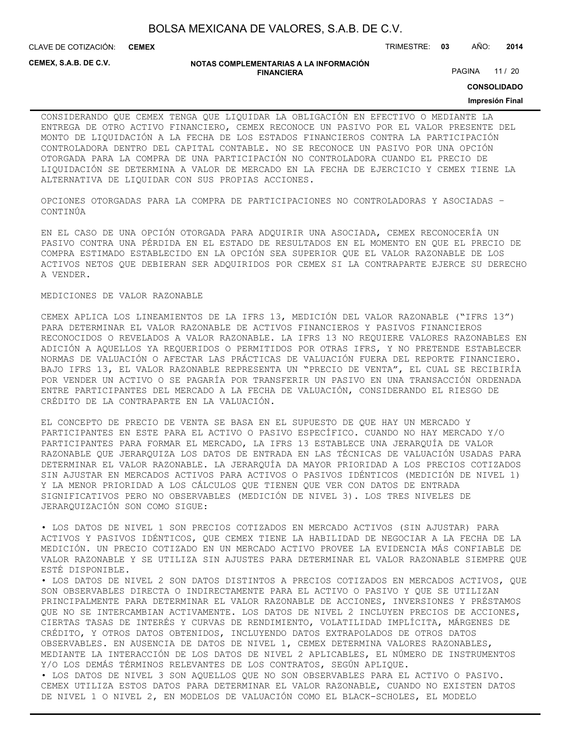CONSIDERANDO QUE CEMEX TENGA QUE LIQUIDAR LA OBLIGACIÓN EN EFECTIVO O MEDIANTE LA ENTREGA DE OTRO ACTIVO FINANCIERO, CEMEX RECONOCE UN PASIVO POR EL VALOR PRESENTE DEL MONTO DE LIQUIDACIÓN A LA FECHA DE LOS ESTADOS FINANCIEROS CONTRA LA PARTICIPACIÓN CONTROLADORA DENTRO DEL CAPITAL CONTABLE. NO SE RECONOCE UN PASIVO POR UNA OPCIÓN OTORGADA PARA LA COMPRA DE UNA PARTICIPACIÓN NO CONTROLADORA CUANDO EL PRECIO DE LIQUIDACIÓN SE DETERMINA A VALOR DE MERCADO EN LA FECHA DE EJERCICIO Y CEMEX TIENE LA ALTERNATIVA DE LIQUIDAR CON SUS PROPIAS ACCIONES.

OPCIONES OTORGADAS PARA LA COMPRA DE PARTICIPACIONES NO CONTROLADORAS Y ASOCIADAS – CONTINÚA

EN EL CASO DE UNA OPCIÓN OTORGADA PARA ADQUIRIR UNA ASOCIADA, CEMEX RECONOCERÍA UN PASIVO CONTRA UNA PÉRDIDA EN EL ESTADO DE RESULTADOS EN EL MOMENTO EN QUE EL PRECIO DE COMPRA ESTIMADO ESTABLECIDO EN LA OPCIÓN SEA SUPERIOR QUE EL VALOR RAZONABLE DE LOS ACTIVOS NETOS QUE DEBIERAN SER ADQUIRIDOS POR CEMEX SI LA CONTRAPARTE EJERCE SU DERECHO A VENDER.

MEDICIONES DE VALOR RAZONABLE

CEMEX APLICA LOS LINEAMIENTOS DE LA IFRS 13, MEDICIÓN DEL VALOR RAZONABLE ("IFRS 13") PARA DETERMINAR EL VALOR RAZONABLE DE ACTIVOS FINANCIEROS Y PASIVOS FINANCIEROS RECONOCIDOS O REVELADOS A VALOR RAZONABLE. LA IFRS 13 NO REQUIERE VALORES RAZONABLES EN ADICIÓN A AQUELLOS YA REQUERIDOS O PERMITIDOS POR OTRAS IFRS, Y NO PRETENDE ESTABLECER NORMAS DE VALUACIÓN O AFECTAR LAS PRÁCTICAS DE VALUACIÓN FUERA DEL REPORTE FINANCIERO. BAJO IFRS 13, EL VALOR RAZONABLE REPRESENTA UN "PRECIO DE VENTA", EL CUAL SE RECIBIRÍA POR VENDER UN ACTIVO O SE PAGARÍA POR TRANSFERIR UN PASIVO EN UNA TRANSACCIÓN ORDENADA ENTRE PARTICIPANTES DEL MERCADO A LA FECHA DE VALUACIÓN, CONSIDERANDO EL RIESGO DE CRÉDITO DE LA CONTRAPARTE EN LA VALUACIÓN.

EL CONCEPTO DE PRECIO DE VENTA SE BASA EN EL SUPUESTO DE QUE HAY UN MERCADO Y PARTICIPANTES EN ESTE PARA EL ACTIVO O PASIVO ESPECÍFICO. CUANDO NO HAY MERCADO Y/O PARTICIPANTES PARA FORMAR EL MERCADO, LA IFRS 13 ESTABLECE UNA JERARQUÍA DE VALOR RAZONABLE QUE JERARQUIZA LOS DATOS DE ENTRADA EN LAS TÉCNICAS DE VALUACIÓN USADAS PARA DETERMINAR EL VALOR RAZONABLE. LA JERARQUÍA DA MAYOR PRIORIDAD A LOS PRECIOS COTIZADOS SIN AJUSTAR EN MERCADOS ACTIVOS PARA ACTIVOS O PASIVOS IDÉNTICOS (MEDICIÓN DE NIVEL 1) Y LA MENOR PRIORIDAD A LOS CÁLCULOS QUE TIENEN QUE VER CON DATOS DE ENTRADA SIGNIFICATIVOS PERO NO OBSERVABLES (MEDICIÓN DE NIVEL 3). LOS TRES NIVELES DE JERARQUIZACIÓN SON COMO SIGUE:

- LOS DATOS DE NIVEL 1 SON PRECIOS COTIZADOS EN MERCADO ACTIVOS (SIN AJUSTAR) PARA ACTIVOS Y PASIVOS IDÉNTICOS, QUE CEMEX TIENE LA HABILIDAD DE NEGOCIAR A LA FECHA DE LA MEDICIÓN. UN PRECIO COTIZADO EN UN MERCADO ACTIVO PROVEE LA EVIDENCIA MÁS CONFIABLE DE VALOR RAZONABLE Y SE UTILIZA SIN AJUSTES PARA DETERMINAR EL VALOR RAZONABLE SIEMPRE QUE ESTÉ DISPONIBLE.
- LOS DATOS DE NIVEL 2 SON DATOS DISTINTOS A PRECIOS COTIZADOS EN MERCADOS ACTIVOS, QUE SON OBSERVABLES DIRECTA O INDIRECTAMENTE PARA EL ACTIVO O PASIVO Y QUE SE UTILIZAN PRINCIPALMENTE PARA DETERMINAR EL VALOR RAZONABLE DE ACCIONES, INVERSIONES Y PRÉSTAMOS QUE NO SE INTERCAMBIAN ACTIVAMENTE. LOS DATOS DE NIVEL 2 INCLUYEN PRECIOS DE ACCIONES, CIERTAS TASAS DE INTERÉS Y CURVAS DE RENDIMIENTO, VOLATILIDAD IMPLÍCITA, MÁRGENES DE CRÉDITO, Y OTROS DATOS OBTENIDOS, INCLUYENDO DATOS EXTRAPOLADOS DE OTROS DATOS OBSERVABLES. EN AUSENCIA DE DATOS DE NIVEL 1, CEMEX DETERMINA VALORES RAZONABLES, MEDIANTE LA INTERACCIÓN DE LOS DATOS DE NIVEL 2 APLICABLES, EL NÚMERO DE INSTRUMENTOS Y/O LOS DEMÁS TÉRMINOS RELEVANTES DE LOS CONTRATOS, SEGÚN APLIQUE.
- LOS DATOS DE NIVEL 3 SON AQUELLOS QUE NO SON OBSERVABLES PARA EL ACTIVO O PASIVO. CEMEX UTILIZA ESTOS DATOS PARA DETERMINAR EL VALOR RAZONABLE, CUANDO NO EXISTEN DATOS DE NIVEL 1 O NIVEL 2, EN MODELOS DE VALUACIÓN COMO EL BLACK-SCHOLES, EL MODELO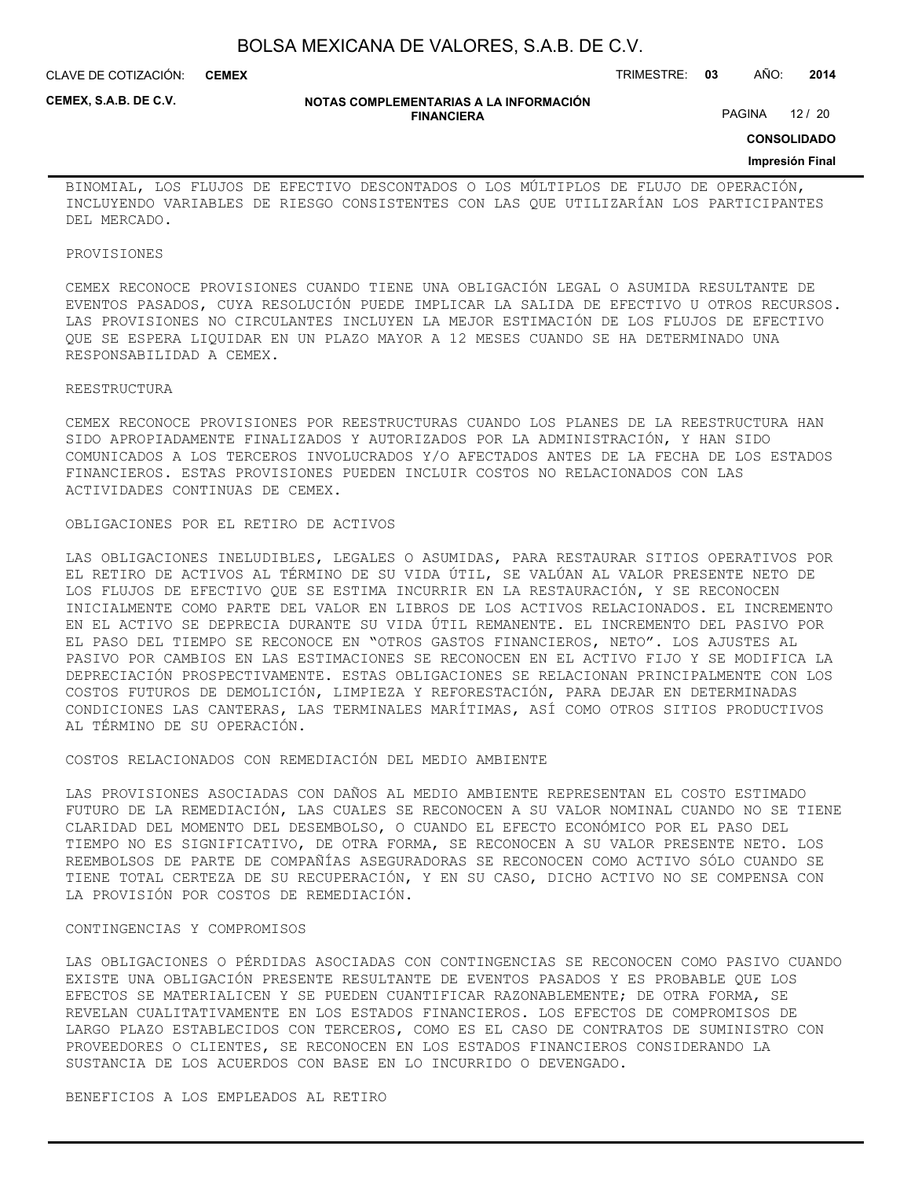BINOMIAL, LOS FLUJOS DE EFECTIVO DESCONTADOS O LOS MÚLTIPLOS DE FLUJO DE OPERACIÓN, INCLUYENDO VARIABLES DE RIESGO CONSISTENTES CON LAS QUE UTILIZARÍAN LOS PARTICIPANTES DEL MERCADO.

## PROVISIONES

CEMEX RECONOCE PROVISIONES CUANDO TIENE UNA OBLIGACIÓN LEGAL O ASUMIDA RESULTANTE DE EVENTOS PASADOS, CUYA RESOLUCIÓN PUEDE IMPLICAR LA SALIDA DE EFECTIVO U OTROS RECURSOS. LAS PROVISIONES NO CIRCULANTES INCLUYEN LA MEJOR ESTIMACIÓN DE LOS FLUJOS DE EFECTIVO QUE SE ESPERA LIQUIDAR EN UN PLAZO MAYOR A 12 MESES CUANDO SE HA DETERMINADO UNA RESPONSABILIDAD A CEMEX.

## REESTRUCTURA

CEMEX RECONOCE PROVISIONES POR REESTRUCTURAS CUANDO LOS PLANES DE LA REESTRUCTURA HAN SIDO APROPIADAMENTE FINALIZADOS Y AUTORIZADOS POR LA ADMINISTRACIÓN, Y HAN SIDO COMUNICADOS A LOS TERCEROS INVOLUCRADOS Y/O AFECTADOS ANTES DE LA FECHA DE LOS ESTADOS FINANCIEROS. ESTAS PROVISIONES PUEDEN INCLUIR COSTOS NO RELACIONADOS CON LAS ACTIVIDADES CONTINUAS DE CEMEX.

## OBLIGACIONES POR EL RETIRO DE ACTIVOS

LAS OBLIGACIONES INELUDIBLES, LEGALES O ASUMIDAS, PARA RESTAURAR SITIOS OPERATIVOS POR EL RETIRO DE ACTIVOS AL TÉRMINO DE SU VIDA ÚTIL, SE VALÚAN AL VALOR PRESENTE NETO DE LOS FLUJOS DE EFECTIVO QUE SE ESTIMA INCURRIR EN LA RESTAURACIÓN, Y SE RECONOCEN INICIALMENTE COMO PARTE DEL VALOR EN LIBROS DE LOS ACTIVOS RELACIONADOS. EL INCREMENTO EN EL ACTIVO SE DEPRECIA DURANTE SU VIDA ÚTIL REMANENTE. EL INCREMENTO DEL PASIVO POR EL PASO DEL TIEMPO SE RECONOCE EN "OTROS GASTOS FINANCIEROS, NETO". LOS AJUSTES AL PASIVO POR CAMBIOS EN LAS ESTIMACIONES SE RECONOCEN EN EL ACTIVO FIJO Y SE MODIFICA LA DEPRECIACIÓN PROSPECTIVAMENTE. ESTAS OBLIGACIONES SE RELACIONAN PRINCIPALMENTE CON LOS COSTOS FUTUROS DE DEMOLICIÓN, LIMPIEZA Y REFORESTACIÓN, PARA DEJAR EN DETERMINADAS CONDICIONES LAS CANTERAS, LAS TERMINALES MARÍTIMAS, ASÍ COMO OTROS SITIOS PRODUCTIVOS AL TÉRMINO DE SU OPERACIÓN.

## COSTOS RELACIONADOS CON REMEDIACIÓN DEL MEDIO AMBIENTE

LAS PROVISIONES ASOCIADAS CON DAÑOS AL MEDIO AMBIENTE REPRESENTAN EL COSTO ESTIMADO FUTURO DE LA REMEDIACIÓN, LAS CUALES SE RECONOCEN A SU VALOR NOMINAL CUANDO NO SE TIENE CLARIDAD DEL MOMENTO DEL DESEMBOLSO, O CUANDO EL EFECTO ECONÓMICO POR EL PASO DEL TIEMPO NO ES SIGNIFICATIVO, DE OTRA FORMA, SE RECONOCEN A SU VALOR PRESENTE NETO. LOS REEMBOLSOS DE PARTE DE COMPAÑÍAS ASEGURADORAS SE RECONOCEN COMO ACTIVO SÓLO CUANDO SE TIENE TOTAL CERTEZA DE SU RECUPERACIÓN, Y EN SU CASO, DICHO ACTIVO NO SE COMPENSA CON LA PROVISIÓN POR COSTOS DE REMEDIACIÓN.

## CONTINGENCIAS Y COMPROMISOS

LAS OBLIGACIONES O PÉRDIDAS ASOCIADAS CON CONTINGENCIAS SE RECONOCEN COMO PASIVO CUANDO EXISTE UNA OBLIGACIÓN PRESENTE RESULTANTE DE EVENTOS PASADOS Y ES PROBABLE QUE LOS EFECTOS SE MATERIALICEN Y SE PUEDEN CUANTIFICAR RAZONABLEMENTE; DE OTRA FORMA, SE REVELAN CUALITATIVAMENTE EN LOS ESTADOS FINANCIEROS. LOS EFECTOS DE COMPROMISOS DE LARGO PLAZO ESTABLECIDOS CON TERCEROS, COMO ES EL CASO DE CONTRATOS DE SUMINISTRO CON PROVEEDORES O CLIENTES, SE RECONOCEN EN LOS ESTADOS FINANCIEROS CONSIDERANDO LA SUSTANCIA DE LOS ACUERDOS CON BASE EN LO INCURRIDO O DEVENGADO.

## BENEFICIOS A LOS EMPLEADOS AL RETIRO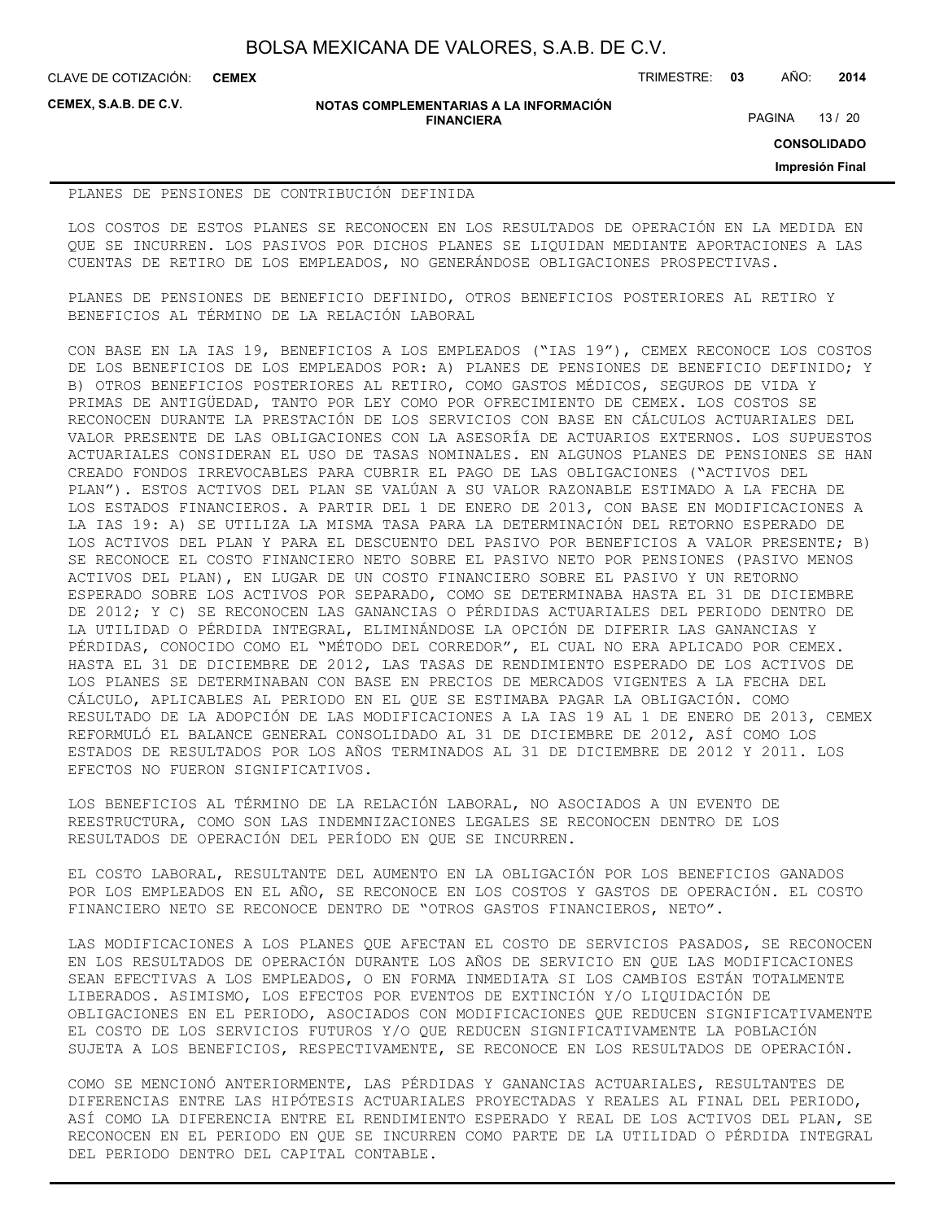PLANES DE PENSIONES DE CONTRIBUCIÓN DEFINIDA

LOS COSTOS DE ESTOS PLANES SE RECONOCEN EN LOS RESULTADOS DE OPERACIÓN EN LA MEDIDA EN QUE SE INCURREN. LOS PASIVOS POR DICHOS PLANES SE LIQUIDAN MEDIANTE APORTACIONES A LAS CUENTAS DE RETIRO DE LOS EMPLEADOS, NO GENERÁNDOSE OBLIGACIONES PROSPECTIVAS.

PLANES DE PENSIONES DE BENEFICIO DEFINIDO, OTROS BENEFICIOS POSTERIORES AL RETIRO Y BENEFICIOS AL TÉRMINO DE LA RELACIÓN LABORAL

CON BASE EN LA IAS 19, BENEFICIOS A LOS EMPLEADOS ("IAS 19"), CEMEX RECONOCE LOS COSTOS DE LOS BENEFICIOS DE LOS EMPLEADOS POR: A) PLANES DE PENSIONES DE BENEFICIO DEFINIDO; Y B) OTROS BENEFICIOS POSTERIORES AL RETIRO, COMO GASTOS MÉDICOS, SEGUROS DE VIDA Y PRIMAS DE ANTIGÜEDAD, TANTO POR LEY COMO POR OFRECIMIENTO DE CEMEX. LOS COSTOS SE RECONOCEN DURANTE LA PRESTACIÓN DE LOS SERVICIOS CON BASE EN CÁLCULOS ACTUARIALES DEL VALOR PRESENTE DE LAS OBLIGACIONES CON LA ASESORÍA DE ACTUARIOS EXTERNOS. LOS SUPUESTOS ACTUARIALES CONSIDERAN EL USO DE TASAS NOMINALES. EN ALGUNOS PLANES DE PENSIONES SE HAN CREADO FONDOS IRREVOCABLES PARA CUBRIR EL PAGO DE LAS OBLIGACIONES ("ACTIVOS DEL PLAN"). ESTOS ACTIVOS DEL PLAN SE VALÚAN A SU VALOR RAZONABLE ESTIMADO A LA FECHA DE LOS ESTADOS FINANCIEROS. A PARTIR DEL 1 DE ENERO DE 2013, CON BASE EN MODIFICACIONES A LA IAS 19: A) SE UTILIZA LA MISMA TASA PARA LA DETERMINACIÓN DEL RETORNO ESPERADO DE LOS ACTIVOS DEL PLAN Y PARA EL DESCUENTO DEL PASIVO POR BENEFICIOS A VALOR PRESENTE; B) SE RECONOCE EL COSTO FINANCIERO NETO SOBRE EL PASIVO NETO POR PENSIONES (PASIVO MENOS ACTIVOS DEL PLAN), EN LUGAR DE UN COSTO FINANCIERO SOBRE EL PASIVO Y UN RETORNO ESPERADO SOBRE LOS ACTIVOS POR SEPARADO, COMO SE DETERMINABA HASTA EL 31 DE DICIEMBRE DE 2012; Y C) SE RECONOCEN LAS GANANCIAS O PÉRDIDAS ACTUARIALES DEL PERIODO DENTRO DE LA UTILIDAD O PÉRDIDA INTEGRAL, ELIMINÁNDOSE LA OPCIÓN DE DIFERIR LAS GANANCIAS Y PÉRDIDAS, CONOCIDO COMO EL "MÉTODO DEL CORREDOR", EL CUAL NO ERA APLICADO POR CEMEX. HASTA EL 31 DE DICIEMBRE DE 2012, LAS TASAS DE RENDIMIENTO ESPERADO DE LOS ACTIVOS DE LOS PLANES SE DETERMINABAN CON BASE EN PRECIOS DE MERCADOS VIGENTES A LA FECHA DEL CÁLCULO, APLICABLES AL PERIODO EN EL QUE SE ESTIMABA PAGAR LA OBLIGACIÓN. COMO RESULTADO DE LA ADOPCIÓN DE LAS MODIFICACIONES A LA IAS 19 AL 1 DE ENERO DE 2013, CEMEX REFORMULÓ EL BALANCE GENERAL CONSOLIDADO AL 31 DE DICIEMBRE DE 2012, ASÍ COMO LOS ESTADOS DE RESULTADOS POR LOS AÑOS TERMINADOS AL 31 DE DICIEMBRE DE 2012 Y 2011. LOS EFECTOS NO FUERON SIGNIFICATIVOS.

LOS BENEFICIOS AL TÉRMINO DE LA RELACIÓN LABORAL, NO ASOCIADOS A UN EVENTO DE REESTRUCTURA, COMO SON LAS INDEMNIZACIONES LEGALES SE RECONOCEN DENTRO DE LOS RESULTADOS DE OPERACIÓN DEL PERÍODO EN QUE SE INCURREN.

EL COSTO LABORAL, RESULTANTE DEL AUMENTO EN LA OBLIGACIÓN POR LOS BENEFICIOS GANADOS POR LOS EMPLEADOS EN EL AÑO, SE RECONOCE EN LOS COSTOS Y GASTOS DE OPERACIÓN. EL COSTO FINANCIERO NETO SE RECONOCE DENTRO DE "OTROS GASTOS FINANCIEROS, NETO".

LAS MODIFICACIONES A LOS PLANES QUE AFECTAN EL COSTO DE SERVICIOS PASADOS, SE RECONOCEN EN LOS RESULTADOS DE OPERACIÓN DURANTE LOS AÑOS DE SERVICIO EN QUE LAS MODIFICACIONES SEAN EFECTIVAS A LOS EMPLEADOS, O EN FORMA INMEDIATA SI LOS CAMBIOS ESTÁN TOTALMENTE LIBERADOS. ASIMISMO, LOS EFECTOS POR EVENTOS DE EXTINCIÓN Y/O LIQUIDACIÓN DE OBLIGACIONES EN EL PERIODO, ASOCIADOS CON MODIFICACIONES QUE REDUCEN SIGNIFICATIVAMENTE EL COSTO DE LOS SERVICIOS FUTUROS Y/O QUE REDUCEN SIGNIFICATIVAMENTE LA POBLACIÓN SUJETA A LOS BENEFICIOS, RESPECTIVAMENTE, SE RECONOCE EN LOS RESULTADOS DE OPERACIÓN.

COMO SE MENCIONÓ ANTERIORMENTE, LAS PÉRDIDAS Y GANANCIAS ACTUARIALES, RESULTANTES DE DIFERENCIAS ENTRE LAS HIPÓTESIS ACTUARIALES PROYECTADAS Y REALES AL FINAL DEL PERIODO, ASÍ COMO LA DIFERENCIA ENTRE EL RENDIMIENTO ESPERADO Y REAL DE LOS ACTIVOS DEL PLAN, SE RECONOCEN EN EL PERIODO EN QUE SE INCURREN COMO PARTE DE LA UTILIDAD O PÉRDIDA INTEGRAL DEL PERIODO DENTRO DEL CAPITAL CONTABLE.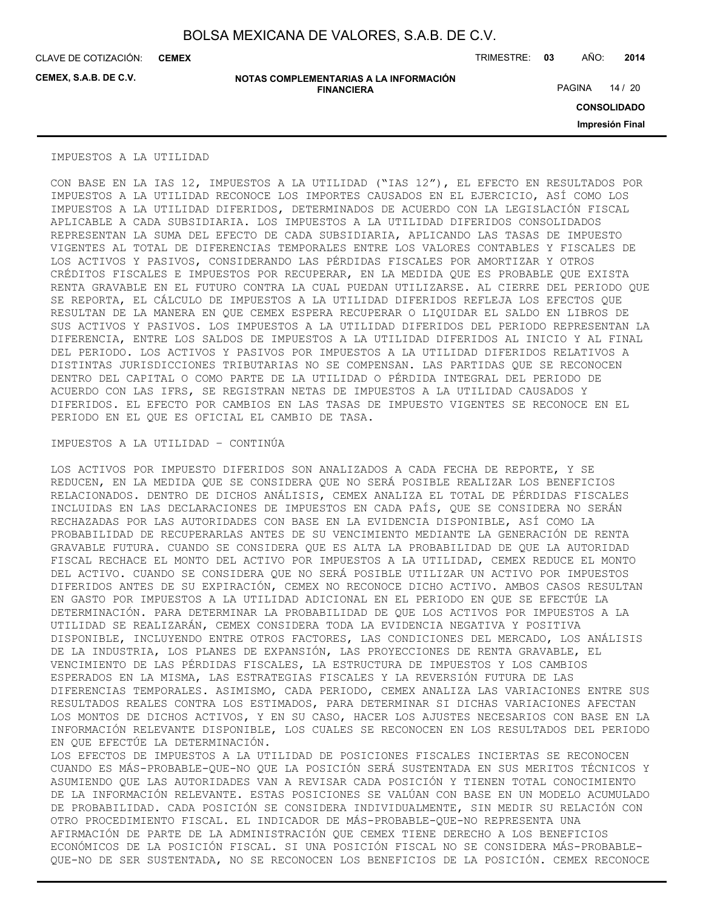IMPUESTOS A LA UTILIDAD

CON BASE EN LA IAS 12, IMPUESTOS A LA UTILIDAD ("IAS 12"), EL EFECTO EN RESULTADOS POR IMPUESTOS A LA UTILIDAD RECONOCE LOS IMPORTES CAUSADOS EN EL EJERCICIO, ASÍ COMO LOS IMPUESTOS A LA UTILIDAD DIFERIDOS, DETERMINADOS DE ACUERDO CON LA LEGISLACIÓN FISCAL APLICABLE A CADA SUBSIDIARIA. LOS IMPUESTOS A LA UTILIDAD DIFERIDOS CONSOLIDADOS REPRESENTAN LA SUMA DEL EFECTO DE CADA SUBSIDIARIA, APLICANDO LAS TASAS DE IMPUESTO VIGENTES AL TOTAL DE DIFERENCIAS TEMPORALES ENTRE LOS VALORES CONTABLES Y FISCALES DE LOS ACTIVOS Y PASIVOS, CONSIDERANDO LAS PÉRDIDAS FISCALES POR AMORTIZAR Y OTROS CRÉDITOS FISCALES E IMPUESTOS POR RECUPERAR, EN LA MEDIDA QUE ES PROBABLE QUE EXISTA RENTA GRAVABLE EN EL FUTURO CONTRA LA CUAL PUEDAN UTILIZARSE. AL CIERRE DEL PERIODO QUE SE REPORTA, EL CÁLCULO DE IMPUESTOS A LA UTILIDAD DIFERIDOS REFLEJA LOS EFECTOS QUE RESULTAN DE LA MANERA EN QUE CEMEX ESPERA RECUPERAR O LIQUIDAR EL SALDO EN LIBROS DE SUS ACTIVOS Y PASIVOS. LOS IMPUESTOS A LA UTILIDAD DIFERIDOS DEL PERIODO REPRESENTAN LA DIFERENCIA, ENTRE LOS SALDOS DE IMPUESTOS A LA UTILIDAD DIFERIDOS AL INICIO Y AL FINAL DEL PERIODO. LOS ACTIVOS Y PASIVOS POR IMPUESTOS A LA UTILIDAD DIFERIDOS RELATIVOS A DISTINTAS JURISDICCIONES TRIBUTARIAS NO SE COMPENSAN. LAS PARTIDAS QUE SE RECONOCEN DENTRO DEL CAPITAL O COMO PARTE DE LA UTILIDAD O PÉRDIDA INTEGRAL DEL PERIODO DE ACUERDO CON LAS IFRS, SE REGISTRAN NETAS DE IMPUESTOS A LA UTILIDAD CAUSADOS Y DIFERIDOS. EL EFECTO POR CAMBIOS EN LAS TASAS DE IMPUESTO VIGENTES SE RECONOCE EN EL PERIODO EN EL QUE ES OFICIAL EL CAMBIO DE TASA.

IMPUESTOS A LA UTILIDAD – CONTINÚA

LOS ACTIVOS POR IMPUESTO DIFERIDOS SON ANALIZADOS A CADA FECHA DE REPORTE, Y SE REDUCEN, EN LA MEDIDA QUE SE CONSIDERA QUE NO SERÁ POSIBLE REALIZAR LOS BENEFICIOS RELACIONADOS. DENTRO DE DICHOS ANÁLISIS, CEMEX ANALIZA EL TOTAL DE PÉRDIDAS FISCALES INCLUIDAS EN LAS DECLARACIONES DE IMPUESTOS EN CADA PAÍS, QUE SE CONSIDERA NO SERÁN RECHAZADAS POR LAS AUTORIDADES CON BASE EN LA EVIDENCIA DISPONIBLE, ASÍ COMO LA PROBABILIDAD DE RECUPERARLAS ANTES DE SU VENCIMIENTO MEDIANTE LA GENERACIÓN DE RENTA GRAVABLE FUTURA. CUANDO SE CONSIDERA QUE ES ALTA LA PROBABILIDAD DE QUE LA AUTORIDAD FISCAL RECHACE EL MONTO DEL ACTIVO POR IMPUESTOS A LA UTILIDAD, CEMEX REDUCE EL MONTO DEL ACTIVO. CUANDO SE CONSIDERA QUE NO SERÁ POSIBLE UTILIZAR UN ACTIVO POR IMPUESTOS DIFERIDOS ANTES DE SU EXPIRACIÓN, CEMEX NO RECONOCE DICHO ACTIVO. AMBOS CASOS RESULTAN EN GASTO POR IMPUESTOS A LA UTILIDAD ADICIONAL EN EL PERIODO EN QUE SE EFECTÚE LA DETERMINACIÓN. PARA DETERMINAR LA PROBABILIDAD DE QUE LOS ACTIVOS POR IMPUESTOS A LA UTILIDAD SE REALIZARÁN, CEMEX CONSIDERA TODA LA EVIDENCIA NEGATIVA Y POSITIVA DISPONIBLE, INCLUYENDO ENTRE OTROS FACTORES, LAS CONDICIONES DEL MERCADO, LOS ANÁLISIS DE LA INDUSTRIA, LOS PLANES DE EXPANSIÓN, LAS PROYECCIONES DE RENTA GRAVABLE, EL VENCIMIENTO DE LAS PÉRDIDAS FISCALES, LA ESTRUCTURA DE IMPUESTOS Y LOS CAMBIOS ESPERADOS EN LA MISMA, LAS ESTRATEGIAS FISCALES Y LA REVERSIÓN FUTURA DE LAS DIFERENCIAS TEMPORALES. ASIMISMO, CADA PERIODO, CEMEX ANALIZA LAS VARIACIONES ENTRE SUS RESULTADOS REALES CONTRA LOS ESTIMADOS, PARA DETERMINAR SI DICHAS VARIACIONES AFECTAN LOS MONTOS DE DICHOS ACTIVOS, Y EN SU CASO, HACER LOS AJUSTES NECESARIOS CON BASE EN LA INFORMACIÓN RELEVANTE DISPONIBLE, LOS CUALES SE RECONOCEN EN LOS RESULTADOS DEL PERIODO EN QUE EFECTÚE LA DETERMINACIÓN.

LOS EFECTOS DE IMPUESTOS A LA UTILIDAD DE POSICIONES FISCALES INCIERTAS SE RECONOCEN CUANDO ES MÁS-PROBABLE-QUE-NO QUE LA POSICIÓN SERÁ SUSTENTADA EN SUS MERITOS TÉCNICOS Y ASUMIENDO QUE LAS AUTORIDADES VAN A REVISAR CADA POSICIÓN Y TIENEN TOTAL CONOCIMIENTO DE LA INFORMACIÓN RELEVANTE. ESTAS POSICIONES SE VALÚAN CON BASE EN UN MODELO ACUMULADO DE PROBABILIDAD. CADA POSICIÓN SE CONSIDERA INDIVIDUALMENTE, SIN MEDIR SU RELACIÓN CON OTRO PROCEDIMIENTO FISCAL. EL INDICADOR DE MÁS-PROBABLE-QUE-NO REPRESENTA UNA AFIRMACIÓN DE PARTE DE LA ADMINISTRACIÓN QUE CEMEX TIENE DERECHO A LOS BENEFICIOS ECONÓMICOS DE LA POSICIÓN FISCAL. SI UNA POSICIÓN FISCAL NO SE CONSIDERA MÁS-PROBABLE-QUE-NO DE SER SUSTENTADA, NO SE RECONOCEN LOS BENEFICIOS DE LA POSICIÓN. CEMEX RECONOCE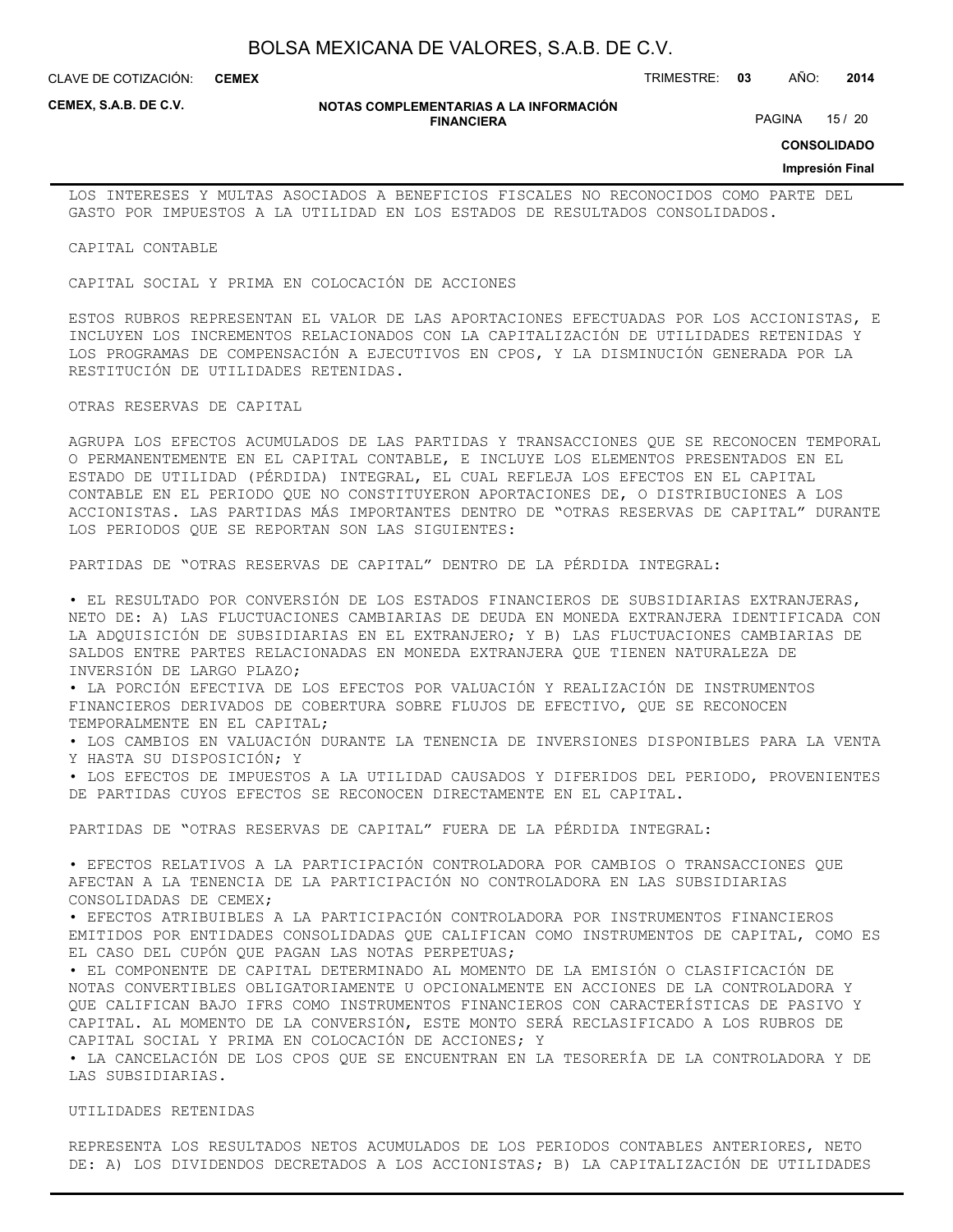LOS INTERESES Y MULTAS ASOCIADOS A BENEFICIOS FISCALES NO RECONOCIDOS COMO PARTE DEL GASTO POR IMPUESTOS A LA UTILIDAD EN LOS ESTADOS DE RESULTADOS CONSOLIDADOS.

CAPITAL CONTABLE

CAPITAL SOCIAL Y PRIMA EN COLOCACIÓN DE ACCIONES

ESTOS RUBROS REPRESENTAN EL VALOR DE LAS APORTACIONES EFECTUADAS POR LOS ACCIONISTAS, E INCLUYEN LOS INCREMENTOS RELACIONADOS CON LA CAPITALIZACIÓN DE UTILIDADES RETENIDAS Y LOS PROGRAMAS DE COMPENSACIÓN A EJECUTIVOS EN CPOS, Y LA DISMINUCIÓN GENERADA POR LA RESTITUCIÓN DE UTILIDADES RETENIDAS.

OTRAS RESERVAS DE CAPITAL

AGRUPA LOS EFECTOS ACUMULADOS DE LAS PARTIDAS Y TRANSACCIONES QUE SE RECONOCEN TEMPORAL O PERMANENTEMENTE EN EL CAPITAL CONTABLE, E INCLUYE LOS ELEMENTOS PRESENTADOS EN EL ESTADO DE UTILIDAD (PÉRDIDA) INTEGRAL, EL CUAL REFLEJA LOS EFECTOS EN EL CAPITAL CONTABLE EN EL PERIODO QUE NO CONSTITUYERON APORTACIONES DE, O DISTRIBUCIONES A LOS ACCIONISTAS. LAS PARTIDAS MÁS IMPORTANTES DENTRO DE “OTRAS RESERVAS DE CAPITAL” DURANTE LOS PERIODOS QUE SE REPORTAN SON LAS SIGUIENTES:

PARTIDAS DE “OTRAS RESERVAS DE CAPITAL” DENTRO DE LA PÉRDIDA INTEGRAL:

- EL RESULTADO POR CONVERSIÓN DE LOS ESTADOS FINANCIEROS DE SUBSIDIARIAS EXTRANJERAS, NETO DE: A) LAS FLUCTUACIONES CAMBIARIAS DE DEUDA EN MONEDA EXTRANJERA IDENTIFICADA CON LA ADQUISICIÓN DE SUBSIDIARIAS EN EL EXTRANJERO; Y B) LAS FLUCTUACIONES CAMBIARIAS DE SALDOS ENTRE PARTES RELACIONADAS EN MONEDA EXTRANJERA QUE TIENEN NATURALEZA DE INVERSIÓN DE LARGO PLAZO;
- LA PORCIÓN EFECTIVA DE LOS EFECTOS POR VALUACIÓN Y REALIZACIÓN DE INSTRUMENTOS FINANCIEROS DERIVADOS DE COBERTURA SOBRE FLUJOS DE EFECTIVO, QUE SE RECONOCEN TEMPORALMENTE EN EL CAPITAL;
- LOS CAMBIOS EN VALUACIÓN DURANTE LA TENENCIA DE INVERSIONES DISPONIBLES PARA LA VENTA Y HASTA SU DISPOSICIÓN; Y
- LOS EFECTOS DE IMPUESTOS A LA UTILIDAD CAUSADOS Y DIFERIDOS DEL PERIODO, PROVENIENTES DE PARTIDAS CUYOS EFECTOS SE RECONOCEN DIRECTAMENTE EN EL CAPITAL.

PARTIDAS DE “OTRAS RESERVAS DE CAPITAL” FUERA DE LA PÉRDIDA INTEGRAL:

- EFECTOS RELATIVOS A LA PARTICIPACIÓN CONTROLADORA POR CAMBIOS O TRANSACCIONES QUE AFECTAN A LA TENENCIA DE LA PARTICIPACIÓN NO CONTROLADORA EN LAS SUBSIDIARIAS CONSOLIDADAS DE CEMEX;
- EFECTOS ATRIBUIBLES A LA PARTICIPACIÓN CONTROLADORA POR INSTRUMENTOS FINANCIEROS EMITIDOS POR ENTIDADES CONSOLIDADAS QUE CALIFICAN COMO INSTRUMENTOS DE CAPITAL, COMO ES EL CASO DEL CUPÓN QUE PAGAN LAS NOTAS PERPETUAS;
- EL COMPONENTE DE CAPITAL DETERMINADO AL MOMENTO DE LA EMISIÓN O CLASIFICACIÓN DE NOTAS CONVERTIBLES OBLIGATORIAMENTE U OPCIONALMENTE EN ACCIONES DE LA CONTROLADORA Y QUE CALIFICAN BAJO IFRS COMO INSTRUMENTOS FINANCIEROS CON CARACTERÍSTICAS DE PASIVO Y CAPITAL. AL MOMENTO DE LA CONVERSIÓN, ESTE MONTO SERÁ RECLASIFICADO A LOS RUBROS DE CAPITAL SOCIAL Y PRIMA EN COLOCACIÓN DE ACCIONES; Y
- LA CANCELACIÓN DE LOS CPOS QUE SE ENCUENTRAN EN LA TESORERÍA DE LA CONTROLADORA Y DE LAS SUBSIDIARIAS.

UTILIDADES RETENIDAS

REPRESENTA LOS RESULTADOS NETOS ACUMULADOS DE LOS PERIODOS CONTABLES ANTERIORES, NETO DE: A) LOS DIVIDENDOS DECRETADOS A LOS ACCIONISTAS; B) LA CAPITALIZACIÓN DE UTILIDADES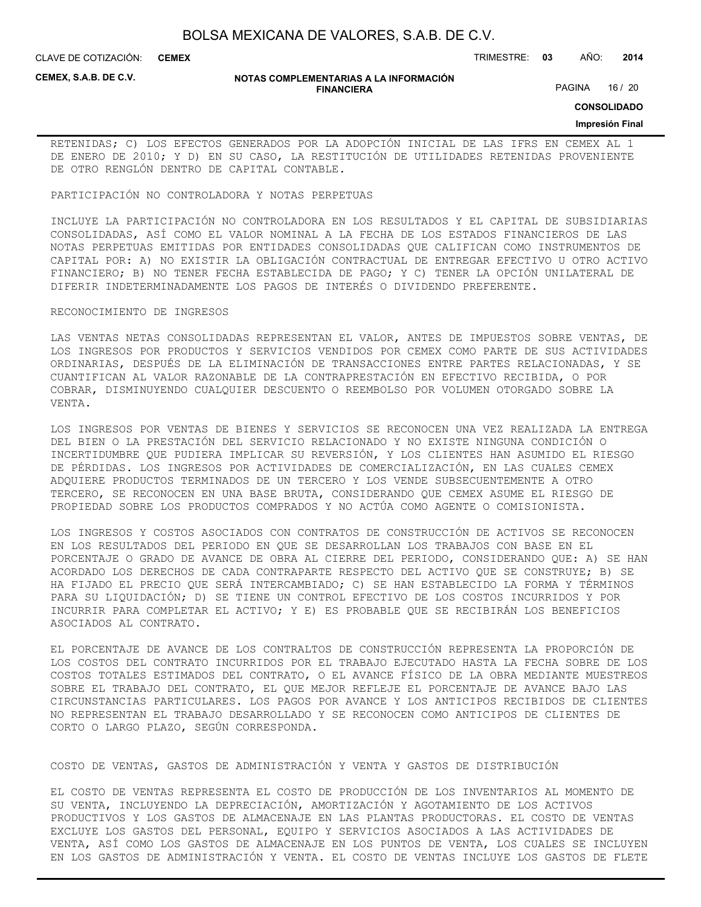RETENIDAS; C) LOS EFECTOS GENERADOS POR LA ADOPCIÓN INICIAL DE LAS IFRS EN CEMEX AL 1 DE ENERO DE 2010; Y D) EN SU CASO, LA RESTITUCIÓN DE UTILIDADES RETENIDAS PROVENIENTE DE OTRO RENGLÓN DENTRO DE CAPITAL CONTABLE.

PARTICIPACIÓN NO CONTROLADORA Y NOTAS PERPETUAS

INCLUYE LA PARTICIPACIÓN NO CONTROLADORA EN LOS RESULTADOS Y EL CAPITAL DE SUBSIDIARIAS CONSOLIDADAS, ASÍ COMO EL VALOR NOMINAL A LA FECHA DE LOS ESTADOS FINANCIEROS DE LAS NOTAS PERPETUAS EMITIDAS POR ENTIDADES CONSOLIDADAS QUE CALIFICAN COMO INSTRUMENTOS DE CAPITAL POR: A) NO EXISTIR LA OBLIGACIÓN CONTRACTUAL DE ENTREGAR EFECTIVO U OTRO ACTIVO FINANCIERO; B) NO TENER FECHA ESTABLECIDA DE PAGO; Y C) TENER LA OPCIÓN UNILATERAL DE DIFERIR INDETERMINADAMENTE LOS PAGOS DE INTERÉS O DIVIDENDO PREFERENTE.

RECONOCIMIENTO DE INGRESOS

LAS VENTAS NETAS CONSOLIDADAS REPRESENTAN EL VALOR, ANTES DE IMPUESTOS SOBRE VENTAS, DE LOS INGRESOS POR PRODUCTOS Y SERVICIOS VENDIDOS POR CEMEX COMO PARTE DE SUS ACTIVIDADES ORDINARIAS, DESPUÉS DE LA ELIMINACIÓN DE TRANSACCIONES ENTRE PARTES RELACIONADAS, Y SE CUANTIFICAN AL VALOR RAZONABLE DE LA CONTRAPRESTACIÓN EN EFECTIVO RECIBIDA, O POR COBRAR, DISMINUYENDO CUALQUIER DESCUENTO O REEMBOLSO POR VOLUMEN OTORGADO SOBRE LA VENTA.

LOS INGRESOS POR VENTAS DE BIENES Y SERVICIOS SE RECONOCEN UNA VEZ REALIZADA LA ENTREGA DEL BIEN O LA PRESTACIÓN DEL SERVICIO RELACIONADO Y NO EXISTE NINGUNA CONDICIÓN O INCERTIDUMBRE QUE PUDIERA IMPLICAR SU REVERSIÓN, Y LOS CLIENTES HAN ASUMIDO EL RIESGO DE PÉRDIDAS. LOS INGRESOS POR ACTIVIDADES DE COMERCIALIZACIÓN, EN LAS CUALES CEMEX ADQUIERE PRODUCTOS TERMINADOS DE UN TERCERO Y LOS VENDE SUBSECUENTEMENTE A OTRO TERCERO, SE RECONOCEN EN UNA BASE BRUTA, CONSIDERANDO QUE CEMEX ASUME EL RIESGO DE PROPIEDAD SOBRE LOS PRODUCTOS COMPRADOS Y NO ACTÚA COMO AGENTE O COMISIONISTA.

LOS INGRESOS Y COSTOS ASOCIADOS CON CONTRATOS DE CONSTRUCCIÓN DE ACTIVOS SE RECONOCEN EN LOS RESULTADOS DEL PERIODO EN QUE SE DESARROLLAN LOS TRABAJOS CON BASE EN EL PORCENTAJE O GRADO DE AVANCE DE OBRA AL CIERRE DEL PERIODO, CONSIDERANDO QUE: A) SE HAN ACORDADO LOS DERECHOS DE CADA CONTRAPARTE RESPECTO DEL ACTIVO QUE SE CONSTRUYE; B) SE HA FIJADO EL PRECIO QUE SERÁ INTERCAMBIADO; C) SE HAN ESTABLECIDO LA FORMA Y TÉRMINOS PARA SU LIQUIDACIÓN; D) SE TIENE UN CONTROL EFECTIVO DE LOS COSTOS INCURRIDOS Y POR INCURRIR PARA COMPLETAR EL ACTIVO; Y E) ES PROBABLE QUE SE RECIBIRÁN LOS BENEFICIOS ASOCIADOS AL CONTRATO.

EL PORCENTAJE DE AVANCE DE LOS CONTRALTOS DE CONSTRUCCIÓN REPRESENTA LA PROPORCIÓN DE LOS COSTOS DEL CONTRATO INCURRIDOS POR EL TRABAJO EJECUTADO HASTA LA FECHA SOBRE DE LOS COSTOS TOTALES ESTIMADOS DEL CONTRATO, O EL AVANCE FÍSICO DE LA OBRA MEDIANTE MUESTREOS SOBRE EL TRABAJO DEL CONTRATO, EL QUE MEJOR REFLEJE EL PORCENTAJE DE AVANCE BAJO LAS CIRCUNSTANCIAS PARTICULARES. LOS PAGOS POR AVANCE Y LOS ANTICIPOS RECIBIDOS DE CLIENTES NO REPRESENTAN EL TRABAJO DESARROLLADO Y SE RECONOCEN COMO ANTICIPOS DE CLIENTES DE CORTO O LARGO PLAZO, SEGÚN CORRESPONDA.

COSTO DE VENTAS, GASTOS DE ADMINISTRACIÓN Y VENTA Y GASTOS DE DISTRIBUCIÓN

EL COSTO DE VENTAS REPRESENTA EL COSTO DE PRODUCCIÓN DE LOS INVENTARIOS AL MOMENTO DE SU VENTA, INCLUYENDO LA DEPRECIACIÓN, AMORTIZACIÓN Y AGOTAMIENTO DE LOS ACTIVOS PRODUCTIVOS Y LOS GASTOS DE ALMACENAJE EN LAS PLANTAS PRODUCTORAS. EL COSTO DE VENTAS EXCLUYE LOS GASTOS DEL PERSONAL, EQUIPO Y SERVICIOS ASOCIADOS A LAS ACTIVIDADES DE VENTA, ASÍ COMO LOS GASTOS DE ALMACENAJE EN LOS PUNTOS DE VENTA, LOS CUALES SE INCLUYEN EN LOS GASTOS DE ADMINISTRACIÓN Y VENTA. EL COSTO DE VENTAS INCLUYE LOS GASTOS DE FLETE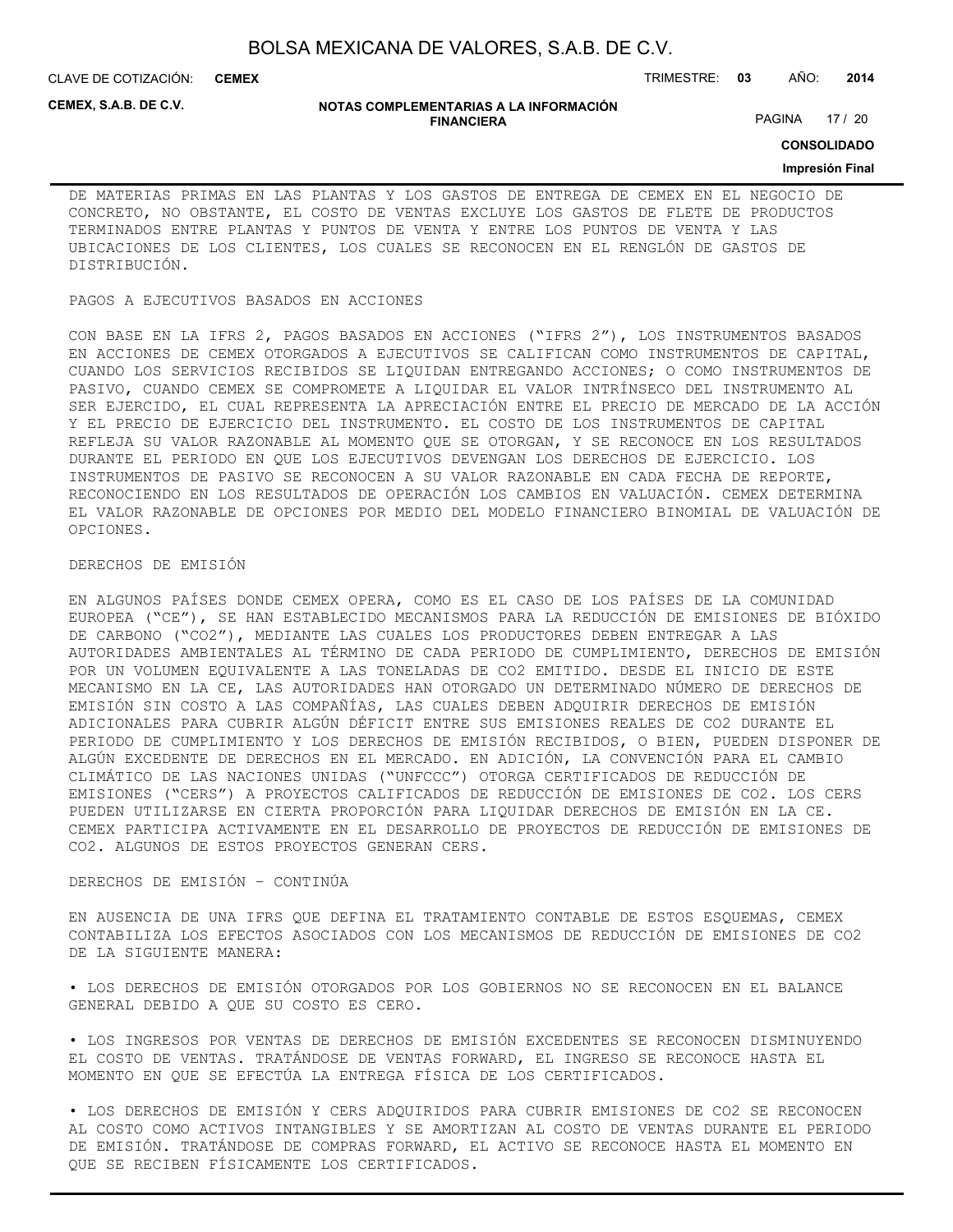DE MATERIAS PRIMAS EN LAS PLANTAS Y LOS GASTOS DE ENTREGA DE CEMEX EN EL NEGOCIO DE CONCRETO, NO OBSTANTE, EL COSTO DE VENTAS EXCLUYE LOS GASTOS DE FLETE DE PRODUCTOS TERMINADOS ENTRE PLANTAS Y PUNTOS DE VENTA Y ENTRE LOS PUNTOS DE VENTA Y LAS UBICACIONES DE LOS CLIENTES, LOS CUALES SE RECONOCEN EN EL RENGLÓN DE GASTOS DE DISTRIBUCIÓN.

PAGOS A EJECUTIVOS BASADOS EN ACCIONES

CON BASE EN LA IFRS 2, PAGOS BASADOS EN ACCIONES ("IFRS 2"), LOS INSTRUMENTOS BASADOS EN ACCIONES DE CEMEX OTORGADOS A EJECUTIVOS SE CALIFICAN COMO INSTRUMENTOS DE CAPITAL, CUANDO LOS SERVICIOS RECIBIDOS SE LIQUIDAN ENTREGANDO ACCIONES; O COMO INSTRUMENTOS DE PASIVO, CUANDO CEMEX SE COMPROMETE A LIQUIDAR EL VALOR INTRÍNSECO DEL INSTRUMENTO AL SER EJERCIDO, EL CUAL REPRESENTA LA APRECIACIÓN ENTRE EL PRECIO DE MERCADO DE LA ACCIÓN Y EL PRECIO DE EJERCICIO DEL INSTRUMENTO. EL COSTO DE LOS INSTRUMENTOS DE CAPITAL REFLEJA SU VALOR RAZONABLE AL MOMENTO QUE SE OTORGAN, Y SE RECONOCE EN LOS RESULTADOS DURANTE EL PERIODO EN QUE LOS EJECUTIVOS DEVENGAN LOS DERECHOS DE EJERCICIO. LOS INSTRUMENTOS DE PASIVO SE RECONOCEN A SU VALOR RAZONABLE EN CADA FECHA DE REPORTE, RECONOCIENDO EN LOS RESULTADOS DE OPERACIÓN LOS CAMBIOS EN VALUACIÓN. CEMEX DETERMINA EL VALOR RAZONABLE DE OPCIONES POR MEDIO DEL MODELO FINANCIERO BINOMIAL DE VALUACIÓN DE OPCIONES.

DERECHOS DE EMISIÓN

EN ALGUNOS PAÍSES DONDE CEMEX OPERA, COMO ES EL CASO DE LOS PAÍSES DE LA COMUNIDAD EUROPEA ("CE"), SE HAN ESTABLECIDO MECANISMOS PARA LA REDUCCIÓN DE EMISIONES DE BIÓXIDO DE CARBONO ("$CO_2$"), MEDIANTE LAS CUALES LOS PRODUCTORES DEBEN ENTREGAR A LAS AUTORIDADES AMBIENTALES AL TÉRMINO DE CADA PERIODO DE CUMPLIMIENTO, DERECHOS DE EMISIÓN POR UN VOLUMEN EQUIVALENTE A LAS TONELADAS DE $CO_2$ EMITIDO. DESDE EL INICIO DE ESTE MECANISMO EN LA CE, LAS AUTORIDADES HAN OTORGADO UN DETERMINADO NÚMERO DE DERECHOS DE EMISIÓN SIN COSTO A LAS COMPAÑÍAS, LAS CUALES DEBEN ADQUIRIR DERECHOS DE EMISIÓN ADICIONALES PARA CUBRIR ALGÚN DÉFICIT ENTRE SUS EMISIONES REALES DE $CO_2$ DURANTE EL PERIODO DE CUMPLIMIENTO Y LOS DERECHOS DE EMISIÓN RECIBIDOS, O BIEN, PUEDEN DISPONER DE ALGÚN EXCEDENTE DE DERECHOS EN EL MERCADO. EN ADICIÓN, LA CONVENCIÓN PARA EL CAMBIO CLIMÁTICO DE LAS NACIONES UNIDAS ("UNFCCC") OTORGA CERTIFICADOS DE REDUCCIÓN DE EMISIONES ("CERS") A PROYECTOS CALIFICADOS DE REDUCCIÓN DE EMISIONES DE $CO_2$. LOS CERS PUEDEN UTILIZARSE EN CIERTA PROPORCIÓN PARA LIQUIDAR DERECHOS DE EMISIÓN EN LA CE. CEMEX PARTICIPA ACTIVAMENTE EN EL DESARROLLO DE PROYECTOS DE REDUCCIÓN DE EMISIONES DE $CO_2$. ALGUNOS DE ESTOS PROYECTOS GENERAN CERS.

DERECHOS DE EMISIÓN – CONTINÚA

EN AUSENCIA DE UNA IFRS QUE DEFINA EL TRATAMIENTO CONTABLE DE ESTOS ESQUEMAS, CEMEX CONTABILIZA LOS EFECTOS ASOCIADOS CON LOS MECANISMOS DE REDUCCIÓN DE EMISIONES DE $CO_2$ DE LA SIGUIENTE MANERA:

- LOS DERECHOS DE EMISIÓN OTORGADOS POR LOS GOBIERNOS NO SE RECONOCEN EN EL BALANCE GENERAL DEBIDO A QUE SU COSTO ES CERO.

- LOS INGRESOS POR VENTAS DE DERECHOS DE EMISIÓN EXCEDENTES SE RECONOCEN DISMINUYENDO EL COSTO DE VENTAS. TRATÁNDOSE DE VENTAS FORWARD, EL INGRESO SE RECONOCE HASTA EL MOMENTO EN QUE SE EFECTÚA LA ENTREGA FÍSICA DE LOS CERTIFICADOS.

- LOS DERECHOS DE EMISIÓN Y CERS ADQUIRIDOS PARA CUBRIR EMISIONES DE $CO_2$ SE RECONOCEN AL COSTO COMO ACTIVOS INTANGIBLES Y SE AMORTIZAN AL COSTO DE VENTAS DURANTE EL PERIODO DE EMISIÓN. TRATÁNDOSE DE COMPRAS FORWARD, EL ACTIVO SE RECONOCE HASTA EL MOMENTO EN QUE SE RECIBEN FÍSICAMENTE LOS CERTIFICADOS.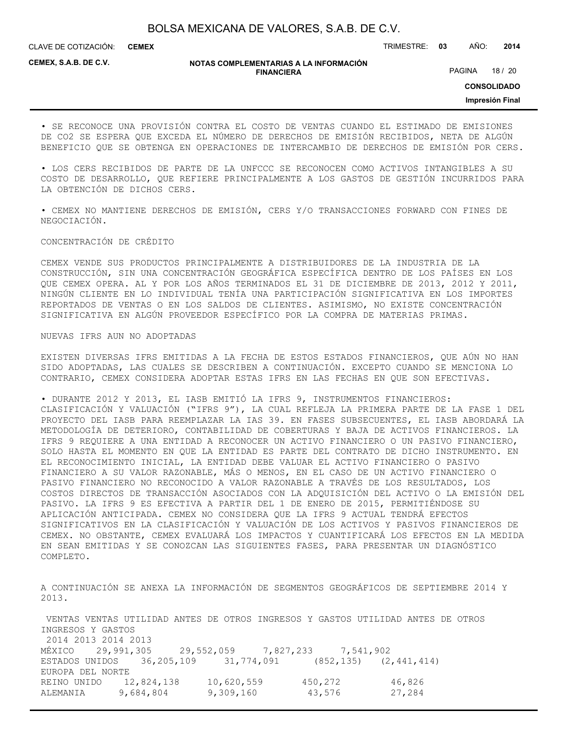• SE RECONOCE UNA PROVISIÓN CONTRA EL COSTO DE VENTAS CUANDO EL ESTIMADO DE EMISIONES DE $CO_2$ SE ESPERA QUE EXCEDA EL NÚMERO DE DERECHOS DE EMISIÓN RECIBIDOS, NETA DE ALGÚN BENEFICIO QUE SE OBTENGA EN OPERACIONES DE INTERCAMBIO DE DERECHOS DE EMISIÓN POR CERS.

• LOS CERS RECIBIDOS DE PARTE DE LA UNFCCC SE RECONOCEN COMO ACTIVOS INTANGIBLES A SU COSTO DE DESARROLLO, QUE REFIERE PRINCIPALMENTE A LOS GASTOS DE GESTIÓN INCURRIDOS PARA LA OBTENCIÓN DE DICHOS CERS.

• CEMEX NO MANTIENE DERECHOS DE EMISIÓN, CERS Y/O TRANSACCIONES FORWARD CON FINES DE NEGOCIACIÓN.

CONCENTRACIÓN DE CRÉDITO

CEMEX VENDE SUS PRODUCTOS PRINCIPALMENTE A DISTRIBUIDORES DE LA INDUSTRIA DE LA CONSTRUCCIÓN, SIN UNA CONCENTRACIÓN GEOGRÁFICA ESPECÍFICA DENTRO DE LOS PAÍSES EN LOS QUE CEMEX OPERA. AL Y POR LOS AÑOS TERMINADOS EL 31 DE DICIEMBRE DE 2013, 2012 Y 2011, NINGÚN CLIENTE EN LO INDIVIDUAL TENÍA UNA PARTICIPACIÓN SIGNIFICATIVA EN LOS IMPORTES REPORTADOS DE VENTAS O EN LOS SALDOS DE CLIENTES. ASIMISMO, NO EXISTE CONCENTRACIÓN SIGNIFICATIVA EN ALGÚN PROVEEDOR ESPECÍFICO POR LA COMPRA DE MATERIAS PRIMAS.

NUEVAS IFRS AUN NO ADOPTADAS

EXISTEN DIVERSAS IFRS EMITIDAS A LA FECHA DE ESTOS ESTADOS FINANCIEROS, QUE AÚN NO HAN SIDO ADOPTADAS, LAS CUALES SE DESCRIBEN A CONTINUACIÓN. EXCEPTO CUANDO SE MENCIONA LO CONTRARIO, CEMEX CONSIDERA ADOPTAR ESTAS IFRS EN LAS FECHAS EN QUE SON EFECTIVAS.

• DURANTE 2012 Y 2013, EL IASB EMITIÓ LA IFRS 9, INSTRUMENTOS FINANCIEROS: CLASIFICACIÓN Y VALUACIÓN ("IFRS 9"), LA CUAL REFLEJA LA PRIMERA PARTE DE LA FASE 1 DEL PROYECTO DEL IASB PARA REEMPLAZAR LA IAS 39. EN FASES SUBSECUENTES, EL IASB ABORDARÁ LA METODOLOGÍA DE DETERIORO, CONTABILIDAD DE COBERTURAS Y BAJA DE ACTIVOS FINANCIEROS. LA IFRS 9 REQUIERE A UNA ENTIDAD A RECONOCER UN ACTIVO FINANCIERO O UN PASIVO FINANCIERO, SOLO HASTA EL MOMENTO EN QUE LA ENTIDAD ES PARTE DEL CONTRATO DE DICHO INSTRUMENTO. EN EL RECONOCIMIENTO INICIAL, LA ENTIDAD DEBE VALUAR EL ACTIVO FINANCIERO O PASIVO FINANCIERO A SU VALOR RAZONABLE, MÁS O MENOS, EN EL CASO DE UN ACTIVO FINANCIERO O PASIVO FINANCIERO NO RECONOCIDO A VALOR RAZONABLE A TRAVÉS DE LOS RESULTADOS, LOS COSTOS DIRECTOS DE TRANSACCIÓN ASOCIADOS CON LA ADQUISICIÓN DEL ACTIVO O LA EMISIÓN DEL PASIVO. LA IFRS 9 ES EFECTIVA A PARTIR DEL 1 DE ENERO DE 2015, PERMITIÉNDOSE SU APLICACIÓN ANTICIPADA. CEMEX NO CONSIDERA QUE LA IFRS 9 ACTUAL TENDRÁ EFECTOS SIGNIFICATIVOS EN LA CLASIFICACIÓN Y VALUACIÓN DE LOS ACTIVOS Y PASIVOS FINANCIEROS DE CEMEX. NO OBSTANTE, CEMEX EVALUARÁ LOS IMPACTOS Y CUANTIFICARÁ LOS EFECTOS EN LA MEDIDA EN SEAN EMITIDAS Y SE CONOZCAN LAS SIGUIENTES FASES, PARA PRESENTAR UN DIAGNÓSTICO COMPLETO.

A CONTINUACIÓN SE ANEXA LA INFORMACIÓN DE SEGMENTOS GEOGRÁFICOS DE SEPTIEMBRE 2014 Y 2013.

| | VENTAS | VENTAS | UTILIDAD ANTES DE OTROS INGRESOS Y GASTOS | UTILIDAD ANTES DE OTROS INGRESOS Y GASTOS |
|---|---|---|---|---|
| | 2014 | 2013 | 2014 | 2013 |
| MÉXICO | 29,991,305 | 29,552,059 | 7,827,233 | 7,541,902 |
| ESTADOS UNIDOS | 36,205,109 | 31,774,091 | (852,135) | (2,441,414) |
| EUROPA DEL NORTE | | | | |
| REINO UNIDO | 12,824,138 | 10,620,559 | 450,272 | 46,826 |
| ALEMANIA | 9,684,804 | 9,309,160 | 43,576 | 27,284 |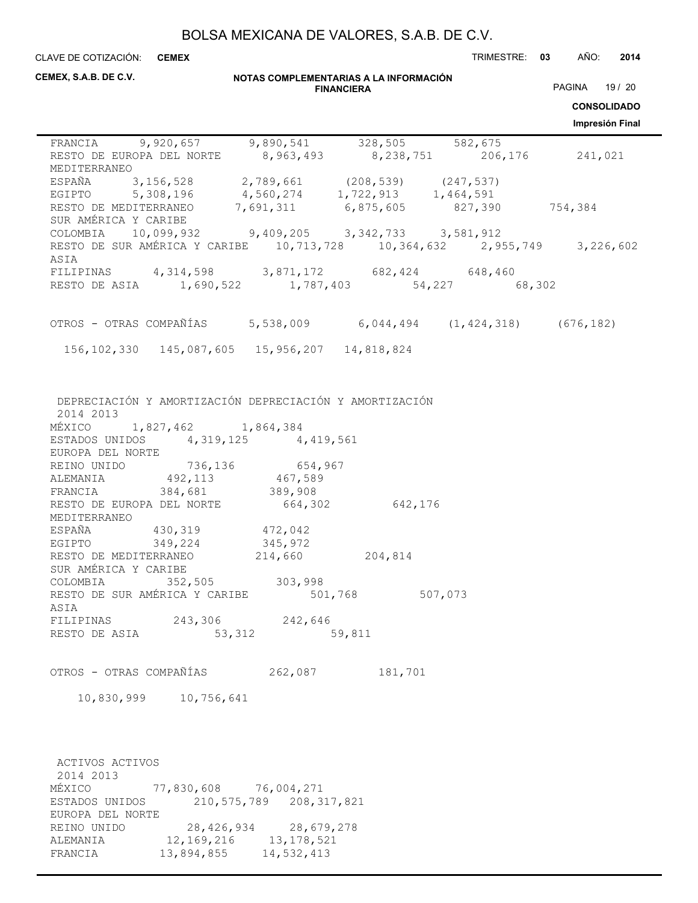| | | | | |
|---|---|---|---|---|
| FRANCIA | 9,920,657 | 9,890,541 | 328,505 | 582,675 |
| RESTO DE EUROPA DEL NORTE | 8,963,493 | 8,238,751 | 206,176 | 241,021 |
| MEDITERRANEO | | | | |
| ESPAÑA | 3,156,528 | 2,789,661 | (208,539) | (247,537) |
| EGIPTO | 5,308,196 | 4,560,274 | 1,722,913 | 1,464,591 |
| RESTO DE MEDITERRANEO | 7,691,311 | 6,875,605 | 827,390 | 754,384 |
| SUR AMÉRICA Y CARIBE | | | | |
| COLOMBIA | 10,099,932 | 9,409,205 | 3,342,733 | 3,581,912 |
| RESTO DE SUR AMÉRICA Y CARIBE | 10,713,728 | 10,364,632 | 2,955,749 | 3,226,602 |
| ASIA | | | | |
| FILIPINAS | 4,314,598 | 3,871,172 | 682,424 | 648,460 |
| RESTO DE ASIA | 1,690,522 | 1,787,403 | 54,227 | 68,302 |
| OTROS - OTRAS COMPAÑÍAS | 5,538,009 | 6,044,494 | (1,424,318) | (676,182) |
| | 156,102,330 | 145,087,605 | 15,956,207 | 14,818,824 |

| | DEPRECIACIÓN Y AMORTIZACIÓN 2014 | DEPRECIACIÓN Y AMORTIZACIÓN 2013 |
|---|---|---|
| MÉXICO | 1,827,462 | 1,864,384 |
| ESTADOS UNIDOS | 4,319,125 | 4,419,561 |
| EUROPA DEL NORTE | | |
| REINO UNIDO | 736,136 | 654,967 |
| ALEMANIA | 492,113 | 467,589 |
| FRANCIA | 384,681 | 389,908 |
| RESTO DE EUROPA DEL NORTE | 664,302 | 642,176 |
| MEDITERRANEO | | |
| ESPAÑA | 430,319 | 472,042 |
| EGIPTO | 349,224 | 345,972 |
| RESTO DE MEDITERRANEO | 214,660 | 204,814 |
| SUR AMÉRICA Y CARIBE | | |
| COLOMBIA | 352,505 | 303,998 |
| RESTO DE SUR AMÉRICA Y CARIBE | 501,768 | 507,073 |
| ASIA | | |
| FILIPINAS | 243,306 | 242,646 |
| RESTO DE ASIA | 53,312 | 59,811 |
| OTROS - OTRAS COMPAÑÍAS | 262,087 | 181,701 |
| | 10,830,999 | 10,756,641 |

| | ACTIVOS 2014 | ACTIVOS 2013 |
|---|---|---|
| MÉXICO | 77,830,608 | 76,004,271 |
| ESTADOS UNIDOS | 210,575,789 | 208,317,821 |
| EUROPA DEL NORTE | | |
| REINO UNIDO | 28,426,934 | 28,679,278 |
| ALEMANIA | 12,169,216 | 13,178,521 |
| FRANCIA | 13,894,855 | 14,532,413 |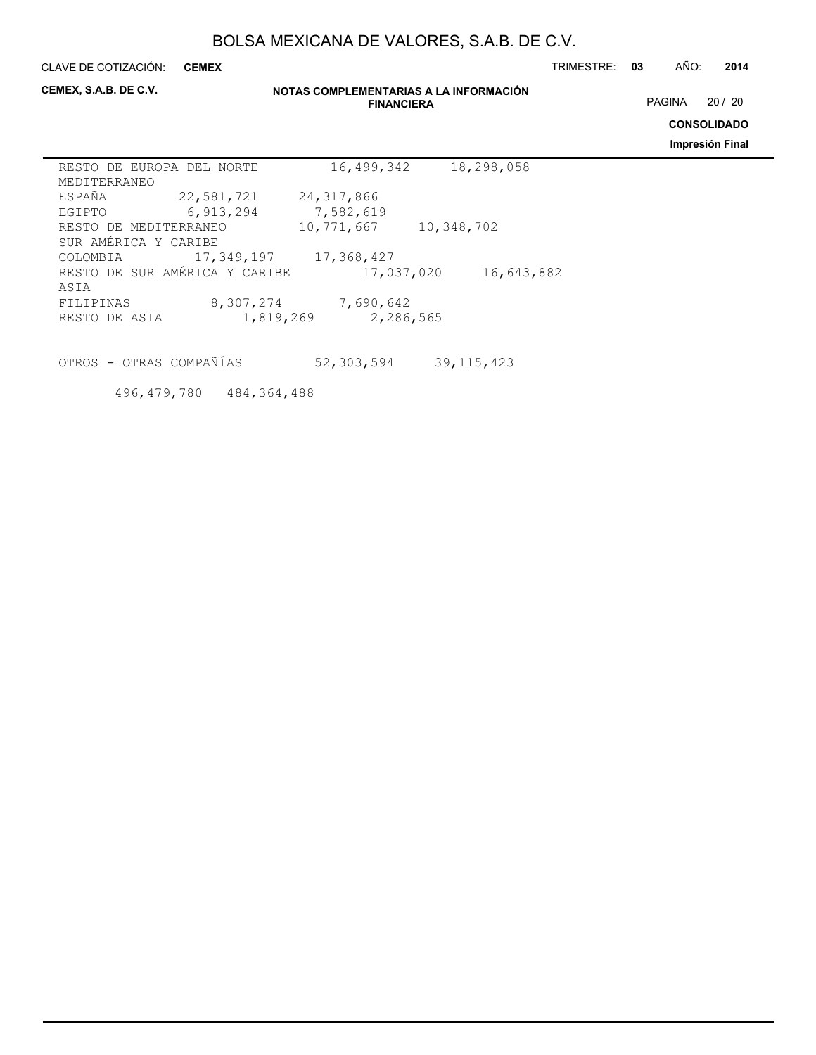| | | |
|---|---|---|
| RESTO DE EUROPA DEL NORTE | 16,499,342 | 18,298,058 |
| MEDITERRANEO | | |
| ESPAÑA | 22,581,721 | 24,317,866 |
| EGIPTO | 6,913,294 | 7,582,619 |
| RESTO DE MEDITERRANEO | 10,771,667 | 10,348,702 |
| SUR AMÉRICA Y CARIBE | | |
| COLOMBIA | 17,349,197 | 17,368,427 |
| RESTO DE SUR AMÉRICA Y CARIBE | 17,037,020 | 16,643,882 |
| ASIA | | |
| FILIPINAS | 8,307,274 | 7,690,642 |
| RESTO DE ASIA | 1,819,269 | 2,286,565 |
| | | |
| OTROS - OTRAS COMPAÑÍAS | 52,303,594 | 39,115,423 |
| | 496,479,780 | 484,364,488 |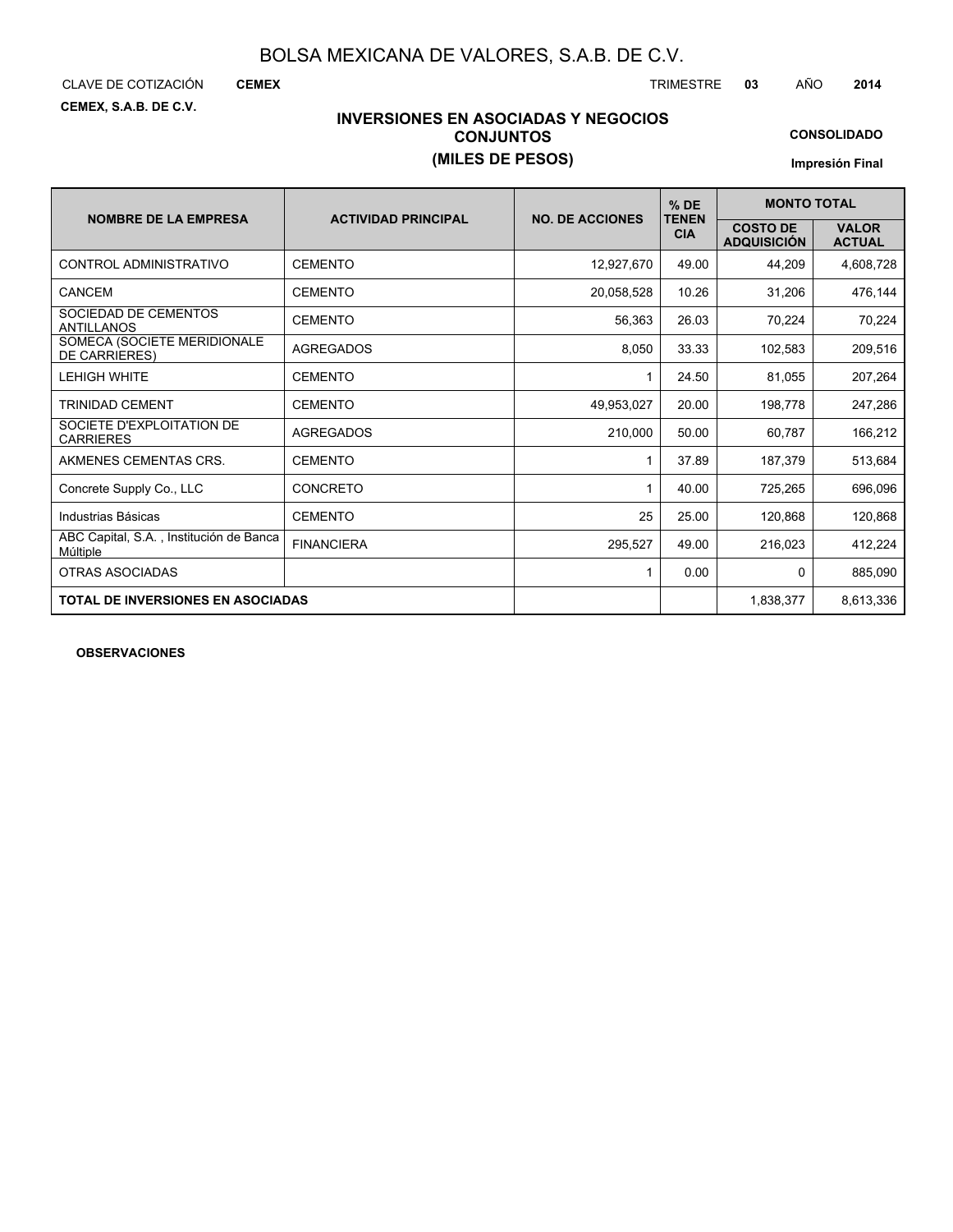BOLSA MEXICANA DE VALORES, S.A.B. DE C.V.

CLAVE DE COTIZACIÓN **CEMEX** TRIMESTRE **03** AÑO **2014**

**CEMEX, S.A.B. DE C.V.**

## INVERSIONES EN ASOCIADAS Y NEGOCIOS CONJUNTOS
## (MILES DE PESOS)

**CONSOLIDADO**

**Impresión Final**

| NOMBRE DE LA EMPRESA | ACTIVIDAD PRINCIPAL | NO. DE ACCIONES | % DE TENENCIA | MONTO TOTAL | |
|---|---|---|---|---|---|
| | | | | COSTO DE ADQUISICIÓN | VALOR ACTUAL |
| CONTROL ADMINISTRATIVO | CEMENTO | 12,927,670 | 49.00 | 44,209 | 4,608,728 |
| CANCEM | CEMENTO | 20,058,528 | 10.26 | 31,206 | 476,144 |
| SOCIEDAD DE CEMENTOS ANTILLANOS | CEMENTO | 56,363 | 26.03 | 70,224 | 70,224 |
| SOMECA (SOCIETE MERIDIONALE DE CARRIERES) | AGREGADOS | 8,050 | 33.33 | 102,583 | 209,516 |
| LEHIGH WHITE | CEMENTO | 1 | 24.50 | 81,055 | 207,264 |
| TRINIDAD CEMENT | CEMENTO | 49,953,027 | 20.00 | 198,778 | 247,286 |
| SOCIETE D'EXPLOITATION DE CARRIERES | AGREGADOS | 210,000 | 50.00 | 60,787 | 166,212 |
| AKMENES CEMENTAS CRS. | CEMENTO | 1 | 37.89 | 187,379 | 513,684 |
| Concrete Supply Co., LLC | CONCRETO | 1 | 40.00 | 725,265 | 696,096 |
| Industrias Básicas | CEMENTO | 25 | 25.00 | 120,868 | 120,868 |
| ABC Capital, S.A. , Institución de Banca Múltiple | FINANCIERA | 295,527 | 49.00 | 216,023 | 412,224 |
| OTRAS ASOCIADAS | | 1 | 0.00 | 0 | 885,090 |
| **TOTAL DE INVERSIONES EN ASOCIADAS** | | | | 1,838,377 | 8,613,336 |

**OBSERVACIONES**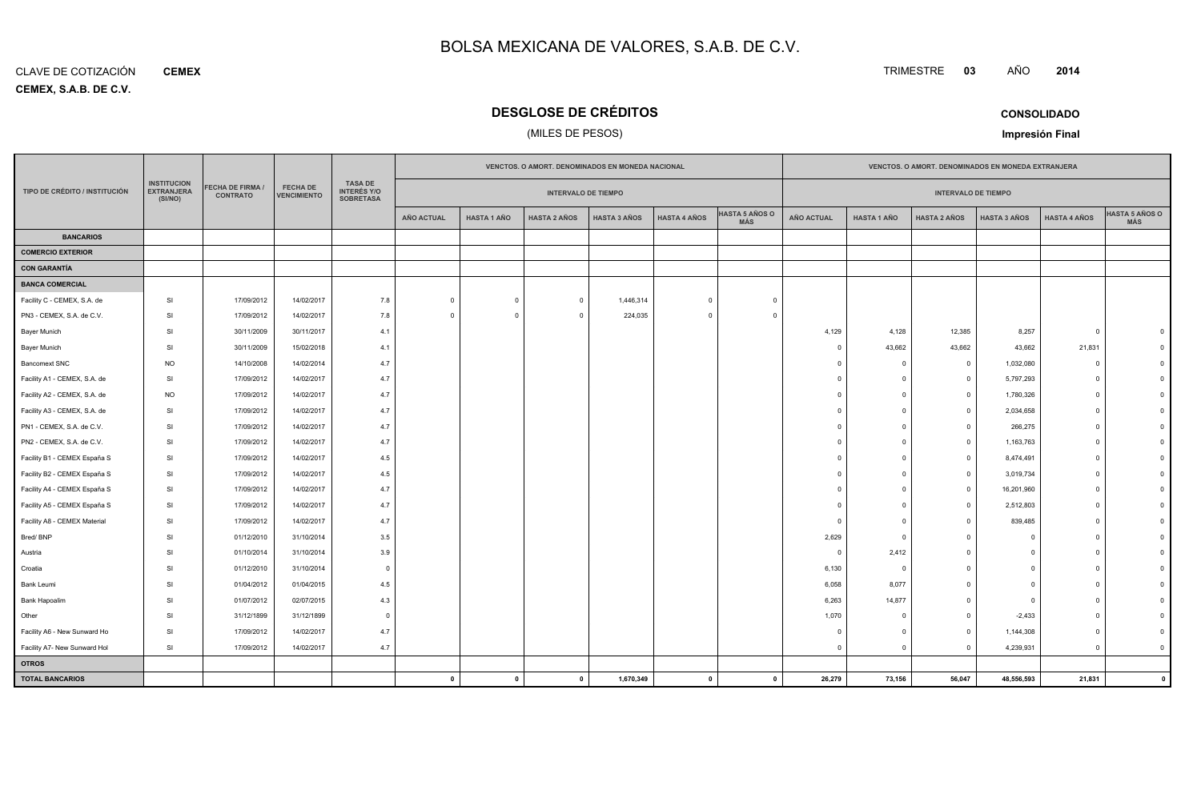# BOLSA MEXICANA DE VALORES, S.A.B. DE C.V.

CLAVE DE COTIZACIÓN **CEMEX**

**CEMEX, S.A.B. DE C.V.**

TRIMESTRE **03** AÑO **2014**

## DESGLOSE DE CRÉDITOS

(MILES DE PESOS)

**CONSOLIDADO**

**Impresión Final**

| TIPO DE CRÉDITO / INSTITUCIÓN | INSTITUCION EXTRANJERA (SI/NO) | FECHA DE FIRMA / CONTRATO | FECHA DE VENCIMIENTO | TASA DE INTERÉS Y/O SOBRETASA | VENCTOS. O AMORT. DENOMINADOS EN MONEDA NACIONAL | | | | | | VENCTOS. O AMORT. DENOMINADOS EN MONEDA EXTRANJERA | | | | | |
|---|---|---|---|---|---|---|---|---|---|---|---|---|---|---|---|---|
| | | | | | INTERVALO DE TIEMPO | | | | | | INTERVALO DE TIEMPO | | | | | |
| | | | | | AÑO ACTUAL | HASTA 1 AÑO | HASTA 2 AÑOS | HASTA 3 AÑOS | HASTA 4 AÑOS | HASTA 5 AÑOS O MÁS | AÑO ACTUAL | HASTA 1 AÑO | HASTA 2 AÑOS | HASTA 3 AÑOS | HASTA 4 AÑOS | HASTA 5 AÑOS O MÁS |
| **BANCARIOS** | | | | | | | | | | | | | | | | |
| **COMERCIO EXTERIOR** | | | | | | | | | | | | | | | | |
| **CON GARANTÍA** | | | | | | | | | | | | | | | | |
| **BANCA COMERCIAL** | | | | | | | | | | | | | | | | |
| Facility C - CEMEX, S.A. de | SI | 17/09/2012 | 14/02/2017 | 7.8 | 0 | 0 | 0 | 1,446,314 | 0 | 0 | | | | | | |
| PN3 - CEMEX, S.A. de C.V. | SI | 17/09/2012 | 14/02/2017 | 7.8 | 0 | 0 | 0 | 224,035 | 0 | 0 | | | | | | |
| Bayer Munich | SI | 30/11/2009 | 30/11/2017 | 4.1 | | | | | | | 4,129 | 4,128 | 12,385 | 8,257 | 0 | 0 |
| Bayer Munich | SI | 30/11/2009 | 15/02/2018 | 4.1 | | | | | | | 0 | 43,662 | 43,662 | 43,662 | 21,831 | 0 |
| Bancomext SNC | NO | 14/10/2008 | 14/02/2014 | 4.7 | | | | | | | 0 | 0 | 0 | 1,032,080 | 0 | 0 |
| Facility A1 - CEMEX, S.A. de | SI | 17/09/2012 | 14/02/2017 | 4.7 | | | | | | | 0 | 0 | 0 | 5,797,293 | 0 | 0 |
| Facility A2 - CEMEX, S.A. de | NO | 17/09/2012 | 14/02/2017 | 4.7 | | | | | | | 0 | 0 | 0 | 1,780,326 | 0 | 0 |
| Facility A3 - CEMEX, S.A. de | SI | 17/09/2012 | 14/02/2017 | 4.7 | | | | | | | 0 | 0 | 0 | 2,034,658 | 0 | 0 |
| PN1 - CEMEX, S.A. de C.V. | SI | 17/09/2012 | 14/02/2017 | 4.7 | | | | | | | 0 | 0 | 0 | 266,275 | 0 | 0 |
| PN2 - CEMEX, S.A. de C.V. | SI | 17/09/2012 | 14/02/2017 | 4.7 | | | | | | | 0 | 0 | 0 | 1,163,763 | 0 | 0 |
| Facility B1 - CEMEX España S | SI | 17/09/2012 | 14/02/2017 | 4.5 | | | | | | | 0 | 0 | 0 | 8,474,491 | 0 | 0 |
| Facility B2 - CEMEX España S | SI | 17/09/2012 | 14/02/2017 | 4.5 | | | | | | | 0 | 0 | 0 | 3,019,734 | 0 | 0 |
| Facility A4 - CEMEX España S | SI | 17/09/2012 | 14/02/2017 | 4.7 | | | | | | | 0 | 0 | 0 | 16,201,960 | 0 | 0 |
| Facility A5 - CEMEX España S | SI | 17/09/2012 | 14/02/2017 | 4.7 | | | | | | | 0 | 0 | 0 | 2,512,803 | 0 | 0 |
| Facility A8 - CEMEX Material | SI | 17/09/2012 | 14/02/2017 | 4.7 | | | | | | | 0 | 0 | 0 | 839,485 | 0 | 0 |
| Bred/ BNP | SI | 01/12/2010 | 31/10/2014 | 3.5 | | | | | | | 2,629 | 0 | 0 | 0 | 0 | 0 |
| Austria | SI | 01/10/2014 | 31/10/2014 | 3.9 | | | | | | | 0 | 2,412 | 0 | 0 | 0 | 0 |
| Croatia | SI | 01/12/2010 | 31/10/2014 | 0 | | | | | | | 6,130 | 0 | 0 | 0 | 0 | 0 |
| Bank Leumi | SI | 01/04/2012 | 01/04/2015 | 4.5 | | | | | | | 6,058 | 8,077 | 0 | 0 | 0 | 0 |
| Bank Hapoalim | SI | 01/07/2012 | 02/07/2015 | 4.3 | | | | | | | 6,263 | 14,877 | 0 | 0 | 0 | 0 |
| Other | SI | 31/12/1899 | 31/12/1899 | 0 | | | | | | | 1,070 | 0 | 0 | -2,433 | 0 | 0 |
| Facility A6 - New Sunward Ho | SI | 17/09/2012 | 14/02/2017 | 4.7 | | | | | | | 0 | 0 | 0 | 1,144,308 | 0 | 0 |
| Facility A7- New Sunward Hol | SI | 17/09/2012 | 14/02/2017 | 4.7 | | | | | | | 0 | 0 | 0 | 4,239,931 | 0 | 0 |
| **OTROS** | | | | | | | | | | | | | | | | |
| **TOTAL BANCARIOS** | | | | | **0** | **0** | **0** | **1,670,349** | **0** | **0** | **26,279** | **73,156** | **56,047** | **48,556,593** | **21,831** | **0** |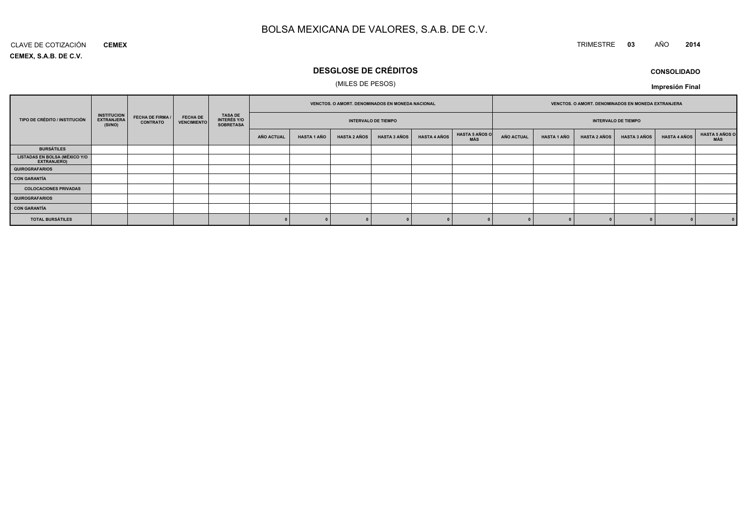# BOLSA MEXICANA DE VALORES, S.A.B. DE C.V.

CLAVE DE COTIZACIÓN **CEMEX**

TRIMESTRE **03** AÑO **2014**

**CEMEX, S.A.B. DE C.V.**

## DESGLOSE DE CRÉDITOS

(MILES DE PESOS)

**CONSOLIDADO**

**Impresión Final**

| TIPO DE CRÉDITO / INSTITUCIÓN | INSTITUCION EXTRANJERA (SI/NO) | FECHA DE FIRMA / CONTRATO | FECHA DE VENCIMIENTO | TASA DE INTERÉS Y/O SOBRETASA | VENCTOS. O AMORT. DENOMINADOS EN MONEDA NACIONAL | | | | | | VENCTOS. O AMORT. DENOMINADOS EN MONEDA EXTRANJERA | | | | | |
|---|---|---|---|---|---|---|---|---|---|---|---|---|---|---|---|---|
| | | | | | INTERVALO DE TIEMPO | | | | | | INTERVALO DE TIEMPO | | | | | |
| | | | | | AÑO ACTUAL | HASTA 1 AÑO | HASTA 2 AÑOS | HASTA 3 AÑOS | HASTA 4 AÑOS | HASTA 5 AÑOS O MÁS | AÑO ACTUAL | HASTA 1 AÑO | HASTA 2 AÑOS | HASTA 3 AÑOS | HASTA 4 AÑOS | HASTA 5 AÑOS O MÁS |
| BURSÁTILES | | | | | | | | | | | | | | | | |
| LISTADAS EN BOLSA (MÉXICO Y/O EXTRANJERO) | | | | | | | | | | | | | | | | |
| QUIROGRAFARIOS | | | | | | | | | | | | | | | | |
| CON GARANTÍA | | | | | | | | | | | | | | | | |
| COLOCACIONES PRIVADAS | | | | | | | | | | | | | | | | |
| QUIROGRAFARIOS | | | | | | | | | | | | | | | | |
| CON GARANTÍA | | | | | | | | | | | | | | | | |
| TOTAL BURSÁTILES | | | | | 0 | 0 | 0 | 0 | 0 | 0 | 0 | 0 | 0 | 0 | 0 | 0 |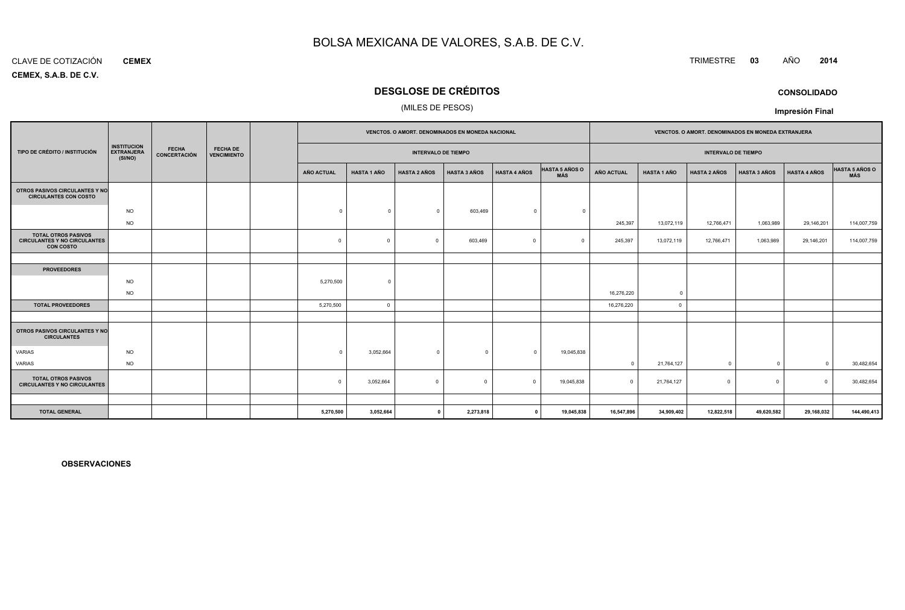# BOLSA MEXICANA DE VALORES, S.A.B. DE C.V.

CLAVE DE COTIZACIÓN **CEMEX**

**CEMEX, S.A.B. DE C.V.**

TRIMESTRE **03** AÑO **2014**

## DESGLOSE DE CRÉDITOS

(MILES DE PESOS)

**CONSOLIDADO**

**Impresión Final**

| TIPO DE CRÉDITO / INSTITUCIÓN | INSTITUCION EXTRANJERA (SI/NO) | FECHA CONCERTACIÓN | FECHA DE VENCIMIENTO | | VENCTOS. O AMORT. DENOMINADOS EN MONEDA NACIONAL | | | | | | VENCTOS. O AMORT. DENOMINADOS EN MONEDA EXTRANJERA | | | | | |
|---|---|---|---|---|---|---|---|---|---|---|---|---|---|---|---|---|
| | | | | | INTERVALO DE TIEMPO | | | | | | INTERVALO DE TIEMPO | | | | | |
| | | | | | AÑO ACTUAL | HASTA 1 AÑO | HASTA 2 AÑOS | HASTA 3 AÑOS | HASTA 4 AÑOS | HASTA 5 AÑOS O MÁS | AÑO ACTUAL | HASTA 1 AÑO | HASTA 2 AÑOS | HASTA 3 AÑOS | HASTA 4 AÑOS | HASTA 5 AÑOS O MÁS |
| **OTROS PASIVOS CIRCULANTES Y NO CIRCULANTES CON COSTO** | | | | | | | | | | | | | | | | |
| | NO | | | | 0 | 0 | 0 | 603,469 | 0 | 0 | | | | | | |
| | NO | | | | | | | | | | 245,397 | 13,072,119 | 12,766,471 | 1,063,989 | 29,146,201 | 114,007,759 |
| **TOTAL OTROS PASIVOS CIRCULANTES Y NO CIRCULANTES CON COSTO** | | | | | 0 | 0 | 0 | 603,469 | 0 | 0 | 245,397 | 13,072,119 | 12,766,471 | 1,063,989 | 29,146,201 | 114,007,759 |
| | | | | | | | | | | | | | | | | |
| **PROVEEDORES** | | | | | | | | | | | | | | | | |
| | NO | | | | 5,270,500 | 0 | | | | | | | | | | |
| | NO | | | | | | | | | | 16,276,220 | 0 | | | | |
| **TOTAL PROVEEDORES** | | | | | 5,270,500 | 0 | | | | | 16,276,220 | 0 | | | | |
| | | | | | | | | | | | | | | | | |
| **OTROS PASIVOS CIRCULANTES Y NO CIRCULANTES** | | | | | | | | | | | | | | | | |
| VARIAS | NO | | | | 0 | 3,052,664 | 0 | 0 | 0 | 19,045,838 | | | | | | |
| VARIAS | NO | | | | | | | | | | 0 | 21,764,127 | 0 | 0 | 0 | 30,482,654 |
| **TOTAL OTROS PASIVOS CIRCULANTES Y NO CIRCULANTES** | | | | | 0 | 3,052,664 | 0 | 0 | 0 | 19,045,838 | 0 | 21,764,127 | 0 | 0 | 0 | 30,482,654 |
| | | | | | | | | | | | | | | | | |
| **TOTAL GENERAL** | | | | | **5,270,500** | **3,052,664** | **0** | **2,273,818** | **0** | **19,045,838** | **16,547,896** | **34,909,402** | **12,822,518** | **49,620,582** | **29,168,032** | **144,490,413** |

**OBSERVACIONES**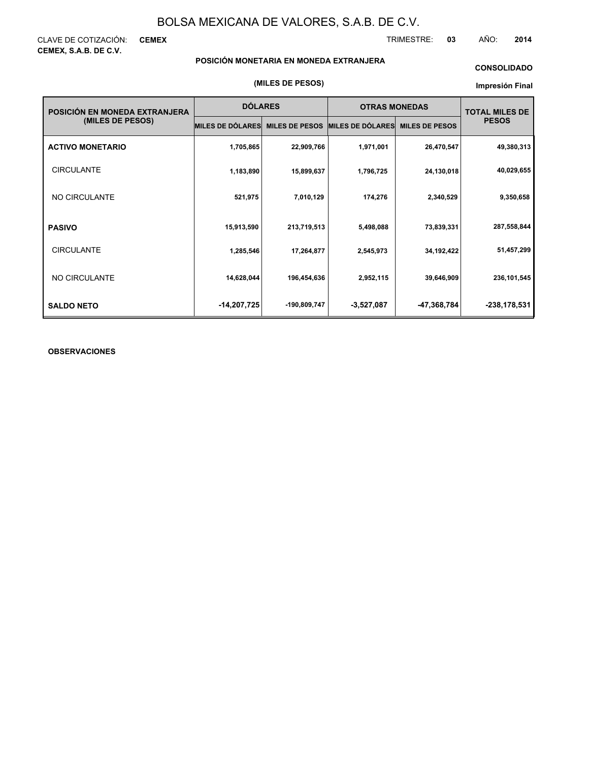# BOLSA MEXICANA DE VALORES, S.A.B. DE C.V.

CLAVE DE COTIZACIÓN: **CEMEX**

**CEMEX, S.A.B. DE C.V.**

TRIMESTRE: **03** AÑO: **2014**

**POSICIÓN MONETARIA EN MONEDA EXTRANJERA**

**(MILES DE PESOS)**

**CONSOLIDADO**

**Impresión Final**

| POSICIÓN EN MONEDA EXTRANJERA (MILES DE PESOS) | DÓLARES | | OTRAS MONEDAS | | TOTAL MILES DE PESOS |
|---|---|---|---|---|---|
| | MILES DE DÓLARES | MILES DE PESOS | MILES DE DÓLARES | MILES DE PESOS | |
| **ACTIVO MONETARIO** | 1,705,865 | 22,909,766 | 1,971,001 | 26,470,547 | 49,380,313 |
| CIRCULANTE | 1,183,890 | 15,899,637 | 1,796,725 | 24,130,018 | 40,029,655 |
| NO CIRCULANTE | 521,975 | 7,010,129 | 174,276 | 2,340,529 | 9,350,658 |
| **PASIVO** | 15,913,590 | 213,719,513 | 5,498,088 | 73,839,331 | 287,558,844 |
| CIRCULANTE | 1,285,546 | 17,264,877 | 2,545,973 | 34,192,422 | 51,457,299 |
| NO CIRCULANTE | 14,628,044 | 196,454,636 | 2,952,115 | 39,646,909 | 236,101,545 |
| **SALDO NETO** | -14,207,725 | -190,809,747 | -3,527,087 | -47,368,784 | -238,178,531 |

**OBSERVACIONES**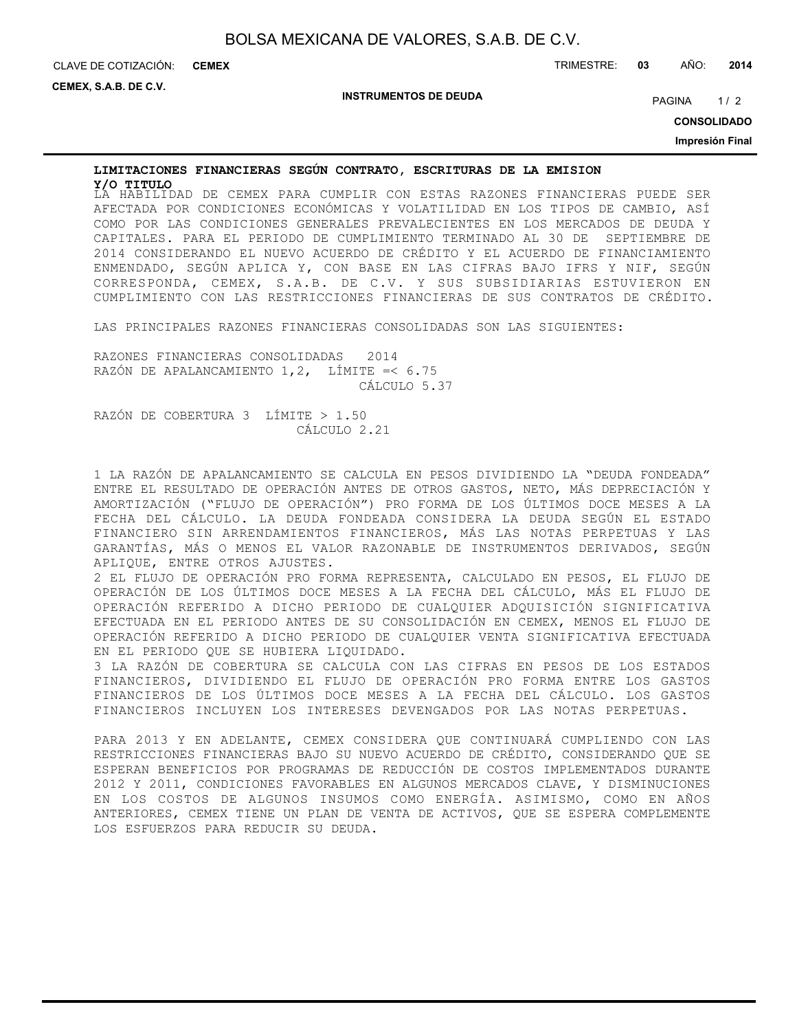**LIMITACIONES FINANCIERAS SEGÚN CONTRATO, ESCRITURAS DE LA EMISION Y/O TITULO**

LA HABILIDAD DE CEMEX PARA CUMPLIR CON ESTAS RAZONES FINANCIERAS PUEDE SER AFECTADA POR CONDICIONES ECONÓMICAS Y VOLATILIDAD EN LOS TIPOS DE CAMBIO, ASÍ COMO POR LAS CONDICIONES GENERALES PREVALECIENTES EN LOS MERCADOS DE DEUDA Y CAPITALES. PARA EL PERIODO DE CUMPLIMIENTO TERMINADO AL 30 DE SEPTIEMBRE DE 2014 CONSIDERANDO EL NUEVO ACUERDO DE CRÉDITO Y EL ACUERDO DE FINANCIAMIENTO ENMENDADO, SEGÚN APLICA Y, CON BASE EN LAS CIFRAS BAJO IFRS Y NIF, SEGÚN CORRESPONDA, CEMEX, S.A.B. DE C.V. Y SUS SUBSIDIARIAS ESTUVIERON EN CUMPLIMIENTO CON LAS RESTRICCIONES FINANCIERAS DE SUS CONTRATOS DE CRÉDITO.

LAS PRINCIPALES RAZONES FINANCIERAS CONSOLIDADAS SON LAS SIGUIENTES:

| RAZONES FINANCIERAS CONSOLIDADAS | 2014 |
|---|---|
| RAZÓN DE APALANCAMIENTO 1,2, LÍMITE =< 6.75 | |
| CÁLCULO | 5.37 |
| RAZÓN DE COBERTURA 3 LÍMITE > 1.50 | |
| CÁLCULO | 2.21 |

1 LA RAZÓN DE APALANCAMIENTO SE CALCULA EN PESOS DIVIDIENDO LA "DEUDA FONDEADA" ENTRE EL RESULTADO DE OPERACIÓN ANTES DE OTROS GASTOS, NETO, MÁS DEPRECIACIÓN Y AMORTIZACIÓN ("FLUJO DE OPERACIÓN") PRO FORMA DE LOS ÚLTIMOS DOCE MESES A LA FECHA DEL CÁLCULO. LA DEUDA FONDEADA CONSIDERA LA DEUDA SEGÚN EL ESTADO FINANCIERO SIN ARRENDAMIENTOS FINANCIEROS, MÁS LAS NOTAS PERPETUAS Y LAS GARANTÍAS, MÁS O MENOS EL VALOR RAZONABLE DE INSTRUMENTOS DERIVADOS, SEGÚN APLIQUE, ENTRE OTROS AJUSTES.

2 EL FLUJO DE OPERACIÓN PRO FORMA REPRESENTA, CALCULADO EN PESOS, EL FLUJO DE OPERACIÓN DE LOS ÚLTIMOS DOCE MESES A LA FECHA DEL CÁLCULO, MÁS EL FLUJO DE OPERACIÓN REFERIDO A DICHO PERIODO DE CUALQUIER ADQUISICIÓN SIGNIFICATIVA EFECTUADA EN EL PERIODO ANTES DE SU CONSOLIDACIÓN EN CEMEX, MENOS EL FLUJO DE OPERACIÓN REFERIDO A DICHO PERIODO DE CUALQUIER VENTA SIGNIFICATIVA EFECTUADA EN EL PERIODO QUE SE HUBIERA LIQUIDADO.

3 LA RAZÓN DE COBERTURA SE CALCULA CON LAS CIFRAS EN PESOS DE LOS ESTADOS FINANCIEROS, DIVIDIENDO EL FLUJO DE OPERACIÓN PRO FORMA ENTRE LOS GASTOS FINANCIEROS DE LOS ÚLTIMOS DOCE MESES A LA FECHA DEL CÁLCULO. LOS GASTOS FINANCIEROS INCLUYEN LOS INTERESES DEVENGADOS POR LAS NOTAS PERPETUAS.

PARA 2013 Y EN ADELANTE, CEMEX CONSIDERA QUE CONTINUARÁ CUMPLIENDO CON LAS RESTRICCIONES FINANCIERAS BAJO SU NUEVO ACUERDO DE CRÉDITO, CONSIDERANDO QUE SE ESPERAN BENEFICIOS POR PROGRAMAS DE REDUCCIÓN DE COSTOS IMPLEMENTADOS DURANTE 2012 Y 2011, CONDICIONES FAVORABLES EN ALGUNOS MERCADOS CLAVE, Y DISMINUCIONES EN LOS COSTOS DE ALGUNOS INSUMOS COMO ENERGÍA. ASIMISMO, COMO EN AÑOS ANTERIORES, CEMEX TIENE UN PLAN DE VENTA DE ACTIVOS, QUE SE ESPERA COMPLEMENTE LOS ESFUERZOS PARA REDUCIR SU DEUDA.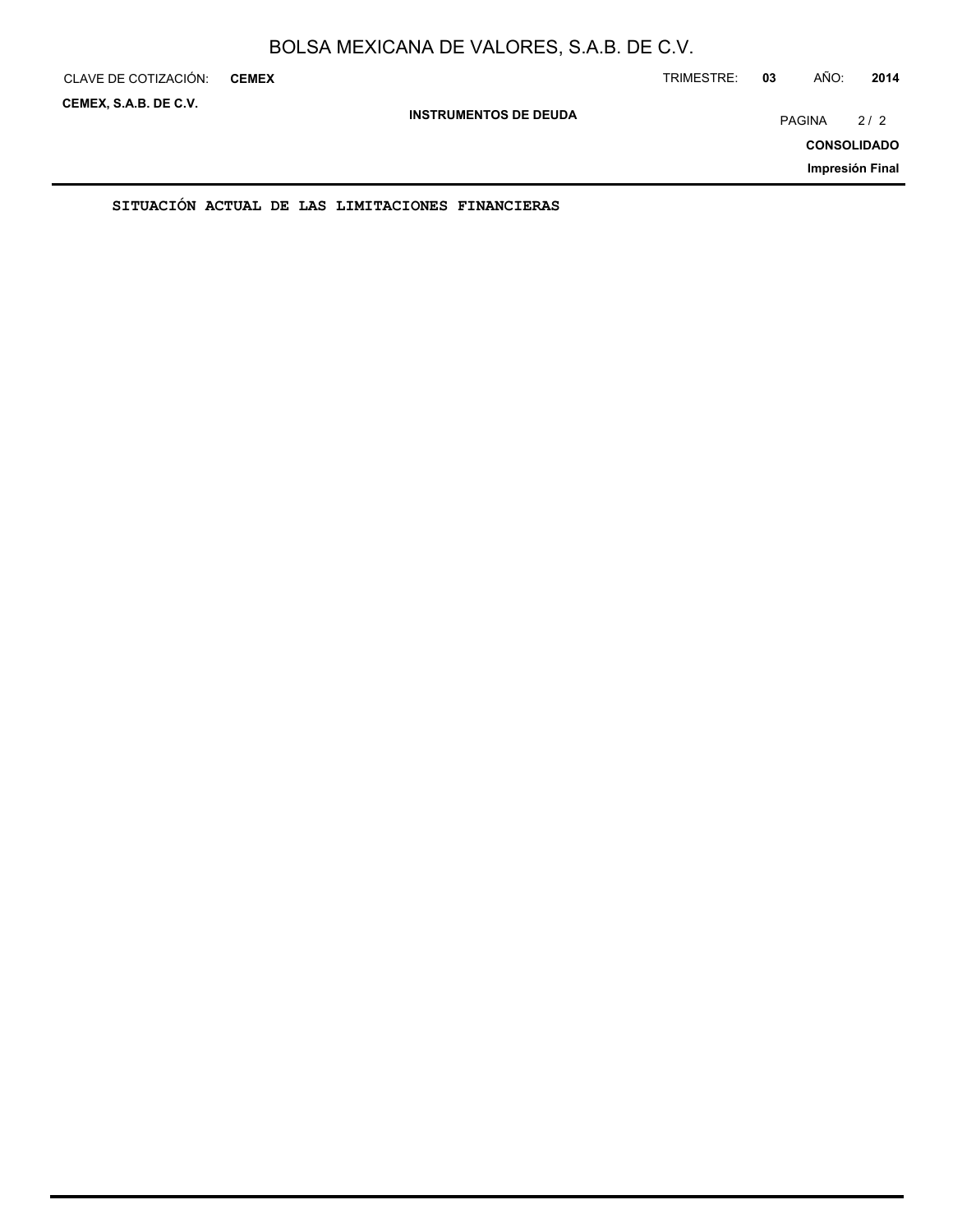**SITUACIÓN ACTUAL DE LAS LIMITACIONES FINANCIERAS**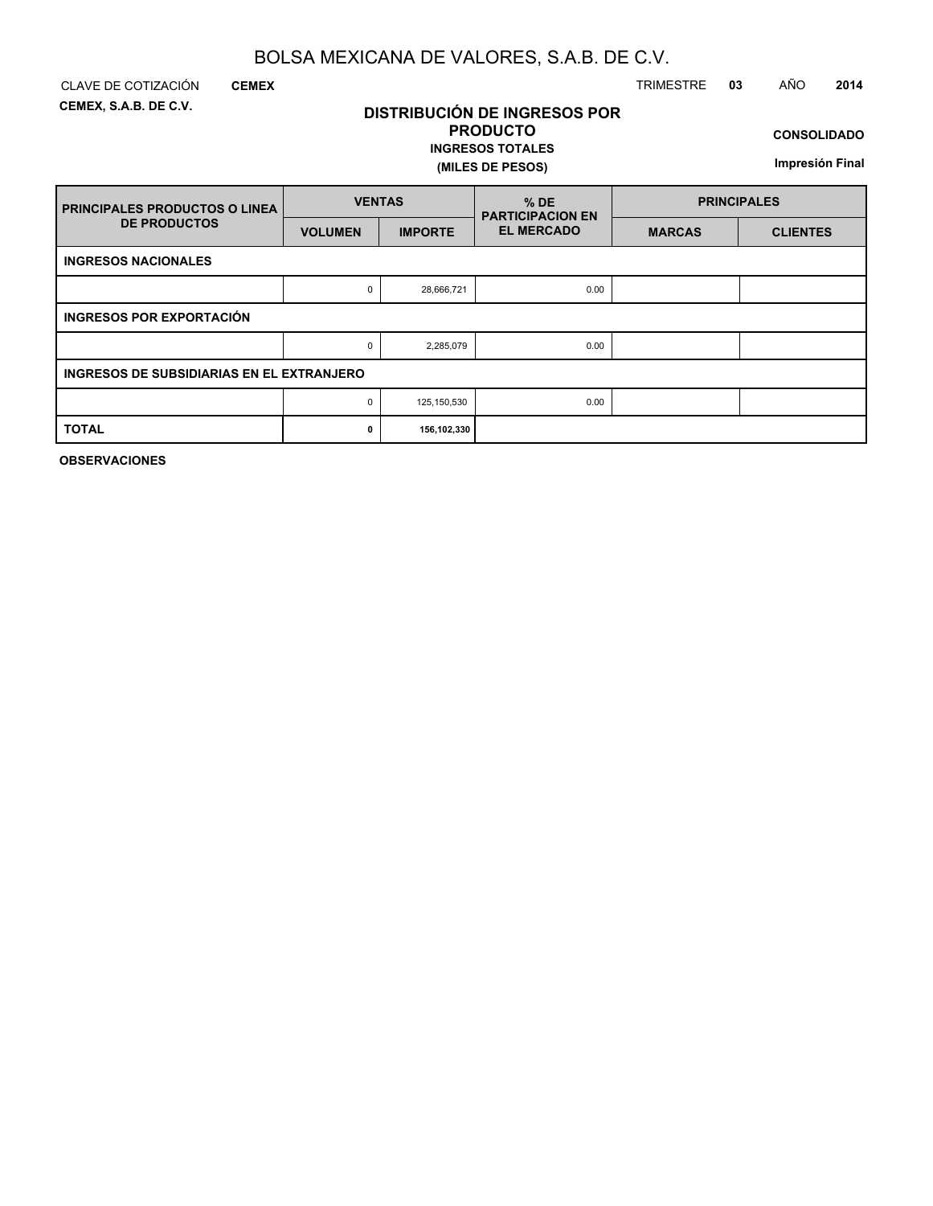# BOLSA MEXICANA DE VALORES, S.A.B. DE C.V.

CLAVE DE COTIZACIÓN **CEMEX**

TRIMESTRE **03** AÑO **2014**

**CEMEX, S.A.B. DE C.V.**

## DISTRIBUCIÓN DE INGRESOS POR PRODUCTO

**INGRESOS TOTALES**

**(MILES DE PESOS)**

**CONSOLIDADO**

**Impresión Final**

| PRINCIPALES PRODUCTOS O LINEA DE PRODUCTOS | VENTAS | | % DE PARTICIPACION EN EL MERCADO | PRINCIPALES | |
|---|---|---|---|---|---|
| | VOLUMEN | IMPORTE | | MARCAS | CLIENTES |
| **INGRESOS NACIONALES** | | | | | |
| | 0 | 28,666,721 | 0.00 | | |
| **INGRESOS POR EXPORTACIÓN** | | | | | |
| | 0 | 2,285,079 | 0.00 | | |
| **INGRESOS DE SUBSIDIARIAS EN EL EXTRANJERO** | | | | | |
| | 0 | 125,150,530 | 0.00 | | |
| **TOTAL** | **0** | **156,102,330** | | | |

**OBSERVACIONES**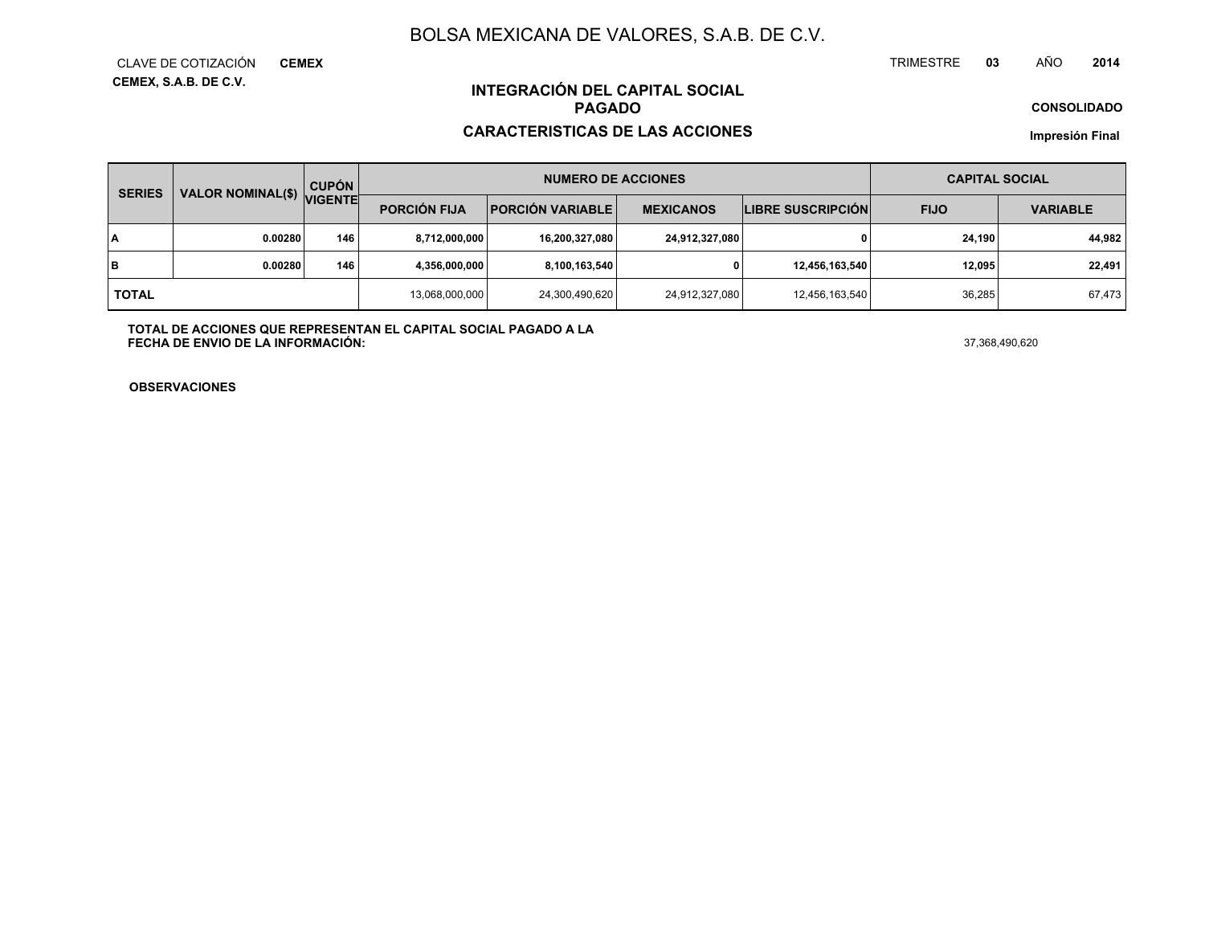# BOLSA MEXICANA DE VALORES, S.A.B. DE C.V.

CLAVE DE COTIZACIÓN **CEMEX**

**CEMEX, S.A.B. DE C.V.**

TRIMESTRE **03** AÑO **2014**

## INTEGRACIÓN DEL CAPITAL SOCIAL PAGADO

## CARACTERISTICAS DE LAS ACCIONES

**CONSOLIDADO**

**Impresión Final**

| SERIES | VALOR NOMINAL($) | CUPÓN VIGENTE | NUMERO DE ACCIONES | | | | CAPITAL SOCIAL | |
|---|---|---|---|---|---|---|---|---|
| | | | PORCIÓN FIJA | PORCIÓN VARIABLE | MEXICANOS | LIBRE SUSCRIPCIÓN | FIJO | VARIABLE |
| A | 0.00280 | 146 | 8,712,000,000 | 16,200,327,080 | 24,912,327,080 | 0 | 24,190 | 44,982 |
| B | 0.00280 | 146 | 4,356,000,000 | 8,100,163,540 | 0 | 12,456,163,540 | 12,095 | 22,491 |
| TOTAL | | | 13,068,000,000 | 24,300,490,620 | 24,912,327,080 | 12,456,163,540 | 36,285 | 67,473 |

**TOTAL DE ACCIONES QUE REPRESENTAN EL CAPITAL SOCIAL PAGADO A LA FECHA DE ENVIO DE LA INFORMACIÓN:** 37,368,490,620

**OBSERVACIONES**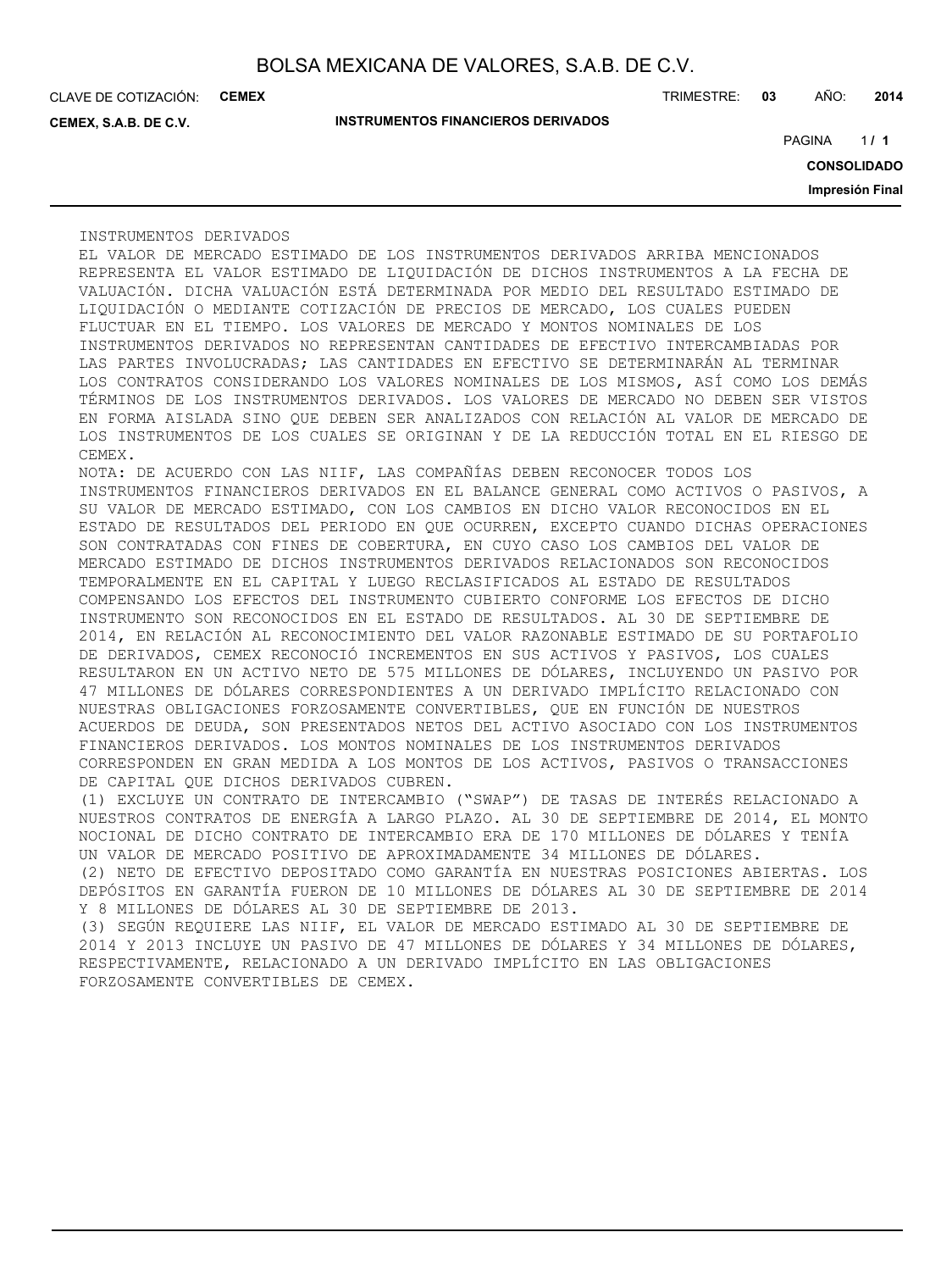INSTRUMENTOS DERIVADOS

EL VALOR DE MERCADO ESTIMADO DE LOS INSTRUMENTOS DERIVADOS ARRIBA MENCIONADOS REPRESENTA EL VALOR ESTIMADO DE LIQUIDACIÓN DE DICHOS INSTRUMENTOS A LA FECHA DE VALUACIÓN. DICHA VALUACIÓN ESTÁ DETERMINADA POR MEDIO DEL RESULTADO ESTIMADO DE LIQUIDACIÓN O MEDIANTE COTIZACIÓN DE PRECIOS DE MERCADO, LOS CUALES PUEDEN FLUCTUAR EN EL TIEMPO. LOS VALORES DE MERCADO Y MONTOS NOMINALES DE LOS INSTRUMENTOS DERIVADOS NO REPRESENTAN CANTIDADES DE EFECTIVO INTERCAMBIADAS POR LAS PARTES INVOLUCRADAS; LAS CANTIDADES EN EFECTIVO SE DETERMINARÁN AL TERMINAR LOS CONTRATOS CONSIDERANDO LOS VALORES NOMINALES DE LOS MISMOS, ASÍ COMO LOS DEMÁS TÉRMINOS DE LOS INSTRUMENTOS DERIVADOS. LOS VALORES DE MERCADO NO DEBEN SER VISTOS EN FORMA AISLADA SINO QUE DEBEN SER ANALIZADOS CON RELACIÓN AL VALOR DE MERCADO DE LOS INSTRUMENTOS DE LOS CUALES SE ORIGINAN Y DE LA REDUCCIÓN TOTAL EN EL RIESGO DE CEMEX.

NOTA: DE ACUERDO CON LAS NIIF, LAS COMPAÑÍAS DEBEN RECONOCER TODOS LOS INSTRUMENTOS FINANCIEROS DERIVADOS EN EL BALANCE GENERAL COMO ACTIVOS O PASIVOS, A SU VALOR DE MERCADO ESTIMADO, CON LOS CAMBIOS EN DICHO VALOR RECONOCIDOS EN EL ESTADO DE RESULTADOS DEL PERIODO EN QUE OCURREN, EXCEPTO CUANDO DICHAS OPERACIONES SON CONTRATADAS CON FINES DE COBERTURA, EN CUYO CASO LOS CAMBIOS DEL VALOR DE MERCADO ESTIMADO DE DICHOS INSTRUMENTOS DERIVADOS RELACIONADOS SON RECONOCIDOS TEMPORALMENTE EN EL CAPITAL Y LUEGO RECLASIFICADOS AL ESTADO DE RESULTADOS COMPENSANDO LOS EFECTOS DEL INSTRUMENTO CUBIERTO CONFORME LOS EFECTOS DE DICHO INSTRUMENTO SON RECONOCIDOS EN EL ESTADO DE RESULTADOS. AL 30 DE SEPTIEMBRE DE 2014, EN RELACIÓN AL RECONOCIMIENTO DEL VALOR RAZONABLE ESTIMADO DE SU PORTAFOLIO DE DERIVADOS, CEMEX RECONOCIÓ INCREMENTOS EN SUS ACTIVOS Y PASIVOS, LOS CUALES RESULTARON EN UN ACTIVO NETO DE 575 MILLONES DE DÓLARES, INCLUYENDO UN PASIVO POR 47 MILLONES DE DÓLARES CORRESPONDIENTES A UN DERIVADO IMPLÍCITO RELACIONADO CON NUESTRAS OBLIGACIONES FORZOSAMENTE CONVERTIBLES, QUE EN FUNCIÓN DE NUESTROS ACUERDOS DE DEUDA, SON PRESENTADOS NETOS DEL ACTIVO ASOCIADO CON LOS INSTRUMENTOS FINANCIEROS DERIVADOS. LOS MONTOS NOMINALES DE LOS INSTRUMENTOS DERIVADOS CORRESPONDEN EN GRAN MEDIDA A LOS MONTOS DE LOS ACTIVOS, PASIVOS O TRANSACCIONES DE CAPITAL QUE DICHOS DERIVADOS CUBREN.

(1) EXCLUYE UN CONTRATO DE INTERCAMBIO ("SWAP") DE TASAS DE INTERÉS RELACIONADO A NUESTROS CONTRATOS DE ENERGÍA A LARGO PLAZO. AL 30 DE SEPTIEMBRE DE 2014, EL MONTO NOCIONAL DE DICHO CONTRATO DE INTERCAMBIO ERA DE 170 MILLONES DE DÓLARES Y TENÍA UN VALOR DE MERCADO POSITIVO DE APROXIMADAMENTE 34 MILLONES DE DÓLARES.

(2) NETO DE EFECTIVO DEPOSITADO COMO GARANTÍA EN NUESTRAS POSICIONES ABIERTAS. LOS DEPÓSITOS EN GARANTÍA FUERON DE 10 MILLONES DE DÓLARES AL 30 DE SEPTIEMBRE DE 2014 Y 8 MILLONES DE DÓLARES AL 30 DE SEPTIEMBRE DE 2013.

(3) SEGÚN REQUIERE LAS NIIF, EL VALOR DE MERCADO ESTIMADO AL 30 DE SEPTIEMBRE DE 2014 Y 2013 INCLUYE UN PASIVO DE 47 MILLONES DE DÓLARES Y 34 MILLONES DE DÓLARES, RESPECTIVAMENTE, RELACIONADO A UN DERIVADO IMPLÍCITO EN LAS OBLIGACIONES FORZOSAMENTE CONVERTIBLES DE CEMEX.